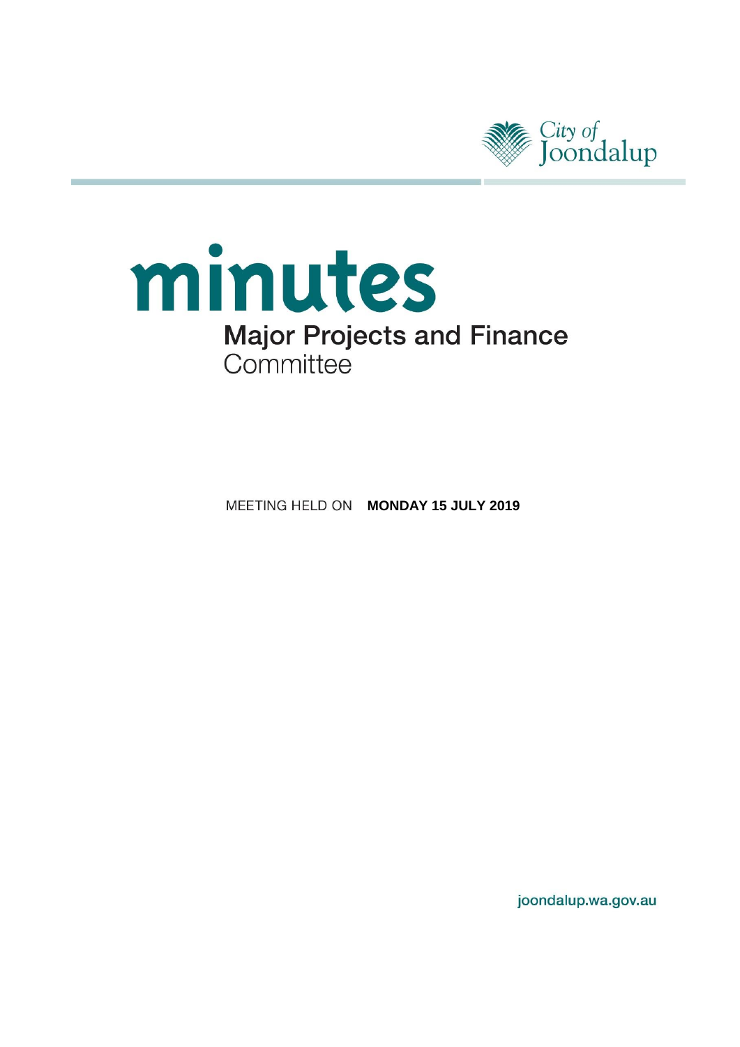City of Joondalup

# minutes

## Major Projects and Finance Committee

MEETING HELD ON **MONDAY 15 JULY 2019**

joondalup.wa.gov.au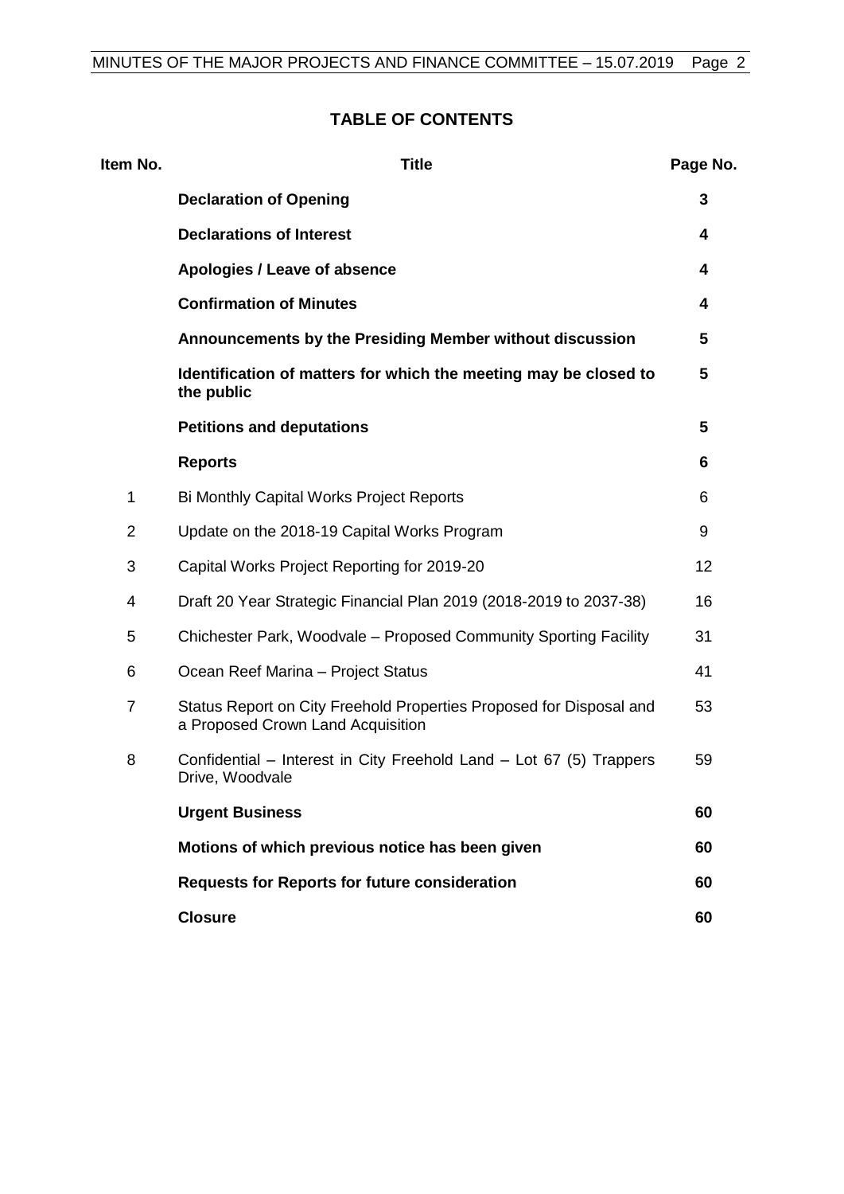## TABLE OF CONTENTS

| Item No. | Title | Page No. |
|---|---|---|
| | **Declaration of Opening** | **3** |
| | **Declarations of Interest** | **4** |
| | **Apologies / Leave of absence** | **4** |
| | **Confirmation of Minutes** | **4** |
| | **Announcements by the Presiding Member without discussion** | **5** |
| | **Identification of matters for which the meeting may be closed to the public** | **5** |
| | **Petitions and deputations** | **5** |
| | **Reports** | **6** |
| 1 | Bi Monthly Capital Works Project Reports | 6 |
| 2 | Update on the 2018-19 Capital Works Program | 9 |
| 3 | Capital Works Project Reporting for 2019-20 | 12 |
| 4 | Draft 20 Year Strategic Financial Plan 2019 (2018-2019 to 2037-38) | 16 |
| 5 | Chichester Park, Woodvale – Proposed Community Sporting Facility | 31 |
| 6 | Ocean Reef Marina – Project Status | 41 |
| 7 | Status Report on City Freehold Properties Proposed for Disposal and a Proposed Crown Land Acquisition | 53 |
| 8 | Confidential – Interest in City Freehold Land – Lot 67 (5) Trappers Drive, Woodvale | 59 |
| | **Urgent Business** | **60** |
| | **Motions of which previous notice has been given** | **60** |
| | **Requests for Reports for future consideration** | **60** |
| | **Closure** | **60** |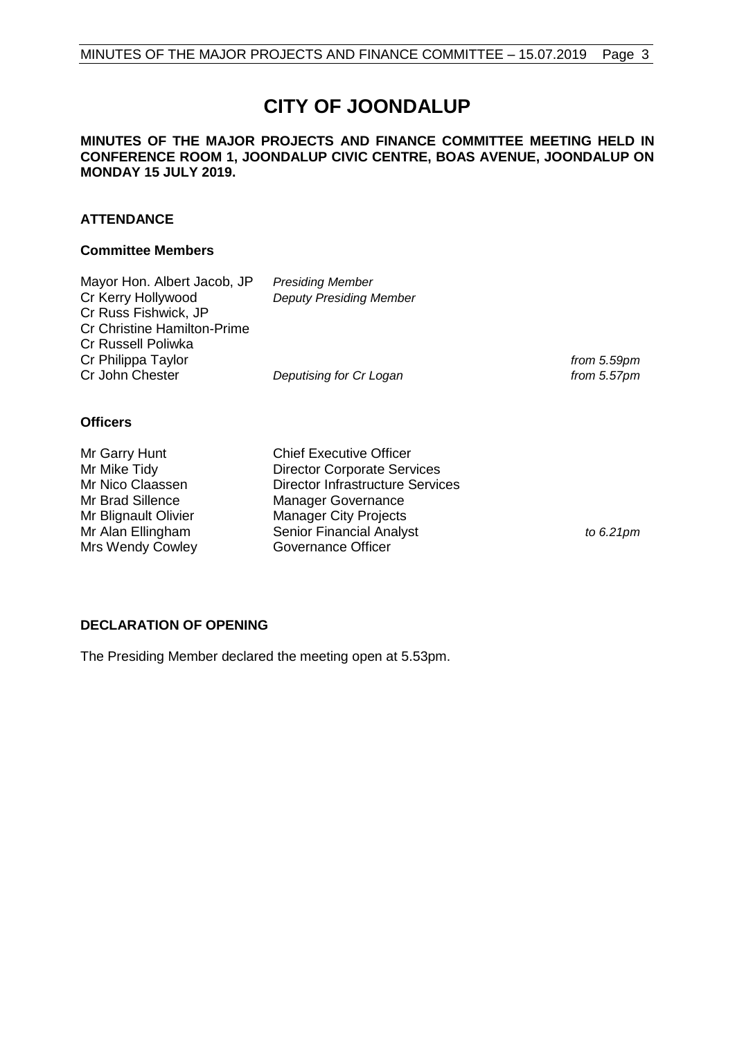# CITY OF JOONDALUP

**MINUTES OF THE MAJOR PROJECTS AND FINANCE COMMITTEE MEETING HELD IN CONFERENCE ROOM 1, JOONDALUP CIVIC CENTRE, BOAS AVENUE, JOONDALUP ON MONDAY 15 JULY 2019.**

## ATTENDANCE

### Committee Members

| | | |
|---|---|---|
| Mayor Hon. Albert Jacob, JP | *Presiding Member* | |
| Cr Kerry Hollywood | *Deputy Presiding Member* | |
| Cr Russ Fishwick, JP | | |
| Cr Christine Hamilton-Prime | | |
| Cr Russell Poliwka | | |
| Cr Philippa Taylor | | *from 5.59pm* |
| Cr John Chester | *Deputising for Cr Logan* | *from 5.57pm* |

### Officers

| | | |
|---|---|---|
| Mr Garry Hunt | Chief Executive Officer | |
| Mr Mike Tidy | Director Corporate Services | |
| Mr Nico Claassen | Director Infrastructure Services | |
| Mr Brad Sillence | Manager Governance | |
| Mr Blignault Olivier | Manager City Projects | |
| Mr Alan Ellingham | Senior Financial Analyst | *to 6.21pm* |
| Mrs Wendy Cowley | Governance Officer | |

## DECLARATION OF OPENING

The Presiding Member declared the meeting open at 5.53pm.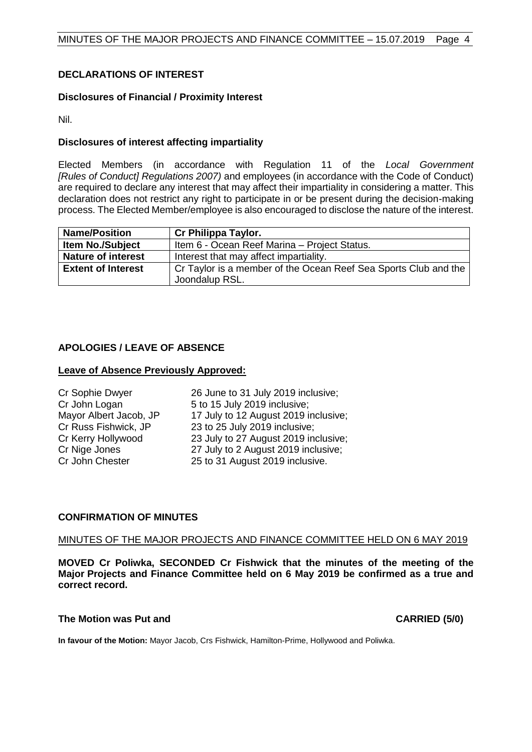## DECLARATIONS OF INTEREST

### Disclosures of Financial / Proximity Interest

Nil.

### Disclosures of interest affecting impartiality

Elected Members (in accordance with Regulation 11 of the *Local Government [Rules of Conduct] Regulations 2007)* and employees (in accordance with the Code of Conduct) are required to declare any interest that may affect their impartiality in considering a matter. This declaration does not restrict any right to participate in or be present during the decision-making process. The Elected Member/employee is also encouraged to disclose the nature of the interest.

| **Name/Position** | **Cr Philippa Taylor.** |
|---|---|
| **Item No./Subject** | Item 6 - Ocean Reef Marina – Project Status. |
| **Nature of interest** | Interest that may affect impartiality. |
| **Extent of Interest** | Cr Taylor is a member of the Ocean Reef Sea Sports Club and the Joondalup RSL. |

## APOLOGIES / LEAVE OF ABSENCE

### Leave of Absence Previously Approved:

| | |
|---|---|
| Cr Sophie Dwyer | 26 June to 31 July 2019 inclusive; |
| Cr John Logan | 5 to 15 July 2019 inclusive; |
| Mayor Albert Jacob, JP | 17 July to 12 August 2019 inclusive; |
| Cr Russ Fishwick, JP | 23 to 25 July 2019 inclusive; |
| Cr Kerry Hollywood | 23 July to 27 August 2019 inclusive; |
| Cr Nige Jones | 27 July to 2 August 2019 inclusive; |
| Cr John Chester | 25 to 31 August 2019 inclusive. |

## CONFIRMATION OF MINUTES

MINUTES OF THE MAJOR PROJECTS AND FINANCE COMMITTEE HELD ON 6 MAY 2019

**MOVED Cr Poliwka, SECONDED Cr Fishwick that the minutes of the meeting of the Major Projects and Finance Committee held on 6 May 2019 be confirmed as a true and correct record.**

**The Motion was Put and CARRIED (5/0)**

**In favour of the Motion:** Mayor Jacob, Crs Fishwick, Hamilton-Prime, Hollywood and Poliwka.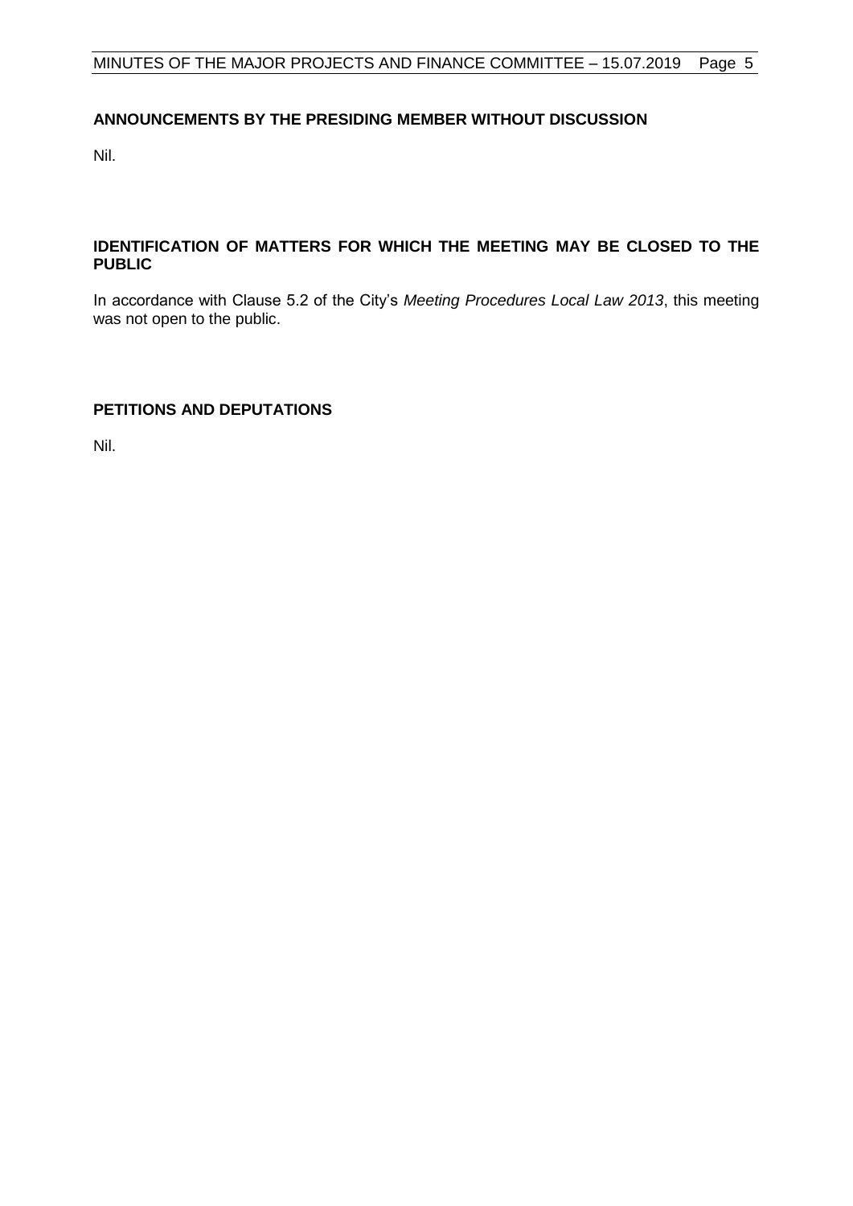## ANNOUNCEMENTS BY THE PRESIDING MEMBER WITHOUT DISCUSSION

Nil.

## IDENTIFICATION OF MATTERS FOR WHICH THE MEETING MAY BE CLOSED TO THE PUBLIC

In accordance with Clause 5.2 of the City's *Meeting Procedures Local Law 2013*, this meeting was not open to the public.

## PETITIONS AND DEPUTATIONS

Nil.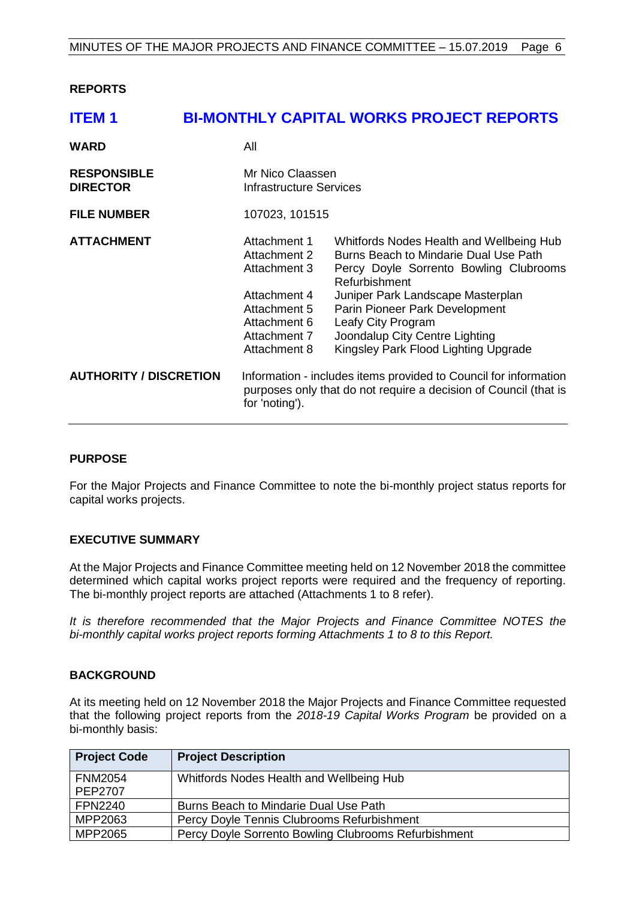## REPORTS

## ITEM 1 BI-MONTHLY CAPITAL WORKS PROJECT REPORTS

| | |
|---|---|
| **WARD** | All |
| **RESPONSIBLE DIRECTOR** | Mr Nico Claassen<br>Infrastructure Services |
| **FILE NUMBER** | 107023, 101515 |
| **ATTACHMENT** | Attachment 1 Whitfords Nodes Health and Wellbeing Hub<br>Attachment 2 Burns Beach to Mindarie Dual Use Path<br>Attachment 3 Percy Doyle Sorrento Bowling Clubrooms Refurbishment<br>Attachment 4 Juniper Park Landscape Masterplan<br>Attachment 5 Parin Pioneer Park Development<br>Attachment 6 Leafy City Program<br>Attachment 7 Joondalup City Centre Lighting<br>Attachment 8 Kingsley Park Flood Lighting Upgrade |
| **AUTHORITY / DISCRETION** | Information - includes items provided to Council for information purposes only that do not require a decision of Council (that is for 'noting'). |

### PURPOSE

For the Major Projects and Finance Committee to note the bi-monthly project status reports for capital works projects.

### EXECUTIVE SUMMARY

At the Major Projects and Finance Committee meeting held on 12 November 2018 the committee determined which capital works project reports were required and the frequency of reporting. The bi-monthly project reports are attached (Attachments 1 to 8 refer).

*It is therefore recommended that the Major Projects and Finance Committee NOTES the bi-monthly capital works project reports forming Attachments 1 to 8 to this Report.*

### BACKGROUND

At its meeting held on 12 November 2018 the Major Projects and Finance Committee requested that the following project reports from the *2018-19 Capital Works Program* be provided on a bi-monthly basis:

| Project Code | Project Description |
|---|---|
| FNM2054<br>PEP2707 | Whitfords Nodes Health and Wellbeing Hub |
| FPN2240 | Burns Beach to Mindarie Dual Use Path |
| MPP2063 | Percy Doyle Tennis Clubrooms Refurbishment |
| MPP2065 | Percy Doyle Sorrento Bowling Clubrooms Refurbishment |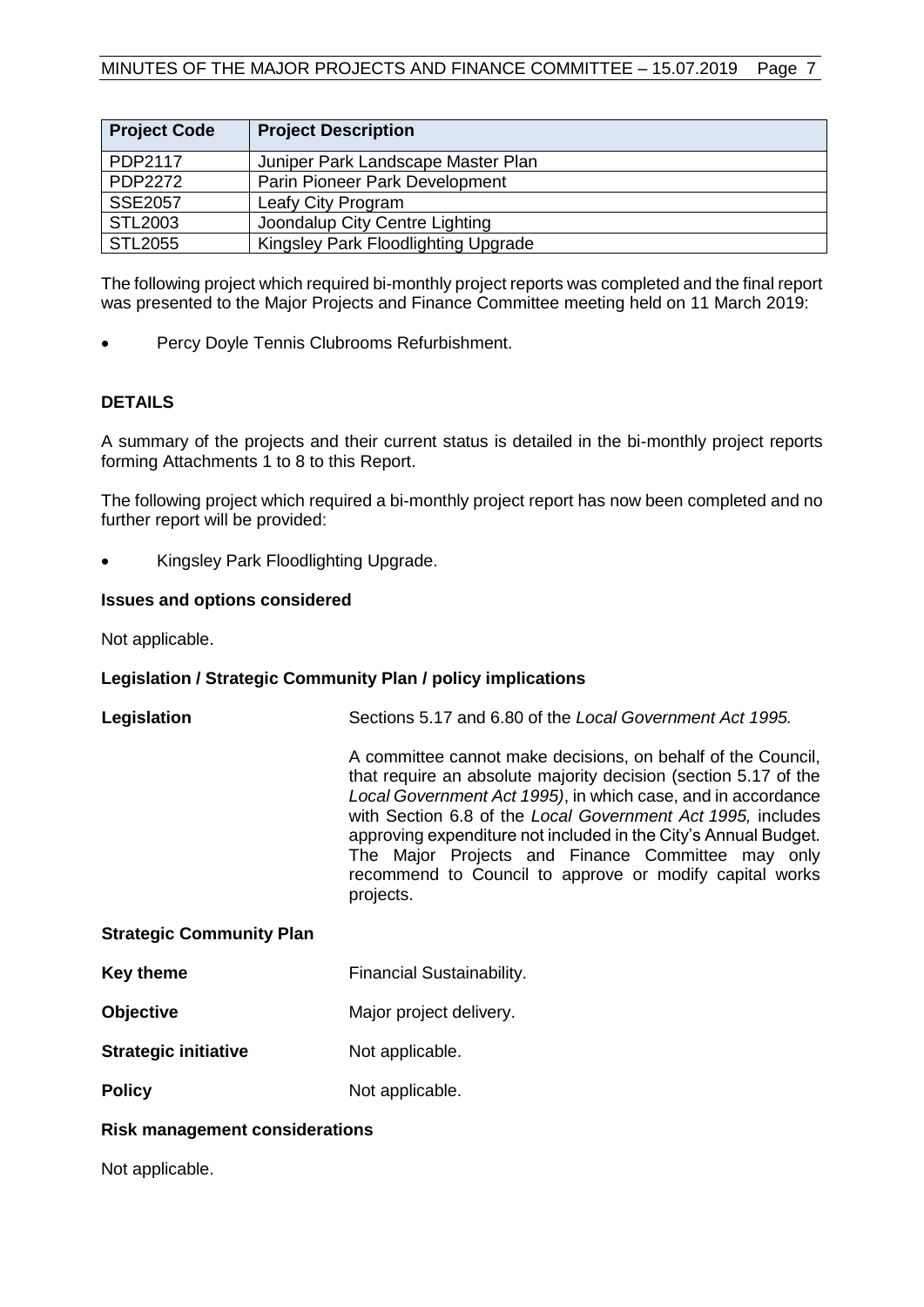| Project Code | Project Description |
|---|---|
| PDP2117 | Juniper Park Landscape Master Plan |
| PDP2272 | Parin Pioneer Park Development |
| SSE2057 | Leafy City Program |
| STL2003 | Joondalup City Centre Lighting |
| STL2055 | Kingsley Park Floodlighting Upgrade |

The following project which required bi-monthly project reports was completed and the final report was presented to the Major Projects and Finance Committee meeting held on 11 March 2019:

- Percy Doyle Tennis Clubrooms Refurbishment.

## DETAILS

A summary of the projects and their current status is detailed in the bi-monthly project reports forming Attachments 1 to 8 to this Report.

The following project which required a bi-monthly project report has now been completed and no further report will be provided:

- Kingsley Park Floodlighting Upgrade.

### Issues and options considered

Not applicable.

### Legislation / Strategic Community Plan / policy implications

**Legislation** Sections 5.17 and 6.80 of the *Local Government Act 1995.*

A committee cannot make decisions, on behalf of the Council, that require an absolute majority decision (section 5.17 of the *Local Government Act 1995)*, in which case, and in accordance with Section 6.8 of the *Local Government Act 1995,* includes approving expenditure not included in the City's Annual Budget. The Major Projects and Finance Committee may only recommend to Council to approve or modify capital works projects.

**Strategic Community Plan**

**Key theme** Financial Sustainability.

**Objective** Major project delivery.

**Strategic initiative** Not applicable.

**Policy** Not applicable.

### Risk management considerations

Not applicable.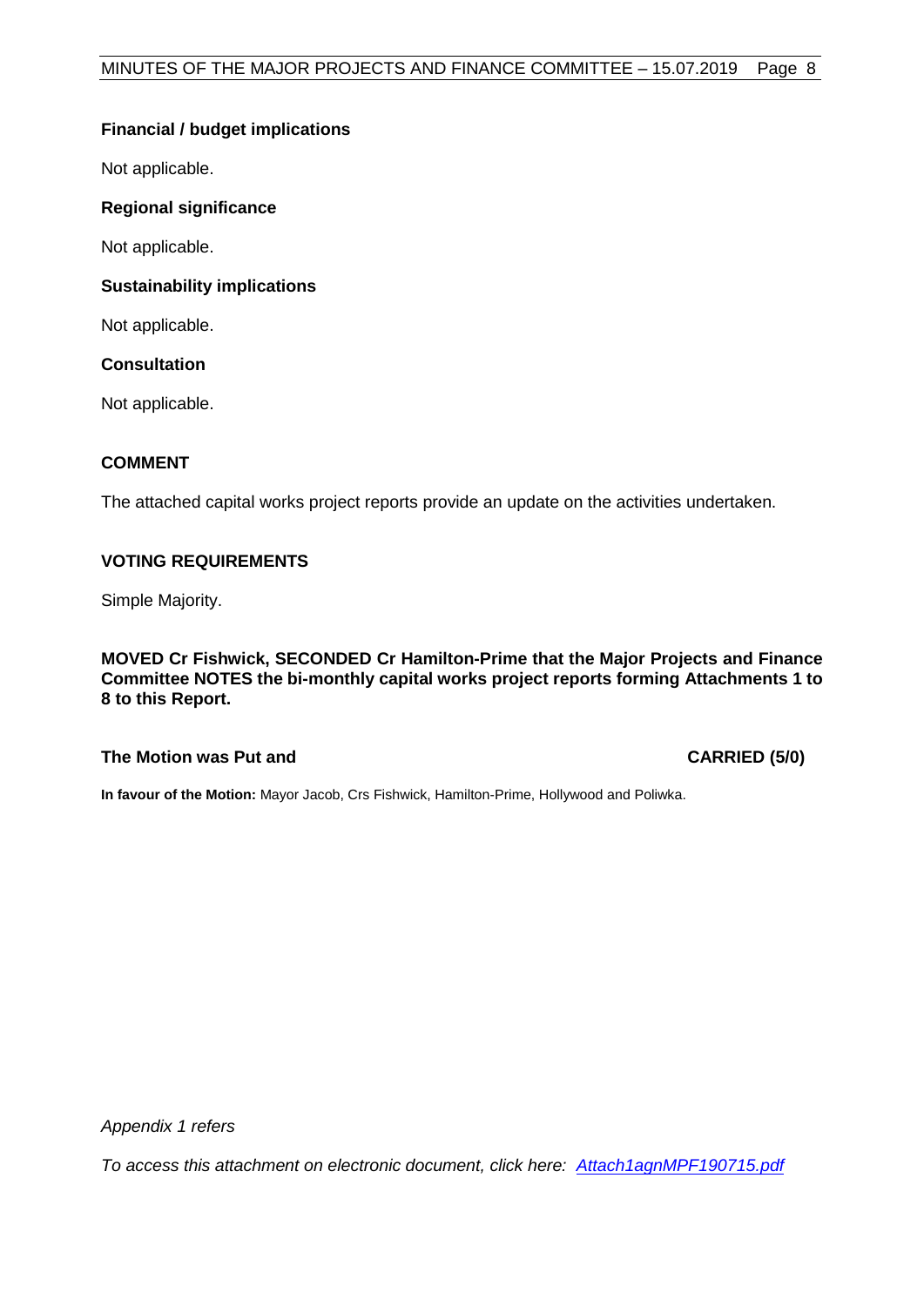**Financial / budget implications**

Not applicable.

**Regional significance**

Not applicable.

**Sustainability implications**

Not applicable.

**Consultation**

Not applicable.

## COMMENT

The attached capital works project reports provide an update on the activities undertaken.

## VOTING REQUIREMENTS

Simple Majority.

**MOVED Cr Fishwick, SECONDED Cr Hamilton-Prime that the Major Projects and Finance Committee NOTES the bi-monthly capital works project reports forming Attachments 1 to 8 to this Report.**

**The Motion was Put and** **CARRIED (5/0)**

**In favour of the Motion:** Mayor Jacob, Crs Fishwick, Hamilton-Prime, Hollywood and Poliwka.

*Appendix 1 refers*

*To access this attachment on electronic document, click here: Attach1agnMPF190715.pdf*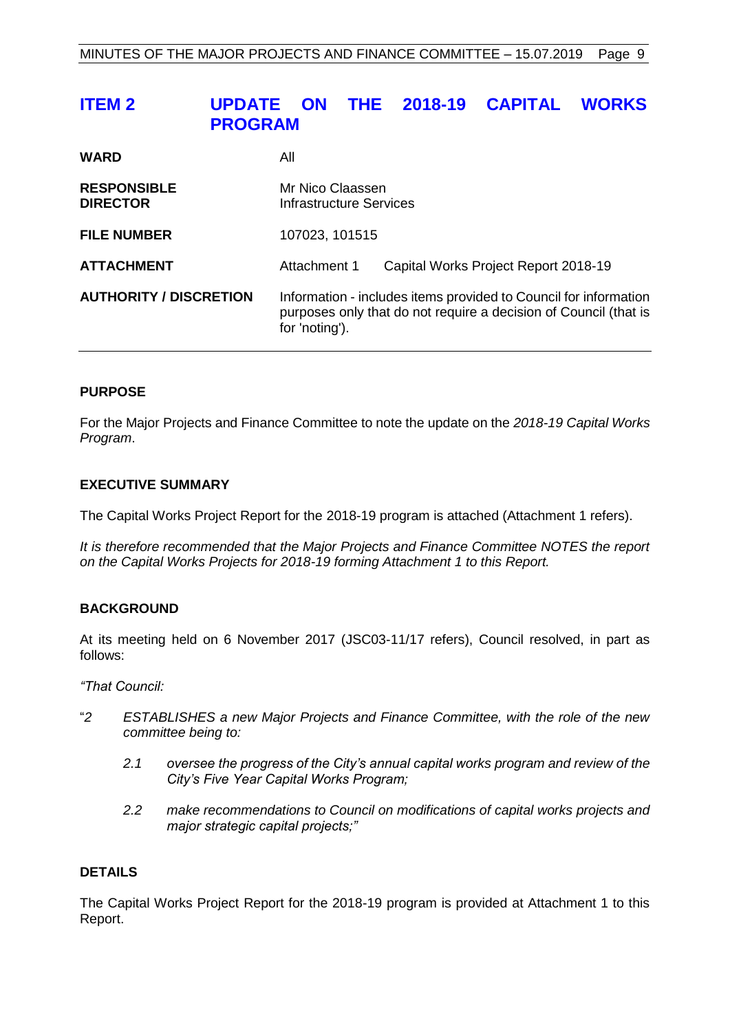## ITEM 2 UPDATE ON THE 2018-19 CAPITAL WORKS PROGRAM

| | |
|---|---|
| **WARD** | All |
| **RESPONSIBLE DIRECTOR** | Mr Nico Claassen<br>Infrastructure Services |
| **FILE NUMBER** | 107023, 101515 |
| **ATTACHMENT** | Attachment 1 Capital Works Project Report 2018-19 |
| **AUTHORITY / DISCRETION** | Information - includes items provided to Council for information purposes only that do not require a decision of Council (that is for 'noting'). |

### PURPOSE

For the Major Projects and Finance Committee to note the update on the *2018-19 Capital Works Program*.

### EXECUTIVE SUMMARY

The Capital Works Project Report for the 2018-19 program is attached (Attachment 1 refers).

*It is therefore recommended that the Major Projects and Finance Committee NOTES the report on the Capital Works Projects for 2018-19 forming Attachment 1 to this Report.*

### BACKGROUND

At its meeting held on 6 November 2017 (JSC03-11/17 refers), Council resolved, in part as follows:

*"That Council:*

"*2 ESTABLISHES a new Major Projects and Finance Committee, with the role of the new committee being to:*

> *2.1 oversee the progress of the City's annual capital works program and review of the City's Five Year Capital Works Program;*
>
> *2.2 make recommendations to Council on modifications of capital works projects and major strategic capital projects;"*

### DETAILS

The Capital Works Project Report for the 2018-19 program is provided at Attachment 1 to this Report.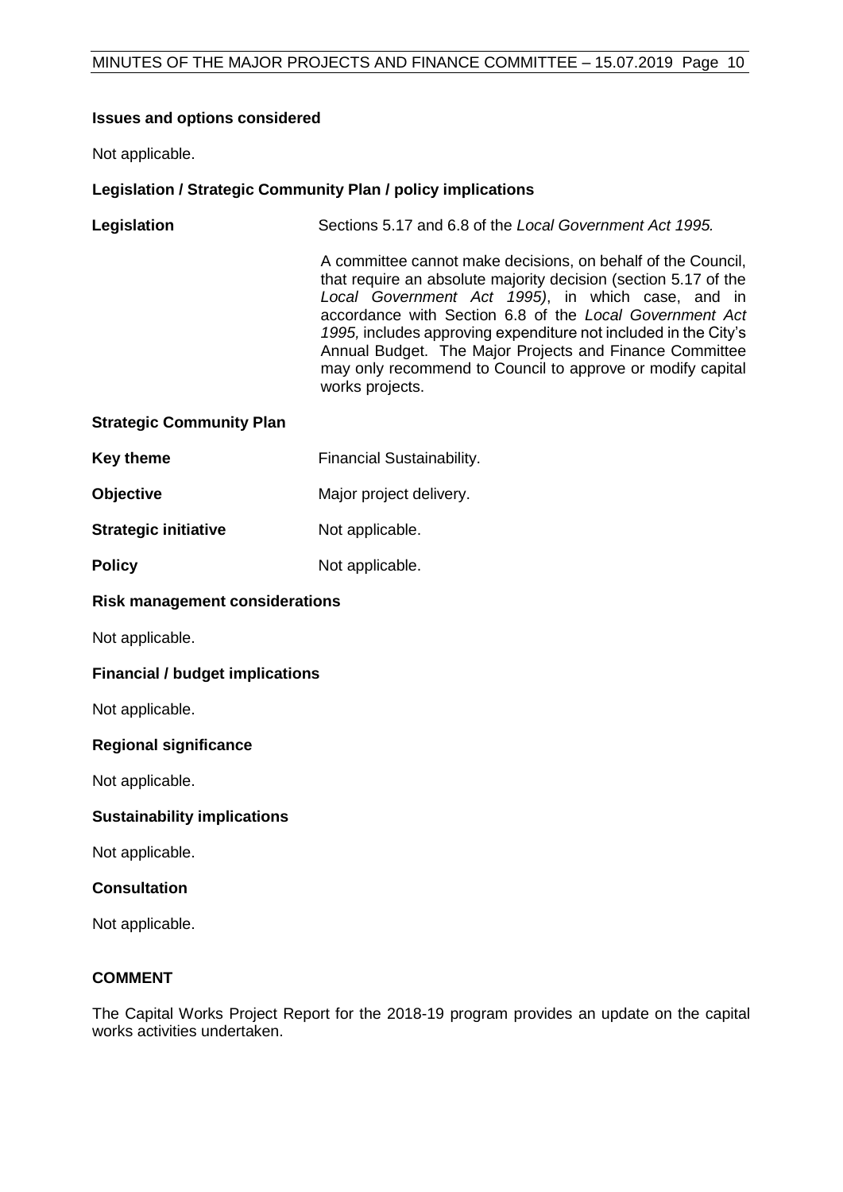**Issues and options considered**

Not applicable.

**Legislation / Strategic Community Plan / policy implications**

| | |
|---|---|
| **Legislation** | Sections 5.17 and 6.8 of the *Local Government Act 1995.*<br><br>A committee cannot make decisions, on behalf of the Council, that require an absolute majority decision (section 5.17 of the *Local Government Act 1995)*, in which case, and in accordance with Section 6.8 of the *Local Government Act 1995,* includes approving expenditure not included in the City's Annual Budget. The Major Projects and Finance Committee may only recommend to Council to approve or modify capital works projects. |

**Strategic Community Plan**

| | |
|---|---|
| **Key theme** | Financial Sustainability. |
| **Objective** | Major project delivery. |
| **Strategic initiative** | Not applicable. |
| **Policy** | Not applicable. |

**Risk management considerations**

Not applicable.

**Financial / budget implications**

Not applicable.

**Regional significance**

Not applicable.

**Sustainability implications**

Not applicable.

**Consultation**

Not applicable.

**COMMENT**

The Capital Works Project Report for the 2018-19 program provides an update on the capital works activities undertaken.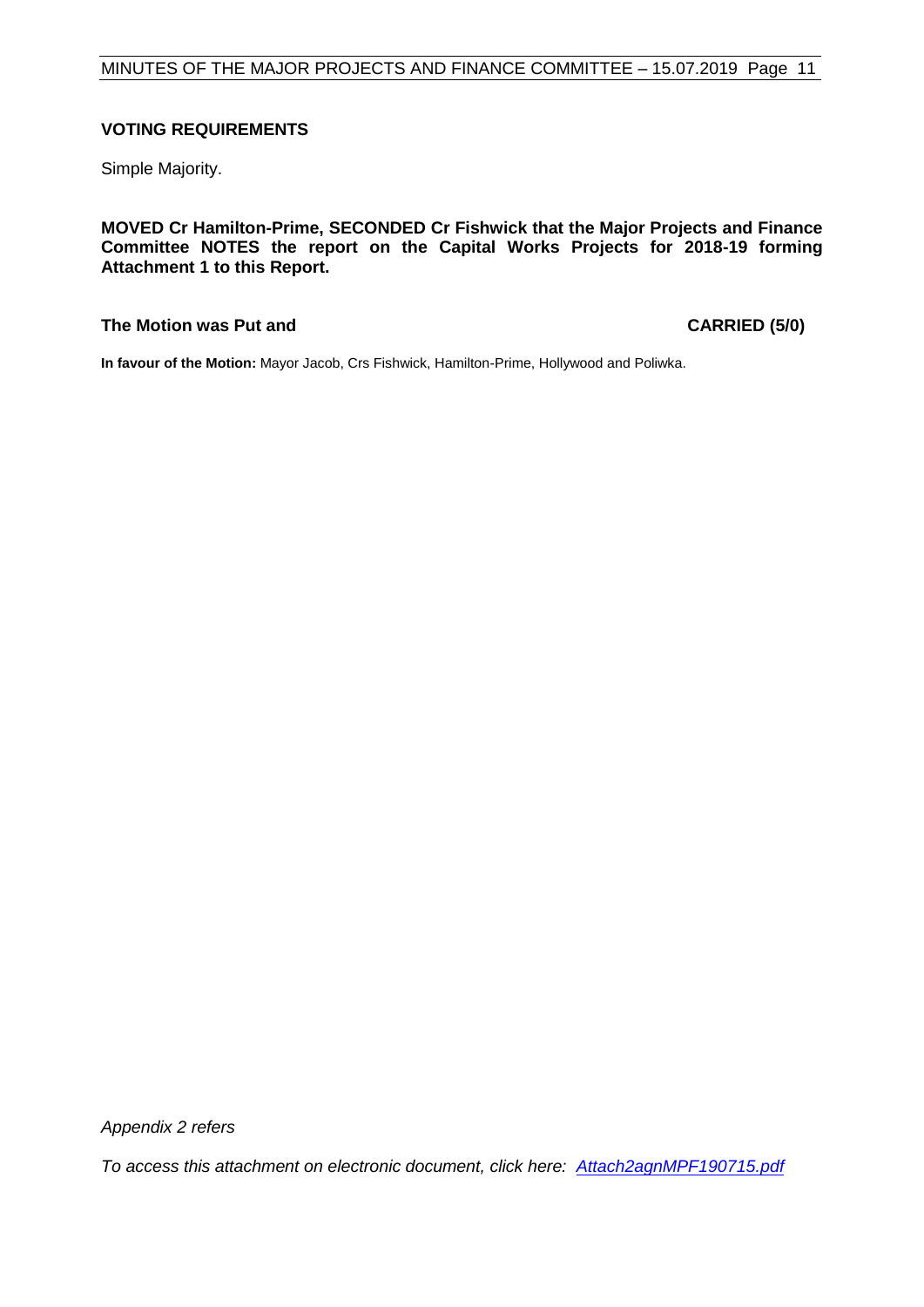**VOTING REQUIREMENTS**

Simple Majority.

**MOVED Cr Hamilton-Prime, SECONDED Cr Fishwick that the Major Projects and Finance Committee NOTES the report on the Capital Works Projects for 2018-19 forming Attachment 1 to this Report.**

**The Motion was Put and CARRIED (5/0)**

**In favour of the Motion:** Mayor Jacob, Crs Fishwick, Hamilton-Prime, Hollywood and Poliwka.

*Appendix 2 refers*

*To access this attachment on electronic document, click here: [Attach2agnMPF190715.pdf](Attach2agnMPF190715.pdf)*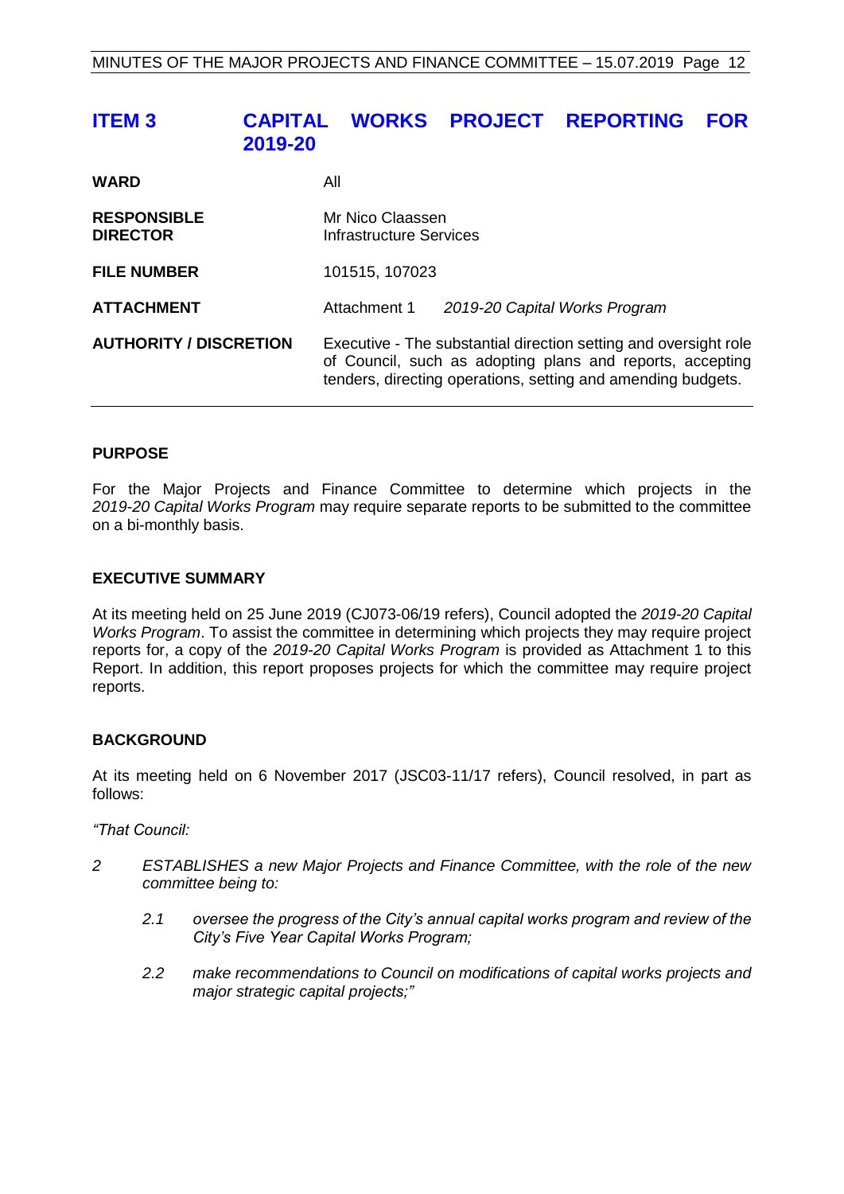## ITEM 3 CAPITAL WORKS PROJECT REPORTING FOR 2019-20

| | |
|---|---|
| **WARD** | All |
| **RESPONSIBLE DIRECTOR** | Mr Nico Claassen<br>Infrastructure Services |
| **FILE NUMBER** | 101515, 107023 |
| **ATTACHMENT** | Attachment 1 *2019-20 Capital Works Program* |
| **AUTHORITY / DISCRETION** | Executive - The substantial direction setting and oversight role of Council, such as adopting plans and reports, accepting tenders, directing operations, setting and amending budgets. |

### PURPOSE

For the Major Projects and Finance Committee to determine which projects in the *2019-20 Capital Works Program* may require separate reports to be submitted to the committee on a bi-monthly basis.

### EXECUTIVE SUMMARY

At its meeting held on 25 June 2019 (CJ073-06/19 refers), Council adopted the *2019-20 Capital Works Program*. To assist the committee in determining which projects they may require project reports for, a copy of the *2019-20 Capital Works Program* is provided as Attachment 1 to this Report. In addition, this report proposes projects for which the committee may require project reports.

### BACKGROUND

At its meeting held on 6 November 2017 (JSC03-11/17 refers), Council resolved, in part as follows:

*"That Council:*

*2 ESTABLISHES a new Major Projects and Finance Committee, with the role of the new committee being to:*

> *2.1 oversee the progress of the City's annual capital works program and review of the City's Five Year Capital Works Program;*
>
> *2.2 make recommendations to Council on modifications of capital works projects and major strategic capital projects;"*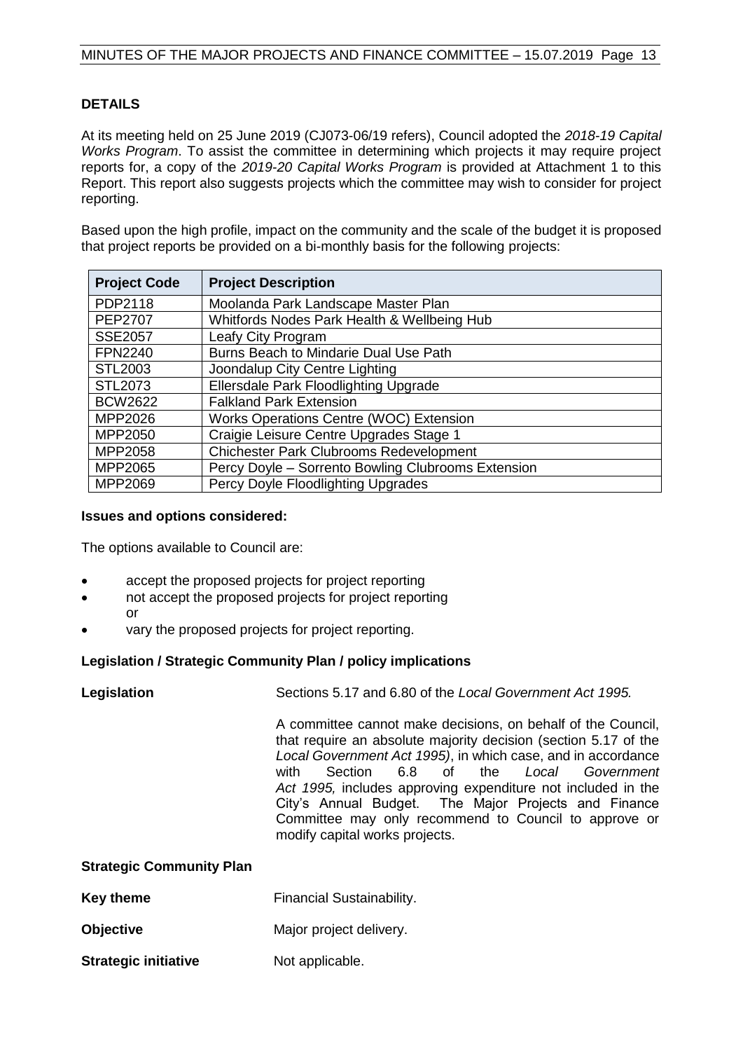## DETAILS

At its meeting held on 25 June 2019 (CJ073-06/19 refers), Council adopted the *2018-19 Capital Works Program*. To assist the committee in determining which projects it may require project reports for, a copy of the *2019-20 Capital Works Program* is provided at Attachment 1 to this Report. This report also suggests projects which the committee may wish to consider for project reporting.

Based upon the high profile, impact on the community and the scale of the budget it is proposed that project reports be provided on a bi-monthly basis for the following projects:

| Project Code | Project Description |
|---|---|
| PDP2118 | Moolanda Park Landscape Master Plan |
| PEP2707 | Whitfords Nodes Park Health & Wellbeing Hub |
| SSE2057 | Leafy City Program |
| FPN2240 | Burns Beach to Mindarie Dual Use Path |
| STL2003 | Joondalup City Centre Lighting |
| STL2073 | Ellersdale Park Floodlighting Upgrade |
| BCW2622 | Falkland Park Extension |
| MPP2026 | Works Operations Centre (WOC) Extension |
| MPP2050 | Craigie Leisure Centre Upgrades Stage 1 |
| MPP2058 | Chichester Park Clubrooms Redevelopment |
| MPP2065 | Percy Doyle – Sorrento Bowling Clubrooms Extension |
| MPP2069 | Percy Doyle Floodlighting Upgrades |

### Issues and options considered:

The options available to Council are:

- accept the proposed projects for project reporting
- not accept the proposed projects for project reporting
  or
- vary the proposed projects for project reporting.

### Legislation / Strategic Community Plan / policy implications

**Legislation** Sections 5.17 and 6.80 of the *Local Government Act 1995.*

A committee cannot make decisions, on behalf of the Council, that require an absolute majority decision (section 5.17 of the *Local Government Act 1995)*, in which case, and in accordance with Section 6.8 of the *Local Government Act 1995,* includes approving expenditure not included in the City's Annual Budget. The Major Projects and Finance Committee may only recommend to Council to approve or modify capital works projects.

**Strategic Community Plan**

**Key theme** Financial Sustainability.

**Objective** Major project delivery.

**Strategic initiative** Not applicable.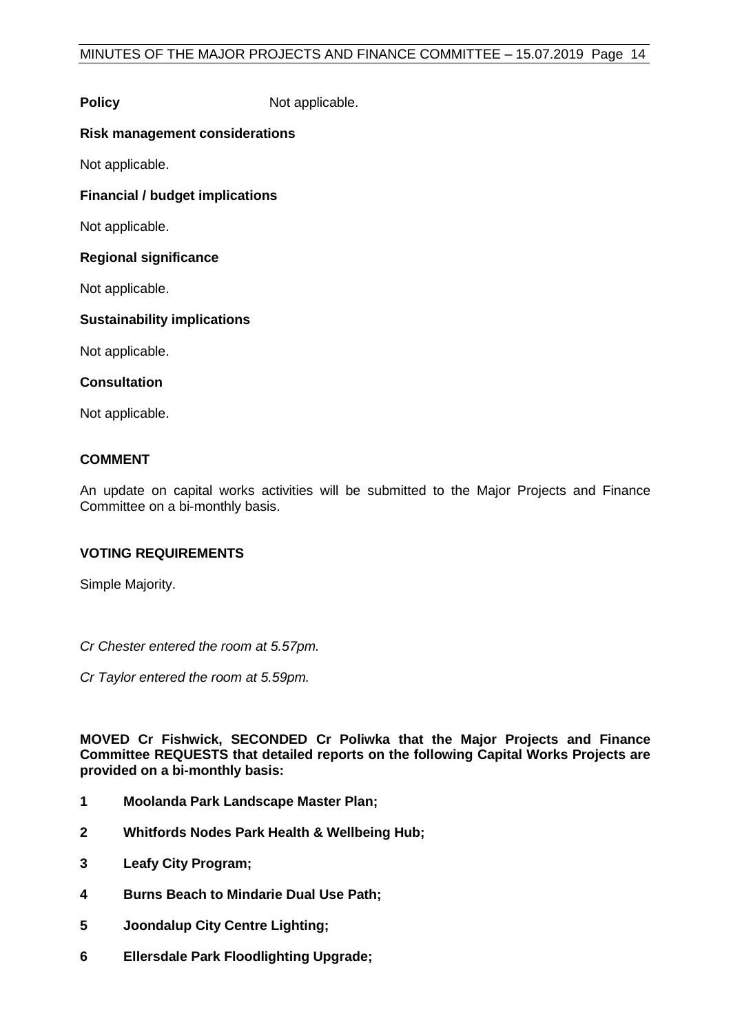**Policy** Not applicable.

**Risk management considerations**

Not applicable.

**Financial / budget implications**

Not applicable.

**Regional significance**

Not applicable.

**Sustainability implications**

Not applicable.

**Consultation**

Not applicable.

**COMMENT**

An update on capital works activities will be submitted to the Major Projects and Finance Committee on a bi-monthly basis.

**VOTING REQUIREMENTS**

Simple Majority.

*Cr Chester entered the room at 5.57pm.*

*Cr Taylor entered the room at 5.59pm.*

**MOVED Cr Fishwick, SECONDED Cr Poliwka that the Major Projects and Finance Committee REQUESTS that detailed reports on the following Capital Works Projects are provided on a bi-monthly basis:**

**1 Moolanda Park Landscape Master Plan;**

**2 Whitfords Nodes Park Health & Wellbeing Hub;**

**3 Leafy City Program;**

**4 Burns Beach to Mindarie Dual Use Path;**

**5 Joondalup City Centre Lighting;**

**6 Ellersdale Park Floodlighting Upgrade;**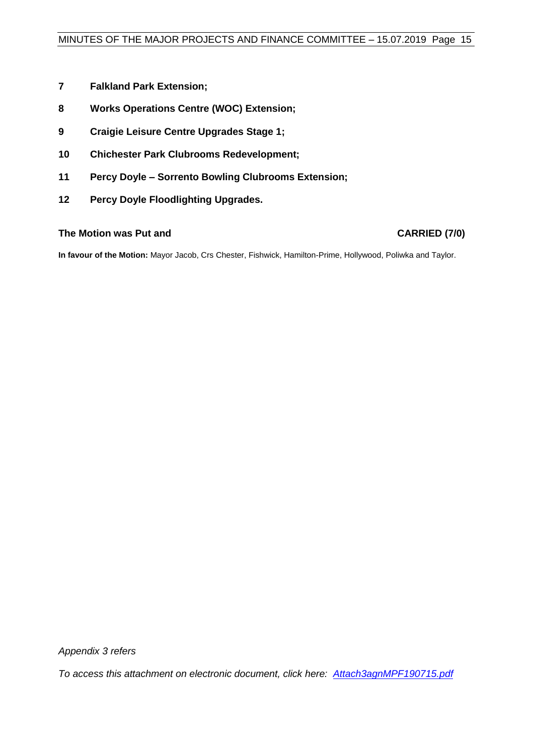**7 Falkland Park Extension;**

**8 Works Operations Centre (WOC) Extension;**

**9 Craigie Leisure Centre Upgrades Stage 1;**

**10 Chichester Park Clubrooms Redevelopment;**

**11 Percy Doyle – Sorrento Bowling Clubrooms Extension;**

**12 Percy Doyle Floodlighting Upgrades.**

**The Motion was Put and CARRIED (7/0)**

**In favour of the Motion:** Mayor Jacob, Crs Chester, Fishwick, Hamilton-Prime, Hollywood, Poliwka and Taylor.

*Appendix 3 refers*

*To access this attachment on electronic document, click here: Attach3agnMPF190715.pdf*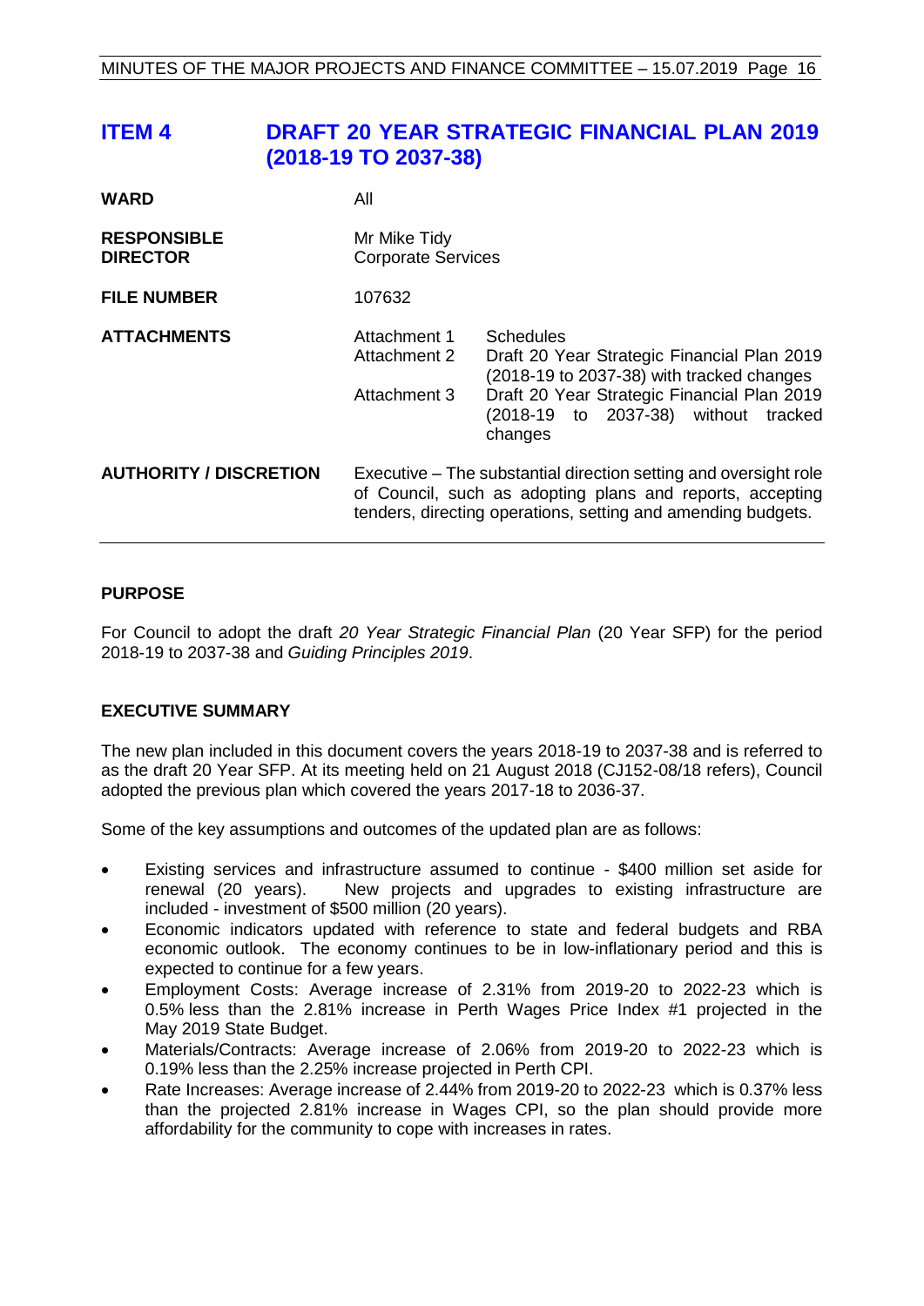# ITEM 4 DRAFT 20 YEAR STRATEGIC FINANCIAL PLAN 2019 (2018-19 TO 2037-38)

| | | |
|---|---|---|
| **WARD** | All | |
| **RESPONSIBLE DIRECTOR** | Mr Mike Tidy<br>Corporate Services | |
| **FILE NUMBER** | 107632 | |
| **ATTACHMENTS** | Attachment 1 | Schedules |
| | Attachment 2 | Draft 20 Year Strategic Financial Plan 2019 (2018-19 to 2037-38) with tracked changes |
| | Attachment 3 | Draft 20 Year Strategic Financial Plan 2019 (2018-19 to 2037-38) without tracked changes |
| **AUTHORITY / DISCRETION** | Executive – The substantial direction setting and oversight role of Council, such as adopting plans and reports, accepting tenders, directing operations, setting and amending budgets. | |

## PURPOSE

For Council to adopt the draft *20 Year Strategic Financial Plan* (20 Year SFP) for the period 2018-19 to 2037-38 and *Guiding Principles 2019*.

## EXECUTIVE SUMMARY

The new plan included in this document covers the years 2018-19 to 2037-38 and is referred to as the draft 20 Year SFP. At its meeting held on 21 August 2018 (CJ152-08/18 refers), Council adopted the previous plan which covered the years 2017-18 to 2036-37.

Some of the key assumptions and outcomes of the updated plan are as follows:

- Existing services and infrastructure assumed to continue - $400 million set aside for renewal (20 years). New projects and upgrades to existing infrastructure are included - investment of $500 million (20 years).
- Economic indicators updated with reference to state and federal budgets and RBA economic outlook. The economy continues to be in low-inflationary period and this is expected to continue for a few years.
- Employment Costs: Average increase of 2.31% from 2019-20 to 2022-23 which is 0.5% less than the 2.81% increase in Perth Wages Price Index #1 projected in the May 2019 State Budget.
- Materials/Contracts: Average increase of 2.06% from 2019-20 to 2022-23 which is 0.19% less than the 2.25% increase projected in Perth CPI.
- Rate Increases: Average increase of 2.44% from 2019-20 to 2022-23 which is 0.37% less than the projected 2.81% increase in Wages CPI, so the plan should provide more affordability for the community to cope with increases in rates.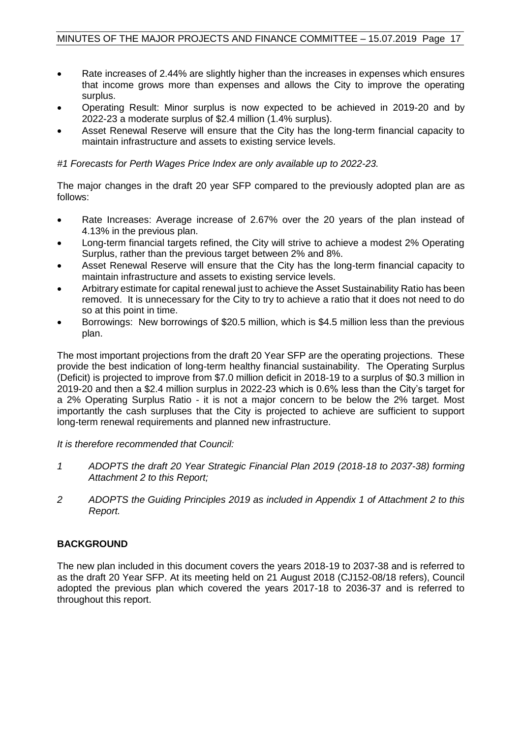- Rate increases of 2.44% are slightly higher than the increases in expenses which ensures that income grows more than expenses and allows the City to improve the operating surplus.
- Operating Result: Minor surplus is now expected to be achieved in 2019-20 and by 2022-23 a moderate surplus of $2.4 million (1.4% surplus).
- Asset Renewal Reserve will ensure that the City has the long-term financial capacity to maintain infrastructure and assets to existing service levels.

*#1 Forecasts for Perth Wages Price Index are only available up to 2022-23.*

The major changes in the draft 20 year SFP compared to the previously adopted plan are as follows:

- Rate Increases: Average increase of 2.67% over the 20 years of the plan instead of 4.13% in the previous plan.
- Long-term financial targets refined, the City will strive to achieve a modest 2% Operating Surplus, rather than the previous target between 2% and 8%.
- Asset Renewal Reserve will ensure that the City has the long-term financial capacity to maintain infrastructure and assets to existing service levels.
- Arbitrary estimate for capital renewal just to achieve the Asset Sustainability Ratio has been removed. It is unnecessary for the City to try to achieve a ratio that it does not need to do so at this point in time.
- Borrowings: New borrowings of $20.5 million, which is $4.5 million less than the previous plan.

The most important projections from the draft 20 Year SFP are the operating projections. These provide the best indication of long-term healthy financial sustainability. The Operating Surplus (Deficit) is projected to improve from $7.0 million deficit in 2018-19 to a surplus of $0.3 million in 2019-20 and then a $2.4 million surplus in 2022-23 which is 0.6% less than the City's target for a 2% Operating Surplus Ratio - it is not a major concern to be below the 2% target. Most importantly the cash surpluses that the City is projected to achieve are sufficient to support long-term renewal requirements and planned new infrastructure.

*It is therefore recommended that Council:*

*1 ADOPTS the draft 20 Year Strategic Financial Plan 2019 (2018-18 to 2037-38) forming Attachment 2 to this Report;*

*2 ADOPTS the Guiding Principles 2019 as included in Appendix 1 of Attachment 2 to this Report.*

## BACKGROUND

The new plan included in this document covers the years 2018-19 to 2037-38 and is referred to as the draft 20 Year SFP. At its meeting held on 21 August 2018 (CJ152-08/18 refers), Council adopted the previous plan which covered the years 2017-18 to 2036-37 and is referred to throughout this report.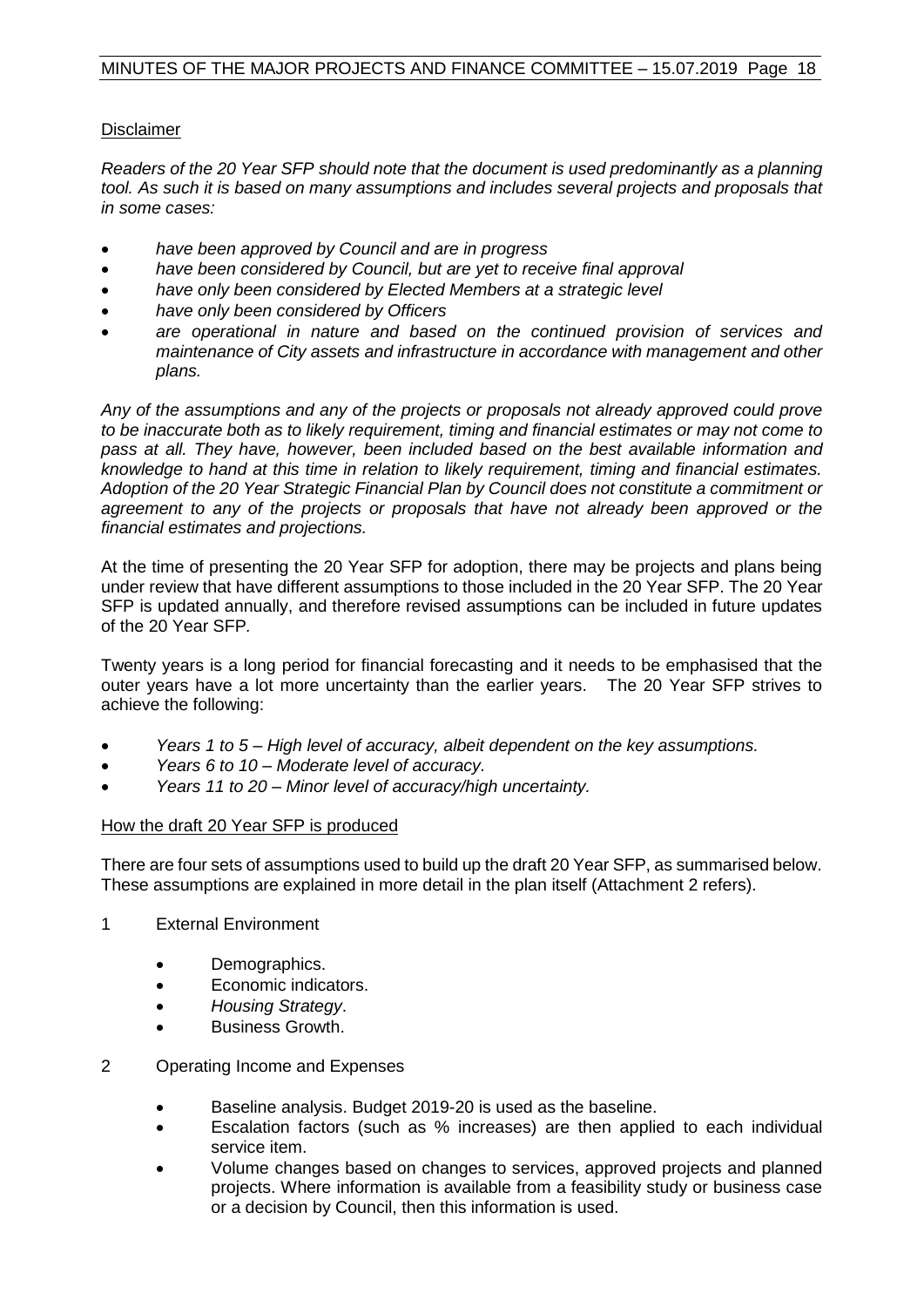Disclaimer

*Readers of the 20 Year SFP should note that the document is used predominantly as a planning tool. As such it is based on many assumptions and includes several projects and proposals that in some cases:*

- *have been approved by Council and are in progress*
- *have been considered by Council, but are yet to receive final approval*
- *have only been considered by Elected Members at a strategic level*
- *have only been considered by Officers*
- *are operational in nature and based on the continued provision of services and maintenance of City assets and infrastructure in accordance with management and other plans.*

*Any of the assumptions and any of the projects or proposals not already approved could prove to be inaccurate both as to likely requirement, timing and financial estimates or may not come to pass at all. They have, however, been included based on the best available information and knowledge to hand at this time in relation to likely requirement, timing and financial estimates. Adoption of the 20 Year Strategic Financial Plan by Council does not constitute a commitment or agreement to any of the projects or proposals that have not already been approved or the financial estimates and projections.*

At the time of presenting the 20 Year SFP for adoption, there may be projects and plans being under review that have different assumptions to those included in the 20 Year SFP. The 20 Year SFP is updated annually, and therefore revised assumptions can be included in future updates of the 20 Year SFP.

Twenty years is a long period for financial forecasting and it needs to be emphasised that the outer years have a lot more uncertainty than the earlier years. The 20 Year SFP strives to achieve the following:

- *Years 1 to 5 – High level of accuracy, albeit dependent on the key assumptions.*
- *Years 6 to 10 – Moderate level of accuracy.*
- *Years 11 to 20 – Minor level of accuracy/high uncertainty.*

How the draft 20 Year SFP is produced

There are four sets of assumptions used to build up the draft 20 Year SFP, as summarised below. These assumptions are explained in more detail in the plan itself (Attachment 2 refers).

1 External Environment

- Demographics.
- Economic indicators.
- *Housing Strategy*.
- Business Growth.

2 Operating Income and Expenses

- Baseline analysis. Budget 2019-20 is used as the baseline.
- Escalation factors (such as % increases) are then applied to each individual service item.
- Volume changes based on changes to services, approved projects and planned projects. Where information is available from a feasibility study or business case or a decision by Council, then this information is used.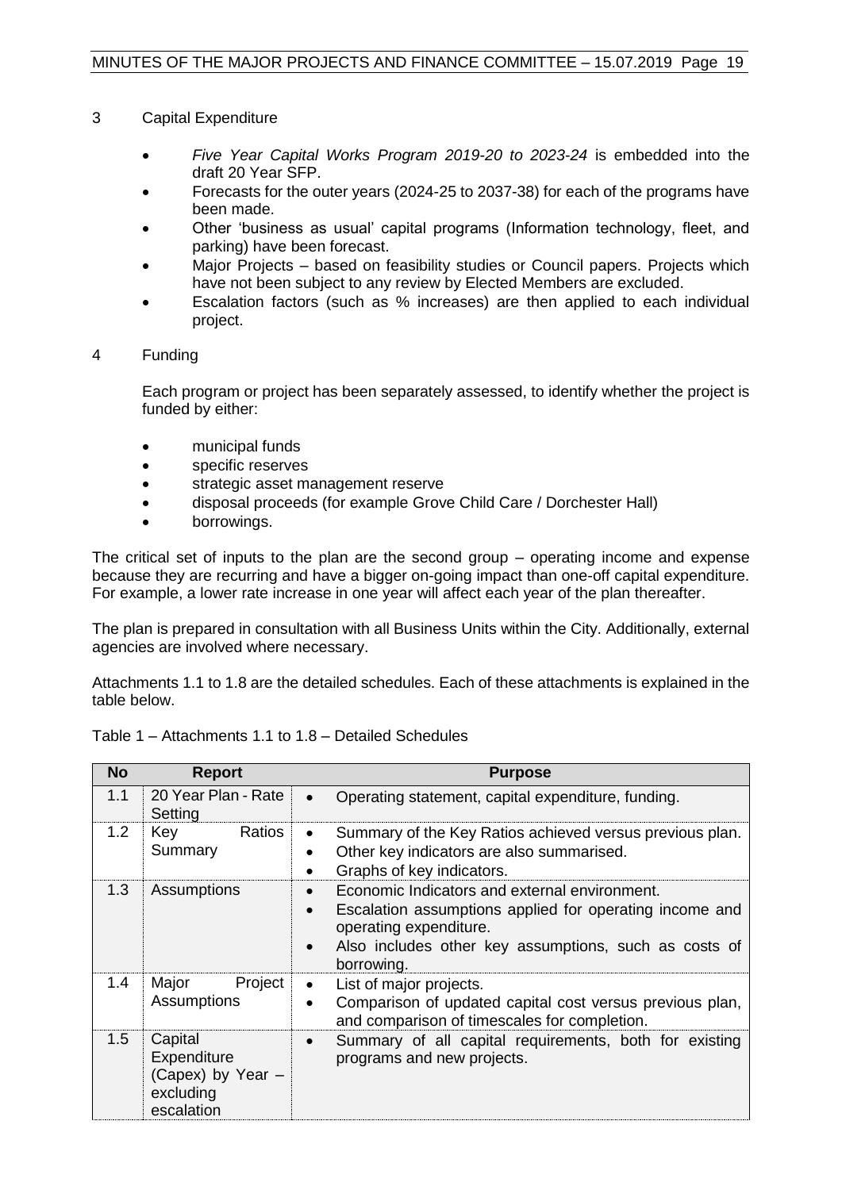3 Capital Expenditure

- *Five Year Capital Works Program 2019-20 to 2023-24* is embedded into the draft 20 Year SFP.
- Forecasts for the outer years (2024-25 to 2037-38) for each of the programs have been made.
- Other 'business as usual' capital programs (Information technology, fleet, and parking) have been forecast.
- Major Projects – based on feasibility studies or Council papers. Projects which have not been subject to any review by Elected Members are excluded.
- Escalation factors (such as % increases) are then applied to each individual project.

4 Funding

Each program or project has been separately assessed, to identify whether the project is funded by either:

- municipal funds
- specific reserves
- strategic asset management reserve
- disposal proceeds (for example Grove Child Care / Dorchester Hall)
- borrowings.

The critical set of inputs to the plan are the second group – operating income and expense because they are recurring and have a bigger on-going impact than one-off capital expenditure. For example, a lower rate increase in one year will affect each year of the plan thereafter.

The plan is prepared in consultation with all Business Units within the City. Additionally, external agencies are involved where necessary.

Attachments 1.1 to 1.8 are the detailed schedules. Each of these attachments is explained in the table below.

Table 1 – Attachments 1.1 to 1.8 – Detailed Schedules

| No | Report | Purpose |
|---|---|---|
| 1.1 | 20 Year Plan - Rate Setting | • Operating statement, capital expenditure, funding. |
| 1.2 | Key Ratios Summary | • Summary of the Key Ratios achieved versus previous plan.<br>• Other key indicators are also summarised.<br>• Graphs of key indicators. |
| 1.3 | Assumptions | • Economic Indicators and external environment.<br>• Escalation assumptions applied for operating income and operating expenditure.<br>• Also includes other key assumptions, such as costs of borrowing. |
| 1.4 | Major Project Assumptions | • List of major projects.<br>• Comparison of updated capital cost versus previous plan, and comparison of timescales for completion. |
| 1.5 | Capital Expenditure (Capex) by Year – excluding escalation | • Summary of all capital requirements, both for existing programs and new projects. |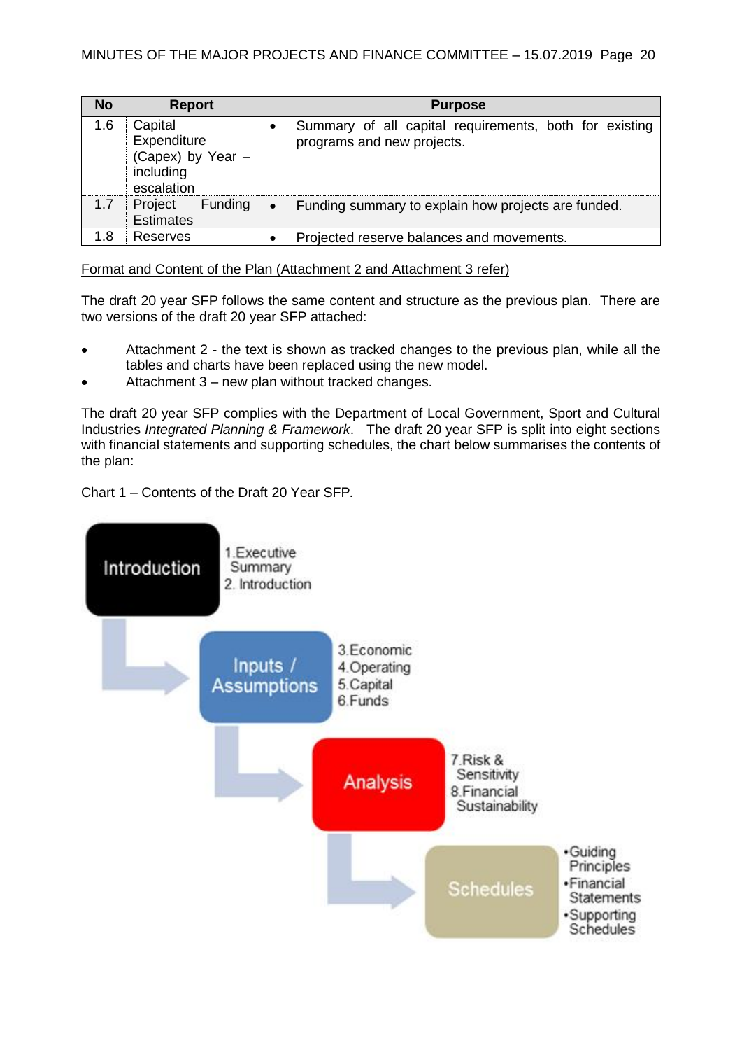| No | Report | Purpose |
|---|---|---|
| 1.6 | Capital Expenditure (Capex) by Year – including escalation | • Summary of all capital requirements, both for existing programs and new projects. |
| 1.7 | Project Funding Estimates | • Funding summary to explain how projects are funded. |
| 1.8 | Reserves | • Projected reserve balances and movements. |

Format and Content of the Plan (Attachment 2 and Attachment 3 refer)

The draft 20 year SFP follows the same content and structure as the previous plan. There are two versions of the draft 20 year SFP attached:

- Attachment 2 - the text is shown as tracked changes to the previous plan, while all the tables and charts have been replaced using the new model.
- Attachment 3 – new plan without tracked changes.

The draft 20 year SFP complies with the Department of Local Government, Sport and Cultural Industries *Integrated Planning & Framework*. The draft 20 year SFP is split into eight sections with financial statements and supporting schedules, the chart below summarises the contents of the plan:

Chart 1 – Contents of the Draft 20 Year SFP.

Introduction
1. Executive Summary
2. Introduction

Inputs / Assumptions
3. Economic
4. Operating
5. Capital
6. Funds

Analysis
7. Risk & Sensitivity
8. Financial Sustainability

Schedules
- Guiding Principles
- Financial Statements
- Supporting Schedules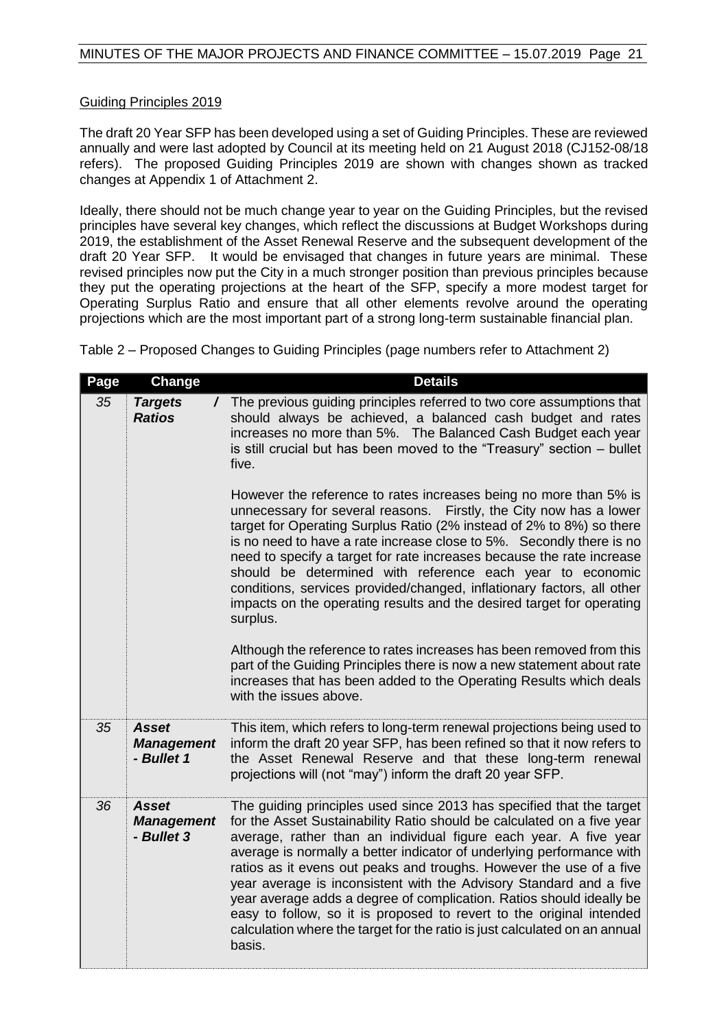Guiding Principles 2019

The draft 20 Year SFP has been developed using a set of Guiding Principles. These are reviewed annually and were last adopted by Council at its meeting held on 21 August 2018 (CJ152-08/18 refers). The proposed Guiding Principles 2019 are shown with changes shown as tracked changes at Appendix 1 of Attachment 2.

Ideally, there should not be much change year to year on the Guiding Principles, but the revised principles have several key changes, which reflect the discussions at Budget Workshops during 2019, the establishment of the Asset Renewal Reserve and the subsequent development of the draft 20 Year SFP. It would be envisaged that changes in future years are minimal. These revised principles now put the City in a much stronger position than previous principles because they put the operating projections at the heart of the SFP, specify a more modest target for Operating Surplus Ratio and ensure that all other elements revolve around the operating projections which are the most important part of a strong long-term sustainable financial plan.

Table 2 – Proposed Changes to Guiding Principles (page numbers refer to Attachment 2)

| Page | Change | Details |
|---|---|---|
| *35* | ***Targets / Ratios*** | The previous guiding principles referred to two core assumptions that should always be achieved, a balanced cash budget and rates increases no more than 5%. The Balanced Cash Budget each year is still crucial but has been moved to the "Treasury" section – bullet five.<br><br>However the reference to rates increases being no more than 5% is unnecessary for several reasons. Firstly, the City now has a lower target for Operating Surplus Ratio (2% instead of 2% to 8%) so there is no need to have a rate increase close to 5%. Secondly there is no need to specify a target for rate increases because the rate increase should be determined with reference each year to economic conditions, services provided/changed, inflationary factors, all other impacts on the operating results and the desired target for operating surplus.<br><br>Although the reference to rates increases has been removed from this part of the Guiding Principles there is now a new statement about rate increases that has been added to the Operating Results which deals with the issues above. |
| *35* | ***Asset Management - Bullet 1*** | This item, which refers to long-term renewal projections being used to inform the draft 20 year SFP, has been refined so that it now refers to the Asset Renewal Reserve and that these long-term renewal projections will (not "may") inform the draft 20 year SFP. |
| *36* | ***Asset Management - Bullet 3*** | The guiding principles used since 2013 has specified that the target for the Asset Sustainability Ratio should be calculated on a five year average, rather than an individual figure each year. A five year average is normally a better indicator of underlying performance with ratios as it evens out peaks and troughs. However the use of a five year average is inconsistent with the Advisory Standard and a five year average adds a degree of complication. Ratios should ideally be easy to follow, so it is proposed to revert to the original intended calculation where the target for the ratio is just calculated on an annual basis. |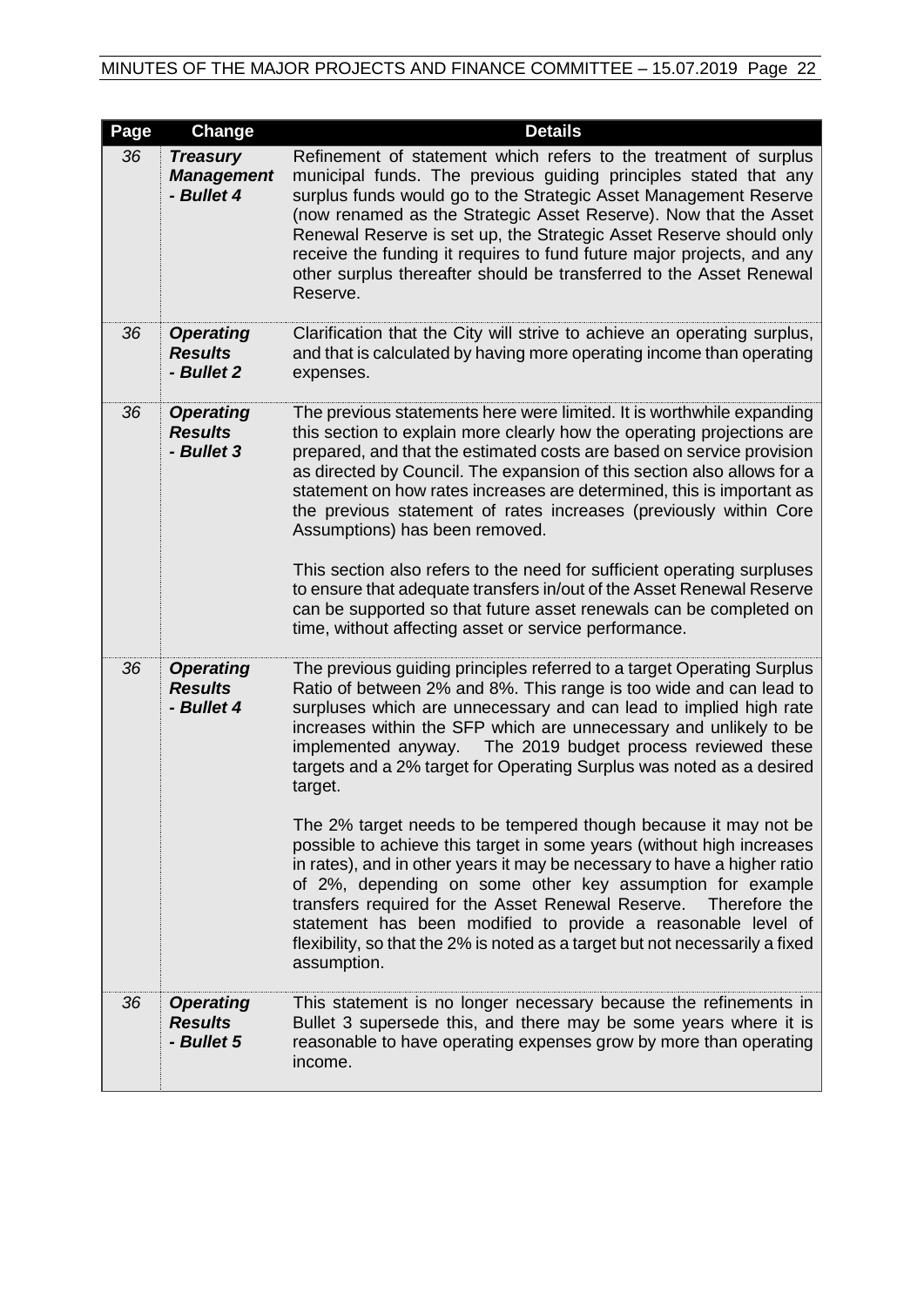| Page | Change | Details |
|---|---|---|
| *36* | ***Treasury Management - Bullet 4*** | Refinement of statement which refers to the treatment of surplus municipal funds. The previous guiding principles stated that any surplus funds would go to the Strategic Asset Management Reserve (now renamed as the Strategic Asset Reserve). Now that the Asset Renewal Reserve is set up, the Strategic Asset Reserve should only receive the funding it requires to fund future major projects, and any other surplus thereafter should be transferred to the Asset Renewal Reserve. |
| *36* | ***Operating Results - Bullet 2*** | Clarification that the City will strive to achieve an operating surplus, and that is calculated by having more operating income than operating expenses. |
| *36* | ***Operating Results - Bullet 3*** | The previous statements here were limited. It is worthwhile expanding this section to explain more clearly how the operating projections are prepared, and that the estimated costs are based on service provision as directed by Council. The expansion of this section also allows for a statement on how rates increases are determined, this is important as the previous statement of rates increases (previously within Core Assumptions) has been removed.<br><br>This section also refers to the need for sufficient operating surpluses to ensure that adequate transfers in/out of the Asset Renewal Reserve can be supported so that future asset renewals can be completed on time, without affecting asset or service performance. |
| *36* | ***Operating Results - Bullet 4*** | The previous guiding principles referred to a target Operating Surplus Ratio of between 2% and 8%. This range is too wide and can lead to surpluses which are unnecessary and can lead to implied high rate increases within the SFP which are unnecessary and unlikely to be implemented anyway. The 2019 budget process reviewed these targets and a 2% target for Operating Surplus was noted as a desired target.<br><br>The 2% target needs to be tempered though because it may not be possible to achieve this target in some years (without high increases in rates), and in other years it may be necessary to have a higher ratio of 2%, depending on some other key assumption for example transfers required for the Asset Renewal Reserve. Therefore the statement has been modified to provide a reasonable level of flexibility, so that the 2% is noted as a target but not necessarily a fixed assumption. |
| *36* | ***Operating Results - Bullet 5*** | This statement is no longer necessary because the refinements in Bullet 3 supersede this, and there may be some years where it is reasonable to have operating expenses grow by more than operating income. |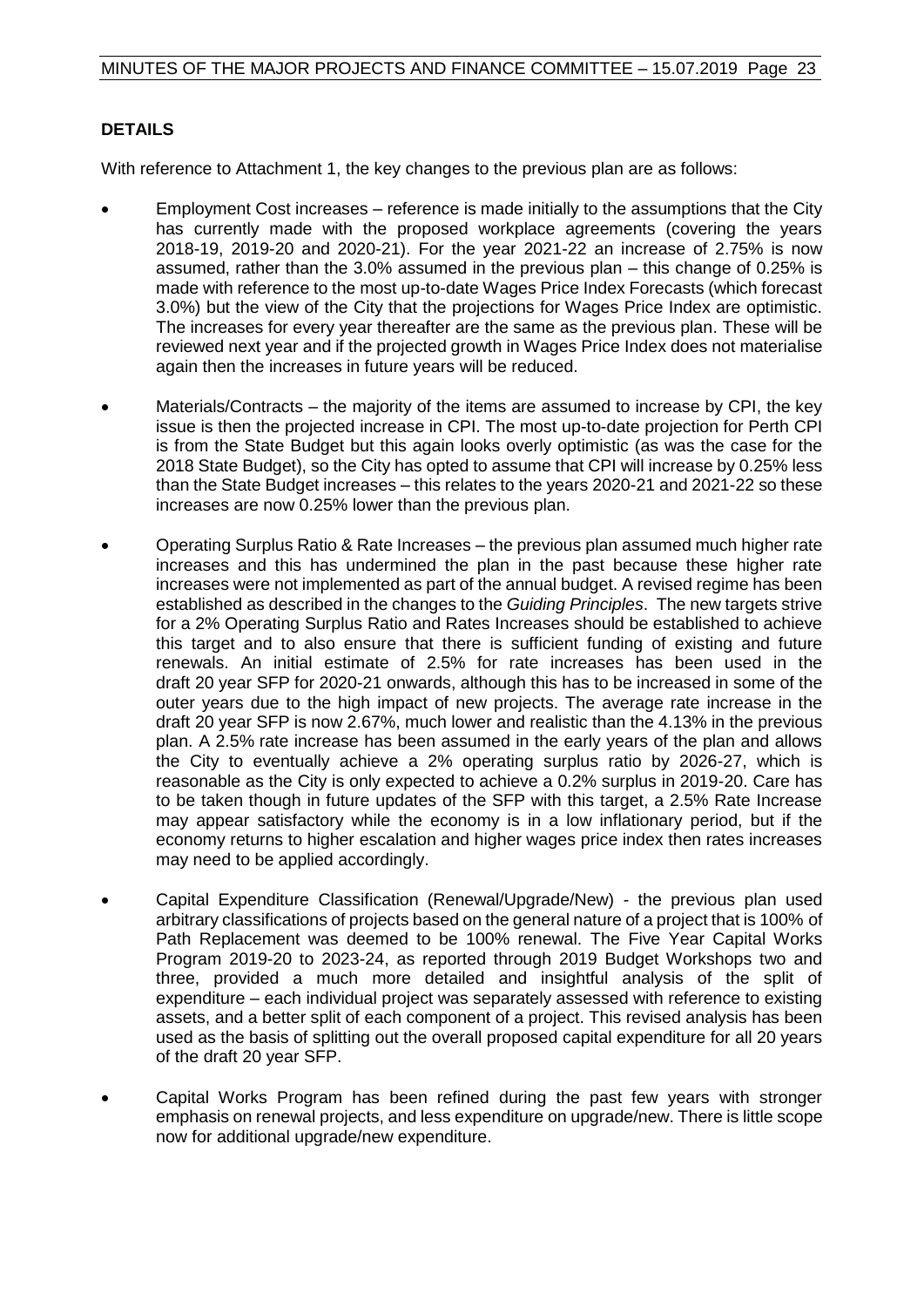**DETAILS**

With reference to Attachment 1, the key changes to the previous plan are as follows:

- Employment Cost increases – reference is made initially to the assumptions that the City has currently made with the proposed workplace agreements (covering the years 2018-19, 2019-20 and 2020-21). For the year 2021-22 an increase of 2.75% is now assumed, rather than the 3.0% assumed in the previous plan – this change of 0.25% is made with reference to the most up-to-date Wages Price Index Forecasts (which forecast 3.0%) but the view of the City that the projections for Wages Price Index are optimistic. The increases for every year thereafter are the same as the previous plan. These will be reviewed next year and if the projected growth in Wages Price Index does not materialise again then the increases in future years will be reduced.

- Materials/Contracts – the majority of the items are assumed to increase by CPI, the key issue is then the projected increase in CPI. The most up-to-date projection for Perth CPI is from the State Budget but this again looks overly optimistic (as was the case for the 2018 State Budget), so the City has opted to assume that CPI will increase by 0.25% less than the State Budget increases – this relates to the years 2020-21 and 2021-22 so these increases are now 0.25% lower than the previous plan.

- Operating Surplus Ratio & Rate Increases – the previous plan assumed much higher rate increases and this has undermined the plan in the past because these higher rate increases were not implemented as part of the annual budget. A revised regime has been established as described in the changes to the *Guiding Principles*. The new targets strive for a 2% Operating Surplus Ratio and Rates Increases should be established to achieve this target and to also ensure that there is sufficient funding of existing and future renewals. An initial estimate of 2.5% for rate increases has been used in the draft 20 year SFP for 2020-21 onwards, although this has to be increased in some of the outer years due to the high impact of new projects. The average rate increase in the draft 20 year SFP is now 2.67%, much lower and realistic than the 4.13% in the previous plan. A 2.5% rate increase has been assumed in the early years of the plan and allows the City to eventually achieve a 2% operating surplus ratio by 2026-27, which is reasonable as the City is only expected to achieve a 0.2% surplus in 2019-20. Care has to be taken though in future updates of the SFP with this target, a 2.5% Rate Increase may appear satisfactory while the economy is in a low inflationary period, but if the economy returns to higher escalation and higher wages price index then rates increases may need to be applied accordingly.

- Capital Expenditure Classification (Renewal/Upgrade/New) - the previous plan used arbitrary classifications of projects based on the general nature of a project that is 100% of Path Replacement was deemed to be 100% renewal. The Five Year Capital Works Program 2019-20 to 2023-24, as reported through 2019 Budget Workshops two and three, provided a much more detailed and insightful analysis of the split of expenditure – each individual project was separately assessed with reference to existing assets, and a better split of each component of a project. This revised analysis has been used as the basis of splitting out the overall proposed capital expenditure for all 20 years of the draft 20 year SFP.

- Capital Works Program has been refined during the past few years with stronger emphasis on renewal projects, and less expenditure on upgrade/new. There is little scope now for additional upgrade/new expenditure.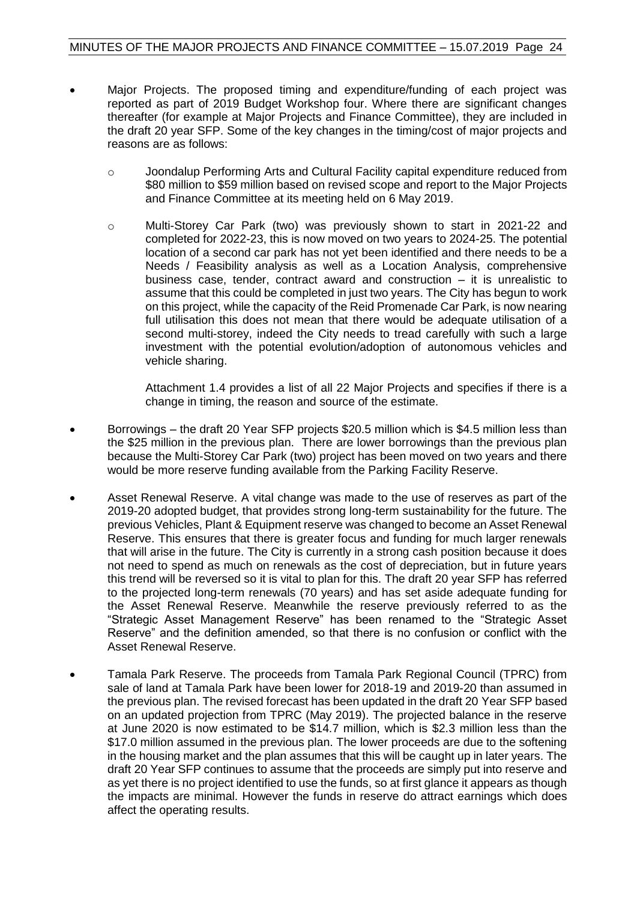- Major Projects. The proposed timing and expenditure/funding of each project was reported as part of 2019 Budget Workshop four. Where there are significant changes thereafter (for example at Major Projects and Finance Committee), they are included in the draft 20 year SFP. Some of the key changes in the timing/cost of major projects and reasons are as follows:

  - Joondalup Performing Arts and Cultural Facility capital expenditure reduced from $80 million to $59 million based on revised scope and report to the Major Projects and Finance Committee at its meeting held on 6 May 2019.

  - Multi-Storey Car Park (two) was previously shown to start in 2021-22 and completed for 2022-23, this is now moved on two years to 2024-25. The potential location of a second car park has not yet been identified and there needs to be a Needs / Feasibility analysis as well as a Location Analysis, comprehensive business case, tender, contract award and construction – it is unrealistic to assume that this could be completed in just two years. The City has begun to work on this project, while the capacity of the Reid Promenade Car Park, is now nearing full utilisation this does not mean that there would be adequate utilisation of a second multi-storey, indeed the City needs to tread carefully with such a large investment with the potential evolution/adoption of autonomous vehicles and vehicle sharing.

    Attachment 1.4 provides a list of all 22 Major Projects and specifies if there is a change in timing, the reason and source of the estimate.

- Borrowings – the draft 20 Year SFP projects $20.5 million which is $4.5 million less than the $25 million in the previous plan. There are lower borrowings than the previous plan because the Multi-Storey Car Park (two) project has been moved on two years and there would be more reserve funding available from the Parking Facility Reserve.

- Asset Renewal Reserve. A vital change was made to the use of reserves as part of the 2019-20 adopted budget, that provides strong long-term sustainability for the future. The previous Vehicles, Plant & Equipment reserve was changed to become an Asset Renewal Reserve. This ensures that there is greater focus and funding for much larger renewals that will arise in the future. The City is currently in a strong cash position because it does not need to spend as much on renewals as the cost of depreciation, but in future years this trend will be reversed so it is vital to plan for this. The draft 20 year SFP has referred to the projected long-term renewals (70 years) and has set aside adequate funding for the Asset Renewal Reserve. Meanwhile the reserve previously referred to as the "Strategic Asset Management Reserve" has been renamed to the "Strategic Asset Reserve" and the definition amended, so that there is no confusion or conflict with the Asset Renewal Reserve.

- Tamala Park Reserve. The proceeds from Tamala Park Regional Council (TPRC) from sale of land at Tamala Park have been lower for 2018-19 and 2019-20 than assumed in the previous plan. The revised forecast has been updated in the draft 20 Year SFP based on an updated projection from TPRC (May 2019). The projected balance in the reserve at June 2020 is now estimated to be $14.7 million, which is $2.3 million less than the $17.0 million assumed in the previous plan. The lower proceeds are due to the softening in the housing market and the plan assumes that this will be caught up in later years. The draft 20 Year SFP continues to assume that the proceeds are simply put into reserve and as yet there is no project identified to use the funds, so at first glance it appears as though the impacts are minimal. However the funds in reserve do attract earnings which does affect the operating results.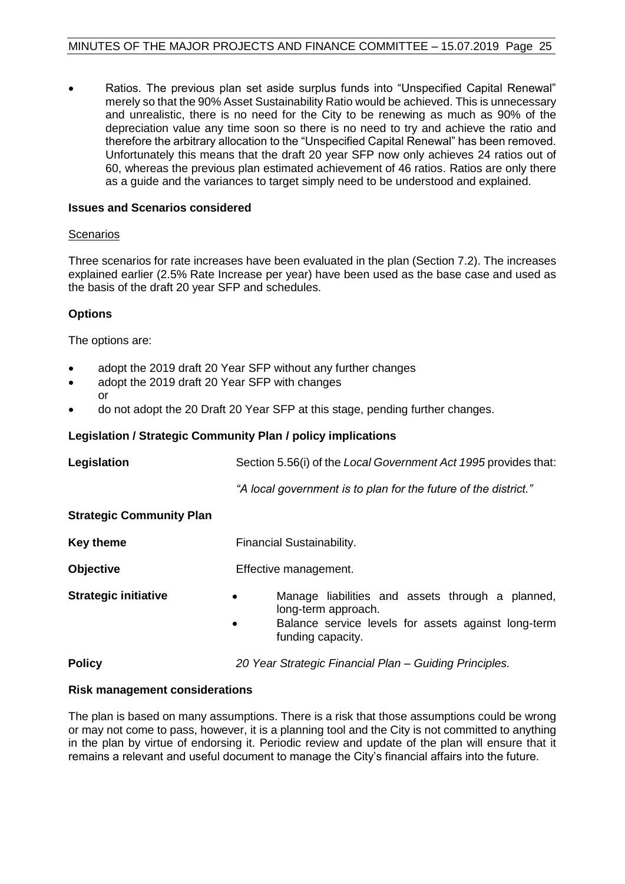- Ratios. The previous plan set aside surplus funds into "Unspecified Capital Renewal" merely so that the 90% Asset Sustainability Ratio would be achieved. This is unnecessary and unrealistic, there is no need for the City to be renewing as much as 90% of the depreciation value any time soon so there is no need to try and achieve the ratio and therefore the arbitrary allocation to the "Unspecified Capital Renewal" has been removed. Unfortunately this means that the draft 20 year SFP now only achieves 24 ratios out of 60, whereas the previous plan estimated achievement of 46 ratios. Ratios are only there as a guide and the variances to target simply need to be understood and explained.

**Issues and Scenarios considered**

Scenarios

Three scenarios for rate increases have been evaluated in the plan (Section 7.2). The increases explained earlier (2.5% Rate Increase per year) have been used as the base case and used as the basis of the draft 20 year SFP and schedules.

**Options**

The options are:

- adopt the 2019 draft 20 Year SFP without any further changes
- adopt the 2019 draft 20 Year SFP with changes
  or
- do not adopt the 20 Draft 20 Year SFP at this stage, pending further changes.

**Legislation / Strategic Community Plan / policy implications**

**Legislation** Section 5.56(i) of the *Local Government Act 1995* provides that:

*"A local government is to plan for the future of the district."*

**Strategic Community Plan**

**Key theme** Financial Sustainability.

**Objective** Effective management.

**Strategic initiative**
- Manage liabilities and assets through a planned, long-term approach.
- Balance service levels for assets against long-term funding capacity.

**Policy** *20 Year Strategic Financial Plan – Guiding Principles.*

**Risk management considerations**

The plan is based on many assumptions. There is a risk that those assumptions could be wrong or may not come to pass, however, it is a planning tool and the City is not committed to anything in the plan by virtue of endorsing it. Periodic review and update of the plan will ensure that it remains a relevant and useful document to manage the City's financial affairs into the future.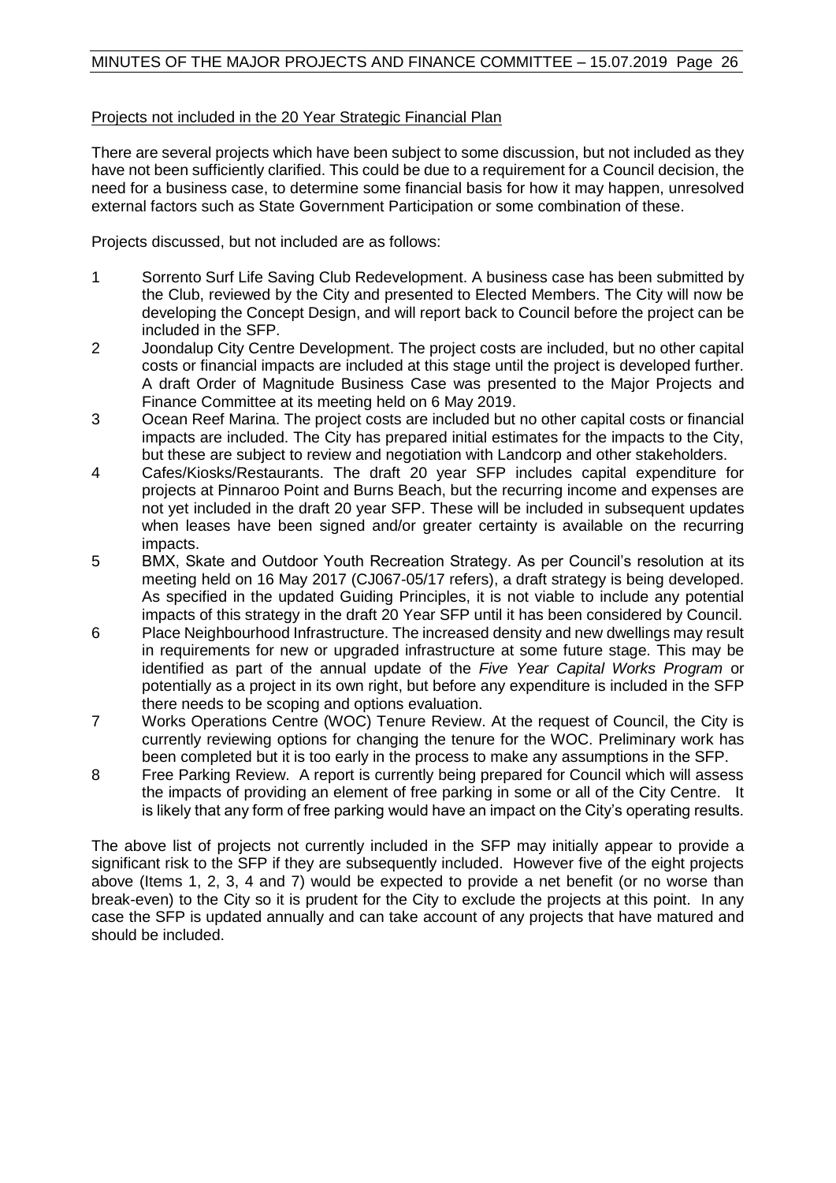<u>Projects not included in the 20 Year Strategic Financial Plan</u>

There are several projects which have been subject to some discussion, but not included as they have not been sufficiently clarified. This could be due to a requirement for a Council decision, the need for a business case, to determine some financial basis for how it may happen, unresolved external factors such as State Government Participation or some combination of these.

Projects discussed, but not included are as follows:

1. Sorrento Surf Life Saving Club Redevelopment. A business case has been submitted by the Club, reviewed by the City and presented to Elected Members. The City will now be developing the Concept Design, and will report back to Council before the project can be included in the SFP.
2. Joondalup City Centre Development. The project costs are included, but no other capital costs or financial impacts are included at this stage until the project is developed further. A draft Order of Magnitude Business Case was presented to the Major Projects and Finance Committee at its meeting held on 6 May 2019.
3. Ocean Reef Marina. The project costs are included but no other capital costs or financial impacts are included. The City has prepared initial estimates for the impacts to the City, but these are subject to review and negotiation with Landcorp and other stakeholders.
4. Cafes/Kiosks/Restaurants. The draft 20 year SFP includes capital expenditure for projects at Pinnaroo Point and Burns Beach, but the recurring income and expenses are not yet included in the draft 20 year SFP. These will be included in subsequent updates when leases have been signed and/or greater certainty is available on the recurring impacts.
5. BMX, Skate and Outdoor Youth Recreation Strategy. As per Council's resolution at its meeting held on 16 May 2017 (CJ067-05/17 refers), a draft strategy is being developed. As specified in the updated Guiding Principles, it is not viable to include any potential impacts of this strategy in the draft 20 Year SFP until it has been considered by Council.
6. Place Neighbourhood Infrastructure. The increased density and new dwellings may result in requirements for new or upgraded infrastructure at some future stage. This may be identified as part of the annual update of the *Five Year Capital Works Program* or potentially as a project in its own right, but before any expenditure is included in the SFP there needs to be scoping and options evaluation.
7. Works Operations Centre (WOC) Tenure Review. At the request of Council, the City is currently reviewing options for changing the tenure for the WOC. Preliminary work has been completed but it is too early in the process to make any assumptions in the SFP.
8. Free Parking Review. A report is currently being prepared for Council which will assess the impacts of providing an element of free parking in some or all of the City Centre. It is likely that any form of free parking would have an impact on the City's operating results.

The above list of projects not currently included in the SFP may initially appear to provide a significant risk to the SFP if they are subsequently included. However five of the eight projects above (Items 1, 2, 3, 4 and 7) would be expected to provide a net benefit (or no worse than break-even) to the City so it is prudent for the City to exclude the projects at this point. In any case the SFP is updated annually and can take account of any projects that have matured and should be included.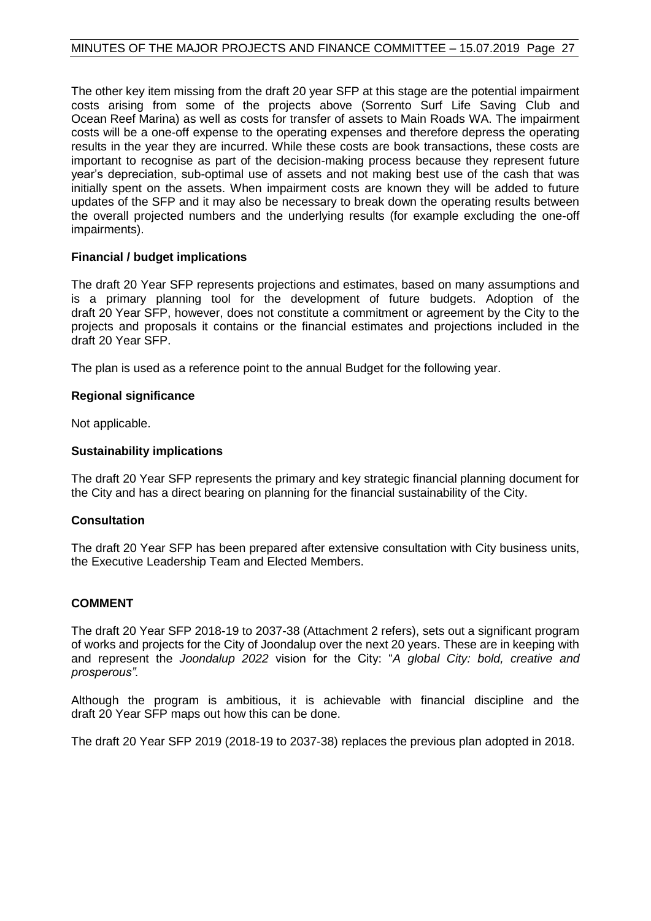The other key item missing from the draft 20 year SFP at this stage are the potential impairment costs arising from some of the projects above (Sorrento Surf Life Saving Club and Ocean Reef Marina) as well as costs for transfer of assets to Main Roads WA. The impairment costs will be a one-off expense to the operating expenses and therefore depress the operating results in the year they are incurred. While these costs are book transactions, these costs are important to recognise as part of the decision-making process because they represent future year's depreciation, sub-optimal use of assets and not making best use of the cash that was initially spent on the assets. When impairment costs are known they will be added to future updates of the SFP and it may also be necessary to break down the operating results between the overall projected numbers and the underlying results (for example excluding the one-off impairments).

**Financial / budget implications**

The draft 20 Year SFP represents projections and estimates, based on many assumptions and is a primary planning tool for the development of future budgets. Adoption of the draft 20 Year SFP, however, does not constitute a commitment or agreement by the City to the projects and proposals it contains or the financial estimates and projections included in the draft 20 Year SFP.

The plan is used as a reference point to the annual Budget for the following year.

**Regional significance**

Not applicable.

**Sustainability implications**

The draft 20 Year SFP represents the primary and key strategic financial planning document for the City and has a direct bearing on planning for the financial sustainability of the City.

**Consultation**

The draft 20 Year SFP has been prepared after extensive consultation with City business units, the Executive Leadership Team and Elected Members.

**COMMENT**

The draft 20 Year SFP 2018-19 to 2037-38 (Attachment 2 refers), sets out a significant program of works and projects for the City of Joondalup over the next 20 years. These are in keeping with and represent the *Joondalup 2022* vision for the City: "*A global City: bold, creative and prosperous"*.

Although the program is ambitious, it is achievable with financial discipline and the draft 20 Year SFP maps out how this can be done.

The draft 20 Year SFP 2019 (2018-19 to 2037-38) replaces the previous plan adopted in 2018.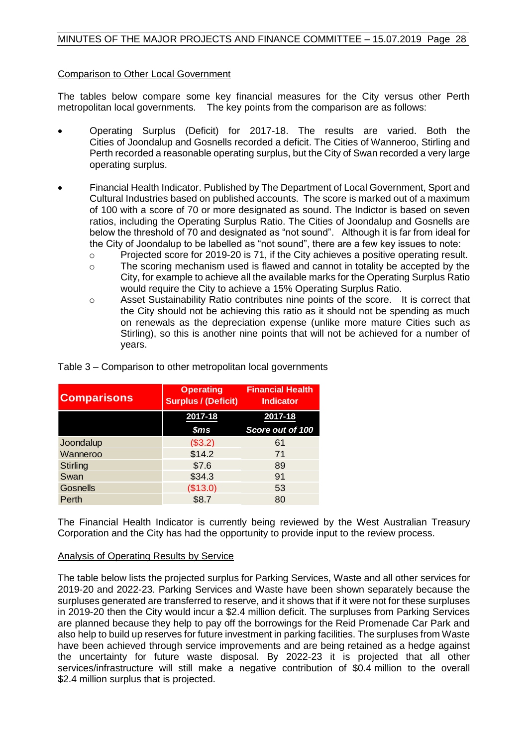Comparison to Other Local Government

The tables below compare some key financial measures for the City versus other Perth metropolitan local governments. The key points from the comparison are as follows:

- Operating Surplus (Deficit) for 2017-18. The results are varied. Both the Cities of Joondalup and Gosnells recorded a deficit. The Cities of Wanneroo, Stirling and Perth recorded a reasonable operating surplus, but the City of Swan recorded a very large operating surplus.

- Financial Health Indicator. Published by The Department of Local Government, Sport and Cultural Industries based on published accounts. The score is marked out of a maximum of 100 with a score of 70 or more designated as sound. The Indictor is based on seven ratios, including the Operating Surplus Ratio. The Cities of Joondalup and Gosnells are below the threshold of 70 and designated as "not sound". Although it is far from ideal for the City of Joondalup to be labelled as "not sound", there are a few key issues to note:
  - Projected score for 2019-20 is 71, if the City achieves a positive operating result.
  - The scoring mechanism used is flawed and cannot in totality be accepted by the City, for example to achieve all the available marks for the Operating Surplus Ratio would require the City to achieve a 15% Operating Surplus Ratio.
  - Asset Sustainability Ratio contributes nine points of the score. It is correct that the City should not be achieving this ratio as it should not be spending as much on renewals as the depreciation expense (unlike more mature Cities such as Stirling), so this is another nine points that will not be achieved for a number of years.

Table 3 – Comparison to other metropolitan local governments

| Comparisons | Operating Surplus / (Deficit) | Financial Health Indicator |
|---|---|---|
| | 2017-18 | 2017-18 |
| | *$ms* | *Score out of 100* |
| Joondalup | ($3.2) | 61 |
| Wanneroo | $14.2 | 71 |
| Stirling | $7.6 | 89 |
| Swan | $34.3 | 91 |
| Gosnells | ($13.0) | 53 |
| Perth | $8.7 | 80 |

The Financial Health Indicator is currently being reviewed by the West Australian Treasury Corporation and the City has had the opportunity to provide input to the review process.

Analysis of Operating Results by Service

The table below lists the projected surplus for Parking Services, Waste and all other services for 2019-20 and 2022-23. Parking Services and Waste have been shown separately because the surpluses generated are transferred to reserve, and it shows that if it were not for these surpluses in 2019-20 then the City would incur a $2.4 million deficit. The surpluses from Parking Services are planned because they help to pay off the borrowings for the Reid Promenade Car Park and also help to build up reserves for future investment in parking facilities. The surpluses from Waste have been achieved through service improvements and are being retained as a hedge against the uncertainty for future waste disposal. By 2022-23 it is projected that all other services/infrastructure will still make a negative contribution of $0.4 million to the overall $2.4 million surplus that is projected.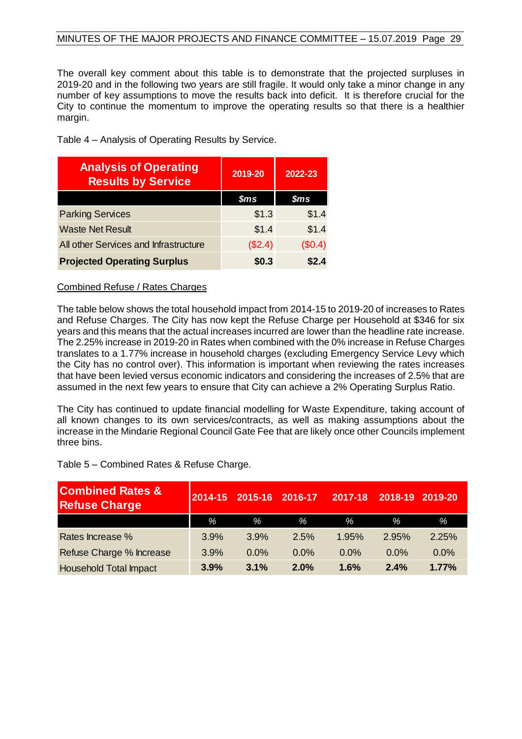The overall key comment about this table is to demonstrate that the projected surpluses in 2019-20 and in the following two years are still fragile. It would only take a minor change in any number of key assumptions to move the results back into deficit. It is therefore crucial for the City to continue the momentum to improve the operating results so that there is a healthier margin.

Table 4 – Analysis of Operating Results by Service.

| Analysis of Operating Results by Service | 2019-20 | 2022-23 |
|---|---|---|
| | *$ms* | *$ms* |
| Parking Services | $1.3 | $1.4 |
| Waste Net Result | $1.4 | $1.4 |
| All other Services and Infrastructure | ($2.4) | ($0.4) |
| **Projected Operating Surplus** | **$0.3** | **$2.4** |

<u>Combined Refuse / Rates Charges</u>

The table below shows the total household impact from 2014-15 to 2019-20 of increases to Rates and Refuse Charges. The City has now kept the Refuse Charge per Household at $346 for six years and this means that the actual increases incurred are lower than the headline rate increase. The 2.25% increase in 2019-20 in Rates when combined with the 0% increase in Refuse Charges translates to a 1.77% increase in household charges (excluding Emergency Service Levy which the City has no control over). This information is important when reviewing the rates increases that have been levied versus economic indicators and considering the increases of 2.5% that are assumed in the next few years to ensure that City can achieve a 2% Operating Surplus Ratio.

The City has continued to update financial modelling for Waste Expenditure, taking account of all known changes to its own services/contracts, as well as making assumptions about the increase in the Mindarie Regional Council Gate Fee that are likely once other Councils implement three bins.

Table 5 – Combined Rates & Refuse Charge.

| Combined Rates & Refuse Charge | 2014-15 | 2015-16 | 2016-17 | 2017-18 | 2018-19 | 2019-20 |
|---|---|---|---|---|---|---|
| | % | % | % | % | % | % |
| Rates Increase % | 3.9% | 3.9% | 2.5% | 1.95% | 2.95% | 2.25% |
| Refuse Charge % Increase | 3.9% | 0.0% | 0.0% | 0.0% | 0.0% | 0.0% |
| Household Total Impact | **3.9%** | **3.1%** | **2.0%** | **1.6%** | **2.4%** | **1.77%** |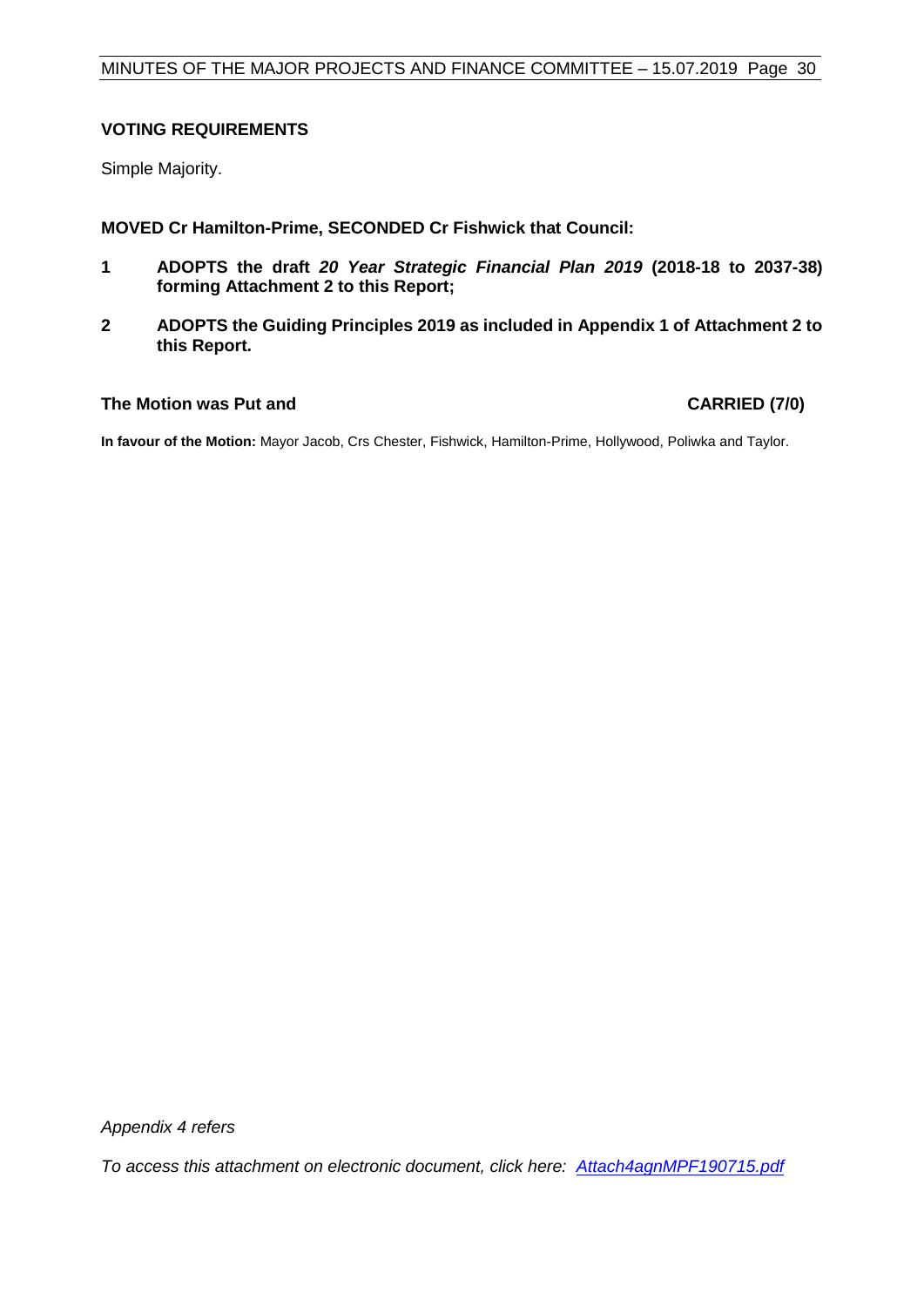**VOTING REQUIREMENTS**

Simple Majority.

**MOVED Cr Hamilton-Prime, SECONDED Cr Fishwick that Council:**

**1 ADOPTS the draft *20 Year Strategic Financial Plan 2019* (2018-18 to 2037-38) forming Attachment 2 to this Report;**

**2 ADOPTS the Guiding Principles 2019 as included in Appendix 1 of Attachment 2 to this Report.**

**The Motion was Put and CARRIED (7/0)**

**In favour of the Motion:** Mayor Jacob, Crs Chester, Fishwick, Hamilton-Prime, Hollywood, Poliwka and Taylor.

*Appendix 4 refers*

*To access this attachment on electronic document, click here: Attach4agnMPF190715.pdf*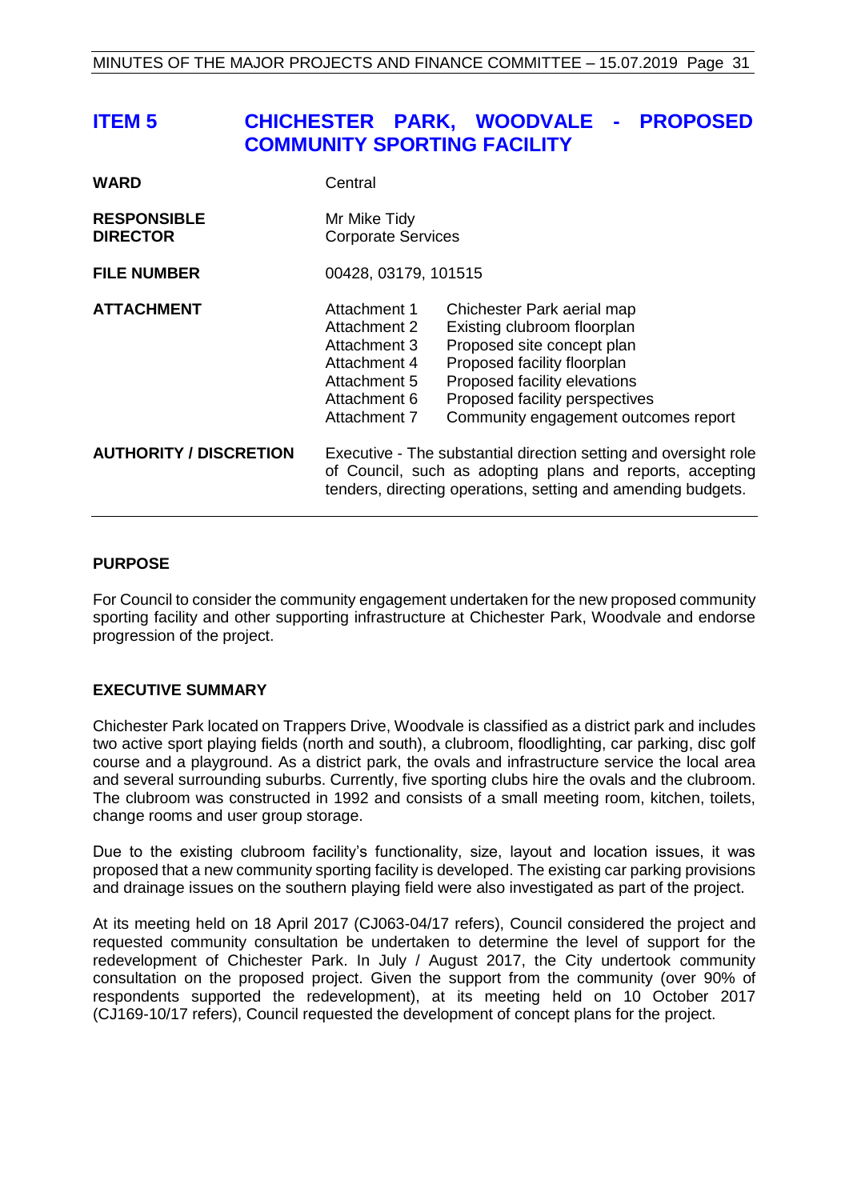# ITEM 5 CHICHESTER PARK, WOODVALE - PROPOSED COMMUNITY SPORTING FACILITY

| | | |
|---|---|---|
| **WARD** | Central | |
| **RESPONSIBLE DIRECTOR** | Mr Mike Tidy<br>Corporate Services | |
| **FILE NUMBER** | 00428, 03179, 101515 | |
| **ATTACHMENT** | Attachment 1 | Chichester Park aerial map |
| | Attachment 2 | Existing clubroom floorplan |
| | Attachment 3 | Proposed site concept plan |
| | Attachment 4 | Proposed facility floorplan |
| | Attachment 5 | Proposed facility elevations |
| | Attachment 6 | Proposed facility perspectives |
| | Attachment 7 | Community engagement outcomes report |
| **AUTHORITY / DISCRETION** | Executive - The substantial direction setting and oversight role of Council, such as adopting plans and reports, accepting tenders, directing operations, setting and amending budgets. | |

## PURPOSE

For Council to consider the community engagement undertaken for the new proposed community sporting facility and other supporting infrastructure at Chichester Park, Woodvale and endorse progression of the project.

## EXECUTIVE SUMMARY

Chichester Park located on Trappers Drive, Woodvale is classified as a district park and includes two active sport playing fields (north and south), a clubroom, floodlighting, car parking, disc golf course and a playground. As a district park, the ovals and infrastructure service the local area and several surrounding suburbs. Currently, five sporting clubs hire the ovals and the clubroom. The clubroom was constructed in 1992 and consists of a small meeting room, kitchen, toilets, change rooms and user group storage.

Due to the existing clubroom facility's functionality, size, layout and location issues, it was proposed that a new community sporting facility is developed. The existing car parking provisions and drainage issues on the southern playing field were also investigated as part of the project.

At its meeting held on 18 April 2017 (CJ063-04/17 refers), Council considered the project and requested community consultation be undertaken to determine the level of support for the redevelopment of Chichester Park. In July / August 2017, the City undertook community consultation on the proposed project. Given the support from the community (over 90% of respondents supported the redevelopment), at its meeting held on 10 October 2017 (CJ169-10/17 refers), Council requested the development of concept plans for the project.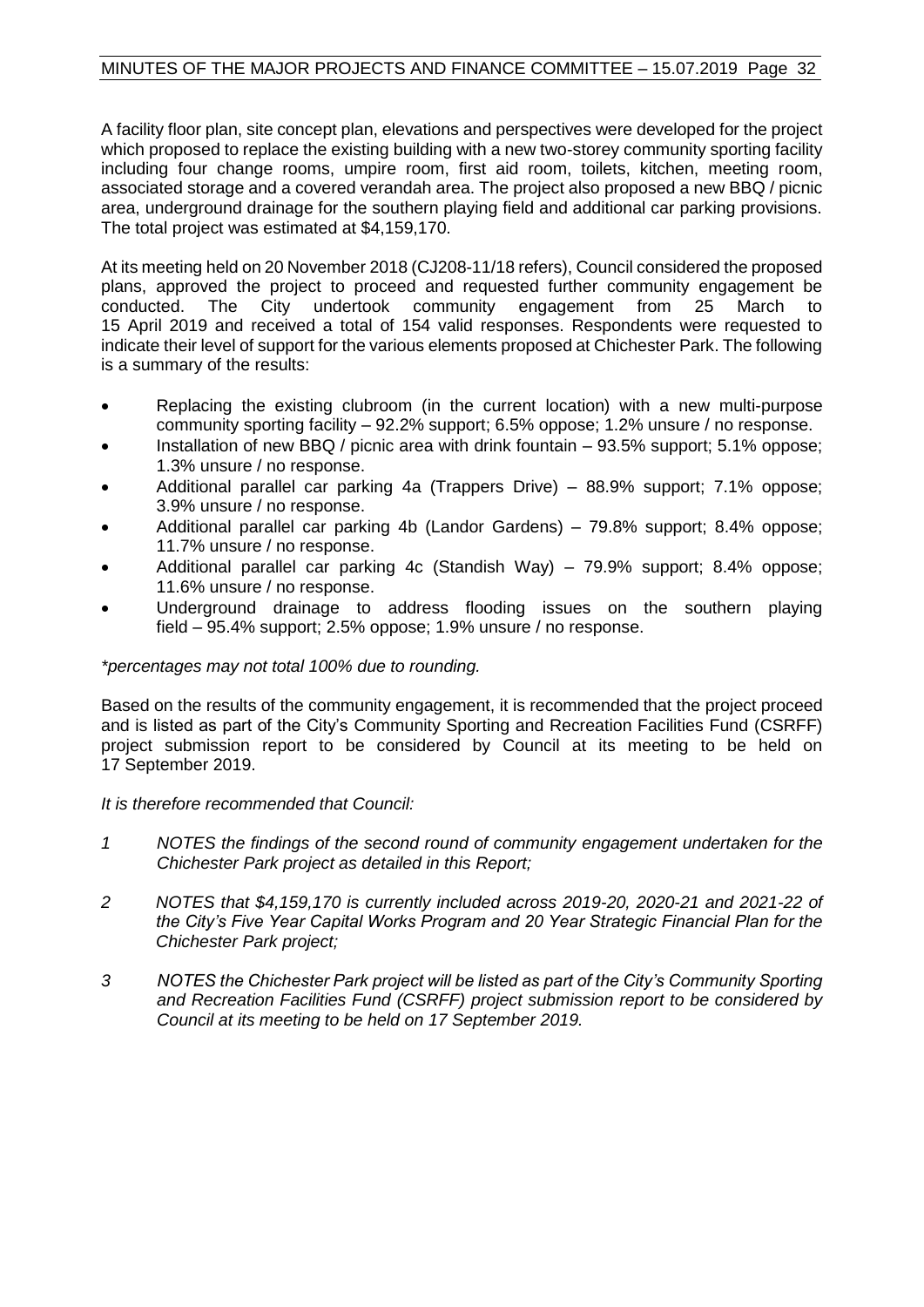A facility floor plan, site concept plan, elevations and perspectives were developed for the project which proposed to replace the existing building with a new two-storey community sporting facility including four change rooms, umpire room, first aid room, toilets, kitchen, meeting room, associated storage and a covered verandah area. The project also proposed a new BBQ / picnic area, underground drainage for the southern playing field and additional car parking provisions. The total project was estimated at $4,159,170.

At its meeting held on 20 November 2018 (CJ208-11/18 refers), Council considered the proposed plans, approved the project to proceed and requested further community engagement be conducted. The City undertook community engagement from 25 March to 15 April 2019 and received a total of 154 valid responses. Respondents were requested to indicate their level of support for the various elements proposed at Chichester Park. The following is a summary of the results:

- Replacing the existing clubroom (in the current location) with a new multi-purpose community sporting facility – 92.2% support; 6.5% oppose; 1.2% unsure / no response.
- Installation of new BBQ / picnic area with drink fountain – 93.5% support; 5.1% oppose; 1.3% unsure / no response.
- Additional parallel car parking 4a (Trappers Drive) – 88.9% support; 7.1% oppose; 3.9% unsure / no response.
- Additional parallel car parking 4b (Landor Gardens) – 79.8% support; 8.4% oppose; 11.7% unsure / no response.
- Additional parallel car parking 4c (Standish Way) – 79.9% support; 8.4% oppose; 11.6% unsure / no response.
- Underground drainage to address flooding issues on the southern playing field – 95.4% support; 2.5% oppose; 1.9% unsure / no response.

*\*percentages may not total 100% due to rounding.*

Based on the results of the community engagement, it is recommended that the project proceed and is listed as part of the City's Community Sporting and Recreation Facilities Fund (CSRFF) project submission report to be considered by Council at its meeting to be held on 17 September 2019.

*It is therefore recommended that Council:*

1. *NOTES the findings of the second round of community engagement undertaken for the Chichester Park project as detailed in this Report;*
2. *NOTES that $4,159,170 is currently included across 2019-20, 2020-21 and 2021-22 of the City's Five Year Capital Works Program and 20 Year Strategic Financial Plan for the Chichester Park project;*
3. *NOTES the Chichester Park project will be listed as part of the City's Community Sporting and Recreation Facilities Fund (CSRFF) project submission report to be considered by Council at its meeting to be held on 17 September 2019.*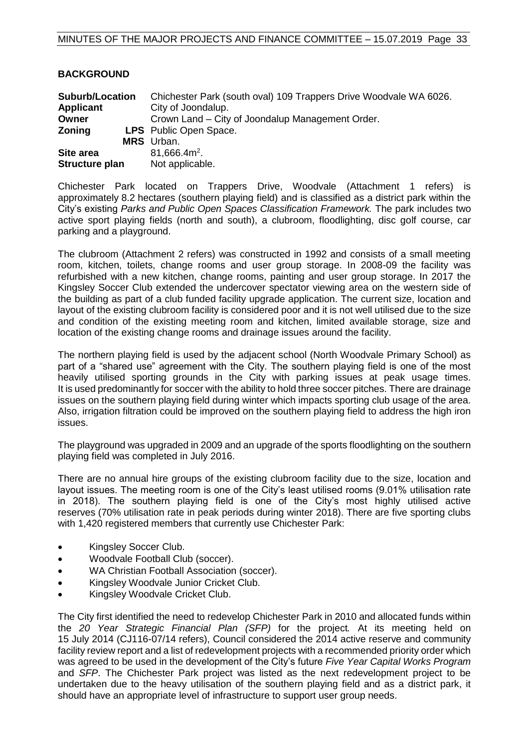## BACKGROUND

| | | |
|---|---|---|
| **Suburb/Location** | | Chichester Park (south oval) 109 Trappers Drive Woodvale WA 6026. |
| **Applicant** | | City of Joondalup. |
| **Owner** | | Crown Land – City of Joondalup Management Order. |
| **Zoning** | **LPS** | Public Open Space. |
| | **MRS** | Urban. |
| **Site area** | | 81,666.4m$^2$. |
| **Structure plan** | | Not applicable. |

Chichester Park located on Trappers Drive, Woodvale (Attachment 1 refers) is approximately 8.2 hectares (southern playing field) and is classified as a district park within the City's existing *Parks and Public Open Spaces Classification Framework.* The park includes two active sport playing fields (north and south), a clubroom, floodlighting, disc golf course, car parking and a playground.

The clubroom (Attachment 2 refers) was constructed in 1992 and consists of a small meeting room, kitchen, toilets, change rooms and user group storage. In 2008-09 the facility was refurbished with a new kitchen, change rooms, painting and user group storage. In 2017 the Kingsley Soccer Club extended the undercover spectator viewing area on the western side of the building as part of a club funded facility upgrade application. The current size, location and layout of the existing clubroom facility is considered poor and it is not well utilised due to the size and condition of the existing meeting room and kitchen, limited available storage, size and location of the existing change rooms and drainage issues around the facility.

The northern playing field is used by the adjacent school (North Woodvale Primary School) as part of a "shared use" agreement with the City. The southern playing field is one of the most heavily utilised sporting grounds in the City with parking issues at peak usage times. It is used predominantly for soccer with the ability to hold three soccer pitches. There are drainage issues on the southern playing field during winter which impacts sporting club usage of the area. Also, irrigation filtration could be improved on the southern playing field to address the high iron issues.

The playground was upgraded in 2009 and an upgrade of the sports floodlighting on the southern playing field was completed in July 2016.

There are no annual hire groups of the existing clubroom facility due to the size, location and layout issues. The meeting room is one of the City's least utilised rooms (9.01% utilisation rate in 2018). The southern playing field is one of the City's most highly utilised active reserves (70% utilisation rate in peak periods during winter 2018). There are five sporting clubs with 1,420 registered members that currently use Chichester Park:

- Kingsley Soccer Club.
- Woodvale Football Club (soccer).
- WA Christian Football Association (soccer).
- Kingsley Woodvale Junior Cricket Club.
- Kingsley Woodvale Cricket Club.

The City first identified the need to redevelop Chichester Park in 2010 and allocated funds within the *20 Year Strategic Financial Plan (SFP)* for the project*.* At its meeting held on 15 July 2014 (CJ116-07/14 refers), Council considered the 2014 active reserve and community facility review report and a list of redevelopment projects with a recommended priority order which was agreed to be used in the development of the City's future *Five Year Capital Works Program* and *SFP*. The Chichester Park project was listed as the next redevelopment project to be undertaken due to the heavy utilisation of the southern playing field and as a district park, it should have an appropriate level of infrastructure to support user group needs.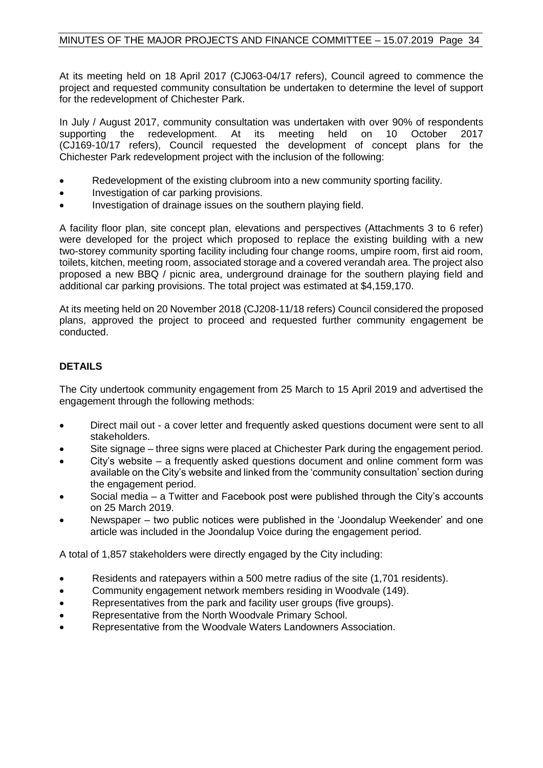At its meeting held on 18 April 2017 (CJ063-04/17 refers), Council agreed to commence the project and requested community consultation be undertaken to determine the level of support for the redevelopment of Chichester Park.

In July / August 2017, community consultation was undertaken with over 90% of respondents supporting the redevelopment. At its meeting held on 10 October 2017 (CJ169-10/17 refers), Council requested the development of concept plans for the Chichester Park redevelopment project with the inclusion of the following:

- Redevelopment of the existing clubroom into a new community sporting facility.
- Investigation of car parking provisions.
- Investigation of drainage issues on the southern playing field.

A facility floor plan, site concept plan, elevations and perspectives (Attachments 3 to 6 refer) were developed for the project which proposed to replace the existing building with a new two-storey community sporting facility including four change rooms, umpire room, first aid room, toilets, kitchen, meeting room, associated storage and a covered verandah area. The project also proposed a new BBQ / picnic area, underground drainage for the southern playing field and additional car parking provisions. The total project was estimated at $4,159,170.

At its meeting held on 20 November 2018 (CJ208-11/18 refers) Council considered the proposed plans, approved the project to proceed and requested further community engagement be conducted.

## DETAILS

The City undertook community engagement from 25 March to 15 April 2019 and advertised the engagement through the following methods:

- Direct mail out - a cover letter and frequently asked questions document were sent to all stakeholders.
- Site signage – three signs were placed at Chichester Park during the engagement period.
- City's website – a frequently asked questions document and online comment form was available on the City's website and linked from the 'community consultation' section during the engagement period.
- Social media – a Twitter and Facebook post were published through the City's accounts on 25 March 2019.
- Newspaper – two public notices were published in the 'Joondalup Weekender' and one article was included in the Joondalup Voice during the engagement period.

A total of 1,857 stakeholders were directly engaged by the City including:

- Residents and ratepayers within a 500 metre radius of the site (1,701 residents).
- Community engagement network members residing in Woodvale (149).
- Representatives from the park and facility user groups (five groups).
- Representative from the North Woodvale Primary School.
- Representative from the Woodvale Waters Landowners Association.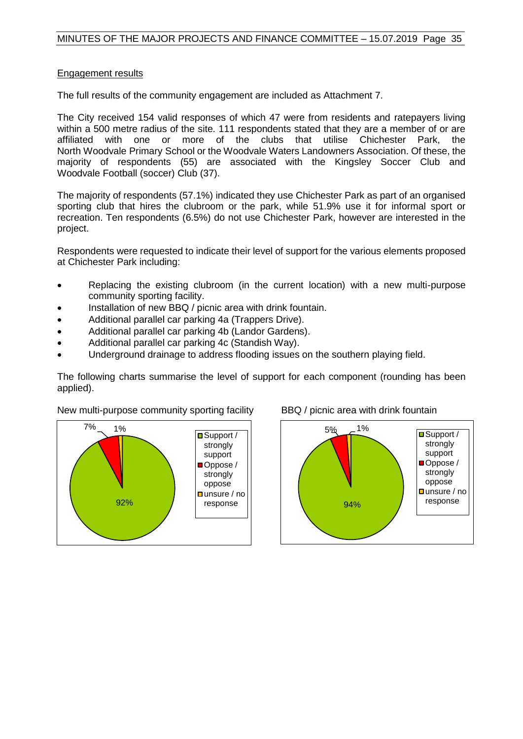Engagement results

The full results of the community engagement are included as Attachment 7.

The City received 154 valid responses of which 47 were from residents and ratepayers living within a 500 metre radius of the site. 111 respondents stated that they are a member of or are affiliated with one or more of the clubs that utilise Chichester Park, the North Woodvale Primary School or the Woodvale Waters Landowners Association. Of these, the majority of respondents (55) are associated with the Kingsley Soccer Club and Woodvale Football (soccer) Club (37).

The majority of respondents (57.1%) indicated they use Chichester Park as part of an organised sporting club that hires the clubroom or the park, while 51.9% use it for informal sport or recreation. Ten respondents (6.5%) do not use Chichester Park, however are interested in the project.

Respondents were requested to indicate their level of support for the various elements proposed at Chichester Park including:

- Replacing the existing clubroom (in the current location) with a new multi-purpose community sporting facility.
- Installation of new BBQ / picnic area with drink fountain.
- Additional parallel car parking 4a (Trappers Drive).
- Additional parallel car parking 4b (Landor Gardens).
- Additional parallel car parking 4c (Standish Way).
- Underground drainage to address flooding issues on the southern playing field.

The following charts summarise the level of support for each component (rounding has been applied).

New multi-purpose community sporting facility

| Response | % |
|---|---|
| Support / strongly support | 92% |
| Oppose / strongly oppose | 7% |
| unsure / no response | 1% |

BBQ / picnic area with drink fountain

| Response | % |
|---|---|
| Support / strongly support | 94% |
| Oppose / strongly oppose | 5% |
| unsure / no response | 1% |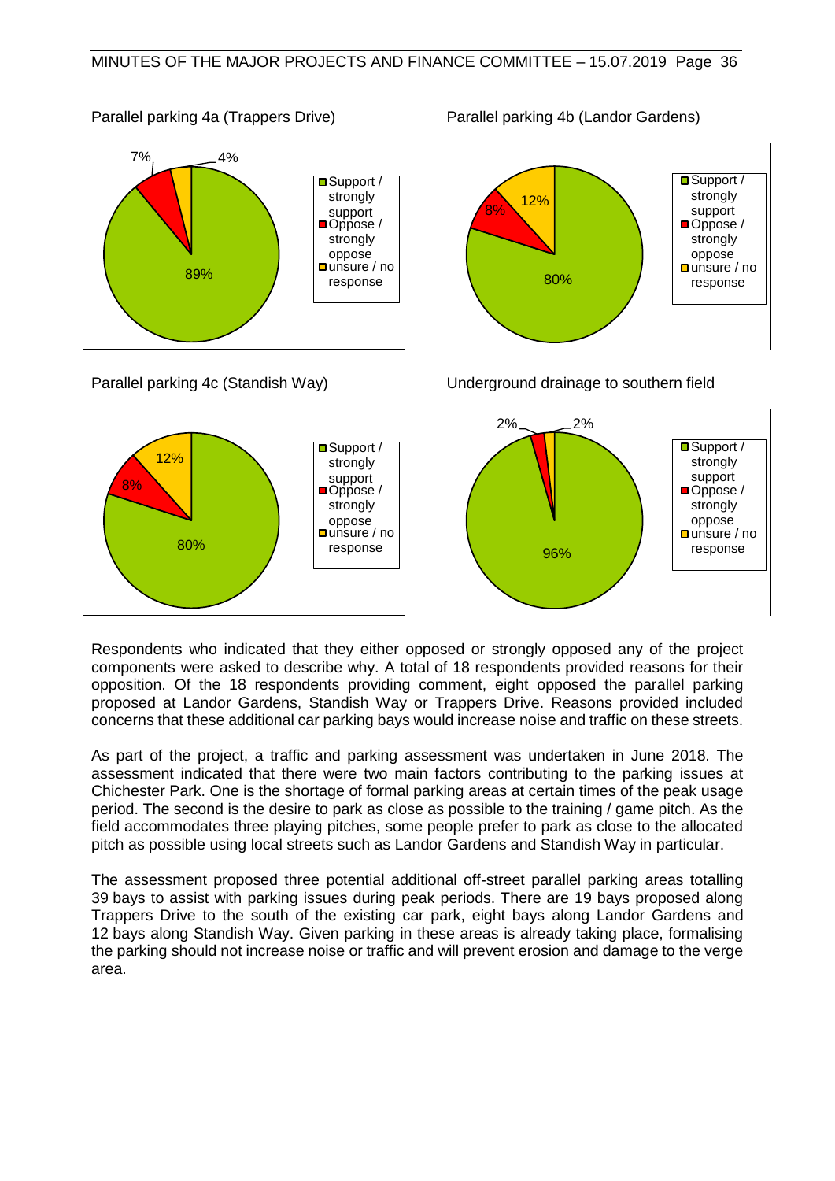Parallel parking 4a (Trappers Drive)

| Response | Percentage |
|---|---|
| Support / strongly support | 89% |
| Oppose / strongly oppose | 7% |
| unsure / no response | 4% |

Parallel parking 4b (Landor Gardens)

| Response | Percentage |
|---|---|
| Support / strongly support | 80% |
| Oppose / strongly oppose | 8% |
| unsure / no response | 12% |

Parallel parking 4c (Standish Way)

| Response | Percentage |
|---|---|
| Support / strongly support | 80% |
| Oppose / strongly oppose | 8% |
| unsure / no response | 12% |

Underground drainage to southern field

| Response | Percentage |
|---|---|
| Support / strongly support | 96% |
| Oppose / strongly oppose | 2% |
| unsure / no response | 2% |

Respondents who indicated that they either opposed or strongly opposed any of the project components were asked to describe why. A total of 18 respondents provided reasons for their opposition. Of the 18 respondents providing comment, eight opposed the parallel parking proposed at Landor Gardens, Standish Way or Trappers Drive. Reasons provided included concerns that these additional car parking bays would increase noise and traffic on these streets.

As part of the project, a traffic and parking assessment was undertaken in June 2018. The assessment indicated that there were two main factors contributing to the parking issues at Chichester Park. One is the shortage of formal parking areas at certain times of the peak usage period. The second is the desire to park as close as possible to the training / game pitch. As the field accommodates three playing pitches, some people prefer to park as close to the allocated pitch as possible using local streets such as Landor Gardens and Standish Way in particular.

The assessment proposed three potential additional off-street parallel parking areas totalling 39 bays to assist with parking issues during peak periods. There are 19 bays proposed along Trappers Drive to the south of the existing car park, eight bays along Landor Gardens and 12 bays along Standish Way. Given parking in these areas is already taking place, formalising the parking should not increase noise or traffic and will prevent erosion and damage to the verge area.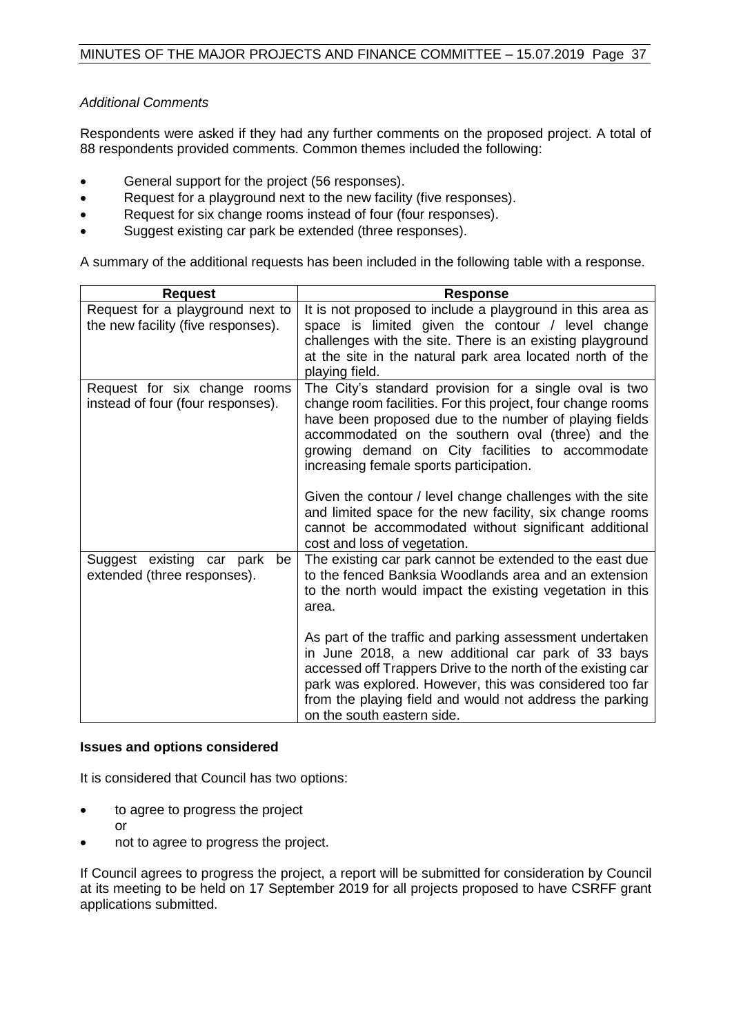*Additional Comments*

Respondents were asked if they had any further comments on the proposed project. A total of 88 respondents provided comments. Common themes included the following:

- General support for the project (56 responses).
- Request for a playground next to the new facility (five responses).
- Request for six change rooms instead of four (four responses).
- Suggest existing car park be extended (three responses).

A summary of the additional requests has been included in the following table with a response.

| Request | Response |
|---|---|
| Request for a playground next to the new facility (five responses). | It is not proposed to include a playground in this area as space is limited given the contour / level change challenges with the site. There is an existing playground at the site in the natural park area located north of the playing field. |
| Request for six change rooms instead of four (four responses). | The City's standard provision for a single oval is two change room facilities. For this project, four change rooms have been proposed due to the number of playing fields accommodated on the southern oval (three) and the growing demand on City facilities to accommodate increasing female sports participation.<br><br>Given the contour / level change challenges with the site and limited space for the new facility, six change rooms cannot be accommodated without significant additional cost and loss of vegetation. |
| Suggest existing car park be extended (three responses). | The existing car park cannot be extended to the east due to the fenced Banksia Woodlands area and an extension to the north would impact the existing vegetation in this area.<br><br>As part of the traffic and parking assessment undertaken in June 2018, a new additional car park of 33 bays accessed off Trappers Drive to the north of the existing car park was explored. However, this was considered too far from the playing field and would not address the parking on the south eastern side. |

**Issues and options considered**

It is considered that Council has two options:

- to agree to progress the project
  
  or
- not to agree to progress the project.

If Council agrees to progress the project, a report will be submitted for consideration by Council at its meeting to be held on 17 September 2019 for all projects proposed to have CSRFF grant applications submitted.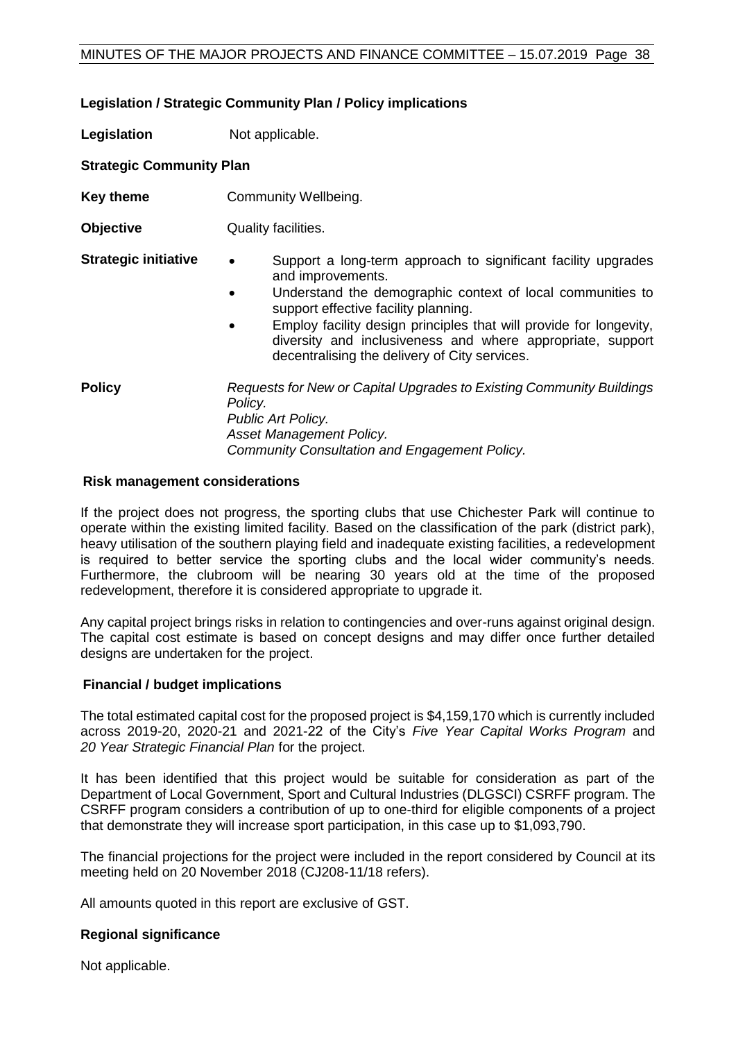### Legislation / Strategic Community Plan / Policy implications

**Legislation** Not applicable.

**Strategic Community Plan**

**Key theme** Community Wellbeing.

**Objective** Quality facilities.

**Strategic initiative**

- Support a long-term approach to significant facility upgrades and improvements.
- Understand the demographic context of local communities to support effective facility planning.
- Employ facility design principles that will provide for longevity, diversity and inclusiveness and where appropriate, support decentralising the delivery of City services.

**Policy**

*Requests for New or Capital Upgrades to Existing Community Buildings Policy.*
*Public Art Policy.*
*Asset Management Policy.*
*Community Consultation and Engagement Policy.*

### Risk management considerations

If the project does not progress, the sporting clubs that use Chichester Park will continue to operate within the existing limited facility. Based on the classification of the park (district park), heavy utilisation of the southern playing field and inadequate existing facilities, a redevelopment is required to better service the sporting clubs and the local wider community's needs. Furthermore, the clubroom will be nearing 30 years old at the time of the proposed redevelopment, therefore it is considered appropriate to upgrade it.

Any capital project brings risks in relation to contingencies and over-runs against original design. The capital cost estimate is based on concept designs and may differ once further detailed designs are undertaken for the project.

### Financial / budget implications

The total estimated capital cost for the proposed project is $4,159,170 which is currently included across 2019-20, 2020-21 and 2021-22 of the City's *Five Year Capital Works Program* and *20 Year Strategic Financial Plan* for the project.

It has been identified that this project would be suitable for consideration as part of the Department of Local Government, Sport and Cultural Industries (DLGSCI) CSRFF program. The CSRFF program considers a contribution of up to one-third for eligible components of a project that demonstrate they will increase sport participation, in this case up to $1,093,790.

The financial projections for the project were included in the report considered by Council at its meeting held on 20 November 2018 (CJ208-11/18 refers).

All amounts quoted in this report are exclusive of GST.

### Regional significance

Not applicable.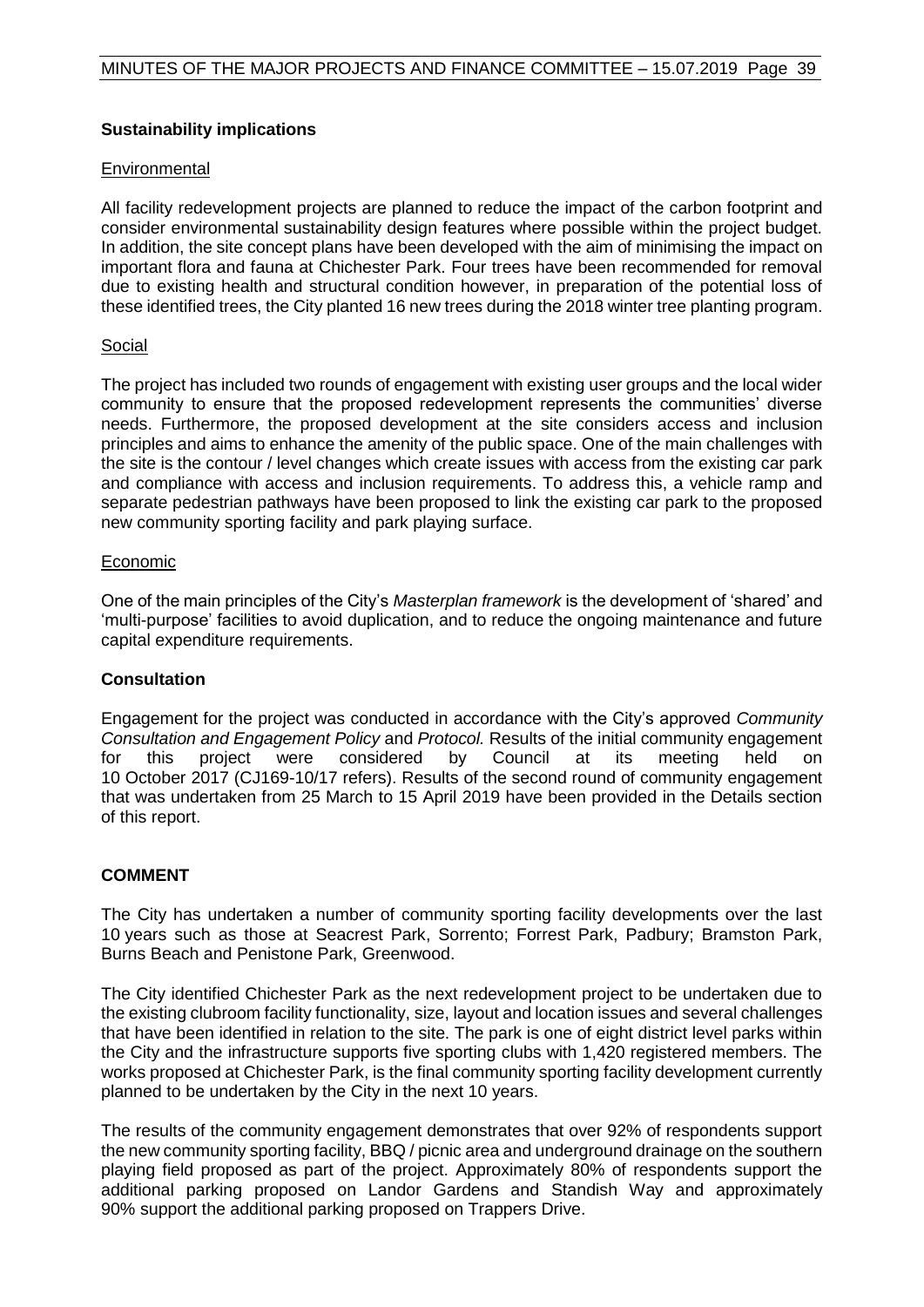### Sustainability implications

#### Environmental

All facility redevelopment projects are planned to reduce the impact of the carbon footprint and consider environmental sustainability design features where possible within the project budget. In addition, the site concept plans have been developed with the aim of minimising the impact on important flora and fauna at Chichester Park. Four trees have been recommended for removal due to existing health and structural condition however, in preparation of the potential loss of these identified trees, the City planted 16 new trees during the 2018 winter tree planting program.

#### Social

The project has included two rounds of engagement with existing user groups and the local wider community to ensure that the proposed redevelopment represents the communities' diverse needs. Furthermore, the proposed development at the site considers access and inclusion principles and aims to enhance the amenity of the public space. One of the main challenges with the site is the contour / level changes which create issues with access from the existing car park and compliance with access and inclusion requirements. To address this, a vehicle ramp and separate pedestrian pathways have been proposed to link the existing car park to the proposed new community sporting facility and park playing surface.

#### Economic

One of the main principles of the City's *Masterplan framework* is the development of 'shared' and 'multi-purpose' facilities to avoid duplication, and to reduce the ongoing maintenance and future capital expenditure requirements.

### Consultation

Engagement for the project was conducted in accordance with the City's approved *Community Consultation and Engagement Policy* and *Protocol.* Results of the initial community engagement for this project were considered by Council at its meeting held on 10 October 2017 (CJ169-10/17 refers). Results of the second round of community engagement that was undertaken from 25 March to 15 April 2019 have been provided in the Details section of this report.

## COMMENT

The City has undertaken a number of community sporting facility developments over the last 10 years such as those at Seacrest Park, Sorrento; Forrest Park, Padbury; Bramston Park, Burns Beach and Penistone Park, Greenwood.

The City identified Chichester Park as the next redevelopment project to be undertaken due to the existing clubroom facility functionality, size, layout and location issues and several challenges that have been identified in relation to the site. The park is one of eight district level parks within the City and the infrastructure supports five sporting clubs with 1,420 registered members. The works proposed at Chichester Park, is the final community sporting facility development currently planned to be undertaken by the City in the next 10 years.

The results of the community engagement demonstrates that over 92% of respondents support the new community sporting facility, BBQ / picnic area and underground drainage on the southern playing field proposed as part of the project. Approximately 80% of respondents support the additional parking proposed on Landor Gardens and Standish Way and approximately 90% support the additional parking proposed on Trappers Drive.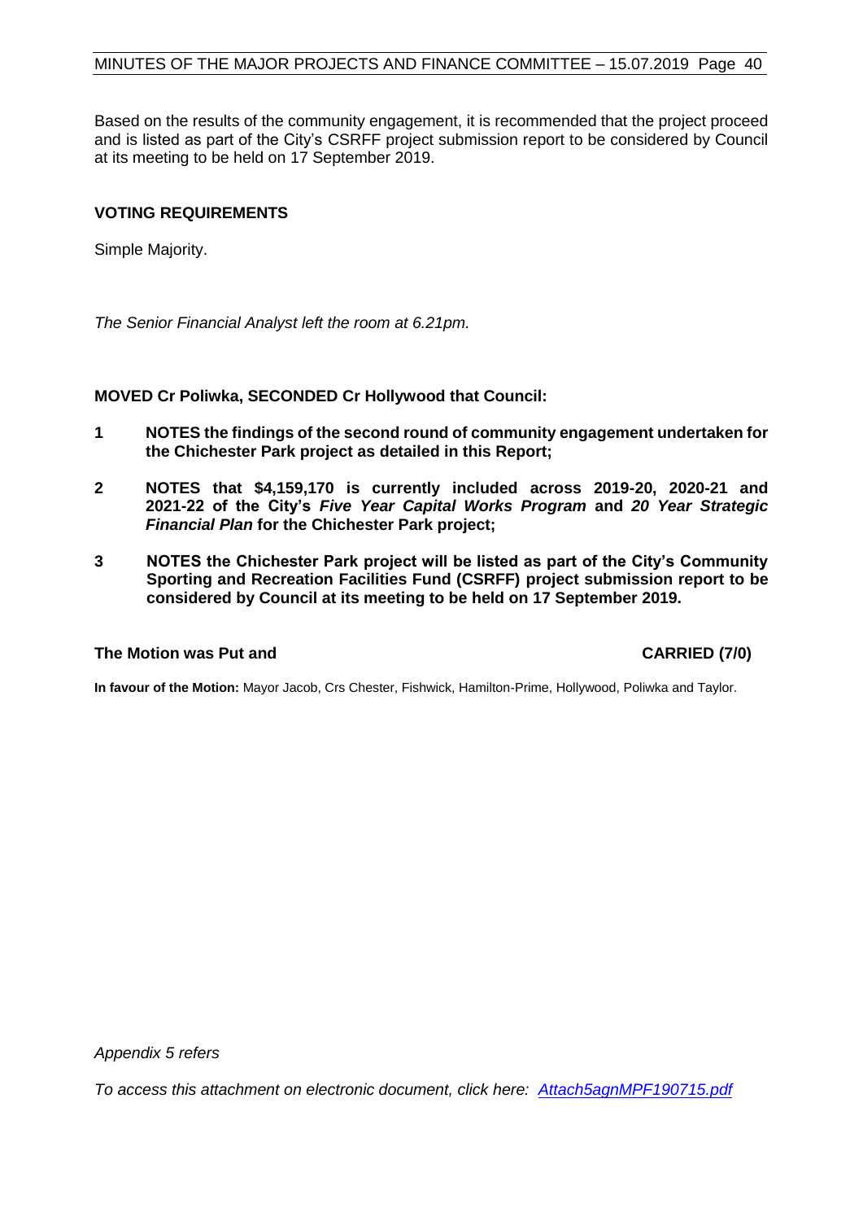Based on the results of the community engagement, it is recommended that the project proceed and is listed as part of the City's CSRFF project submission report to be considered by Council at its meeting to be held on 17 September 2019.

## VOTING REQUIREMENTS

Simple Majority.

*The Senior Financial Analyst left the room at 6.21pm.*

**MOVED Cr Poliwka, SECONDED Cr Hollywood that Council:**

**1 NOTES the findings of the second round of community engagement undertaken for the Chichester Park project as detailed in this Report;**

**2 NOTES that $4,159,170 is currently included across 2019-20, 2020-21 and 2021-22 of the City's *Five Year Capital Works Program* and *20 Year Strategic Financial Plan* for the Chichester Park project;**

**3 NOTES the Chichester Park project will be listed as part of the City's Community Sporting and Recreation Facilities Fund (CSRFF) project submission report to be considered by Council at its meeting to be held on 17 September 2019.**

**The Motion was Put and CARRIED (7/0)**

**In favour of the Motion:** Mayor Jacob, Crs Chester, Fishwick, Hamilton-Prime, Hollywood, Poliwka and Taylor.

*Appendix 5 refers*

*To access this attachment on electronic document, click here: [Attach5agnMPF190715.pdf](Attach5agnMPF190715.pdf)*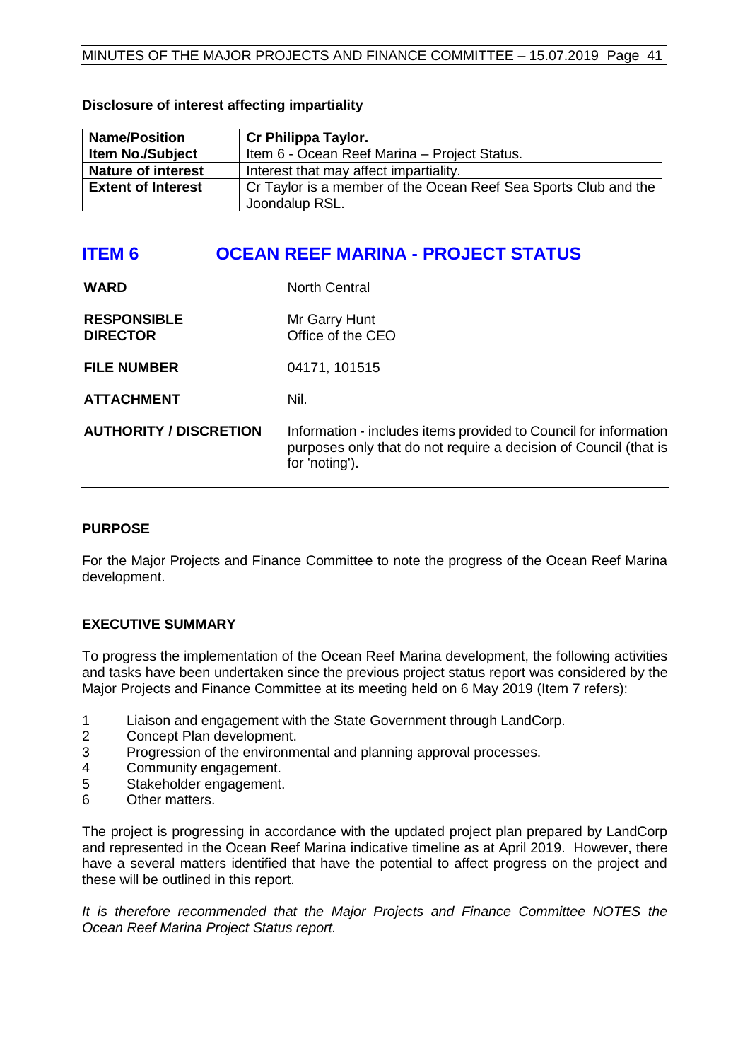**Disclosure of interest affecting impartiality**

| Name/Position | Cr Philippa Taylor. |
|---|---|
| Item No./Subject | Item 6 - Ocean Reef Marina – Project Status. |
| Nature of interest | Interest that may affect impartiality. |
| Extent of Interest | Cr Taylor is a member of the Ocean Reef Sea Sports Club and the Joondalup RSL. |

# ITEM 6 OCEAN REEF MARINA - PROJECT STATUS

| | |
|---|---|
| **WARD** | North Central |
| **RESPONSIBLE DIRECTOR** | Mr Garry Hunt<br>Office of the CEO |
| **FILE NUMBER** | 04171, 101515 |
| **ATTACHMENT** | Nil. |
| **AUTHORITY / DISCRETION** | Information - includes items provided to Council for information purposes only that do not require a decision of Council (that is for 'noting'). |

## PURPOSE

For the Major Projects and Finance Committee to note the progress of the Ocean Reef Marina development.

## EXECUTIVE SUMMARY

To progress the implementation of the Ocean Reef Marina development, the following activities and tasks have been undertaken since the previous project status report was considered by the Major Projects and Finance Committee at its meeting held on 6 May 2019 (Item 7 refers):

1. Liaison and engagement with the State Government through LandCorp.
2. Concept Plan development.
3. Progression of the environmental and planning approval processes.
4. Community engagement.
5. Stakeholder engagement.
6. Other matters.

The project is progressing in accordance with the updated project plan prepared by LandCorp and represented in the Ocean Reef Marina indicative timeline as at April 2019. However, there have a several matters identified that have the potential to affect progress on the project and these will be outlined in this report.

*It is therefore recommended that the Major Projects and Finance Committee NOTES the Ocean Reef Marina Project Status report.*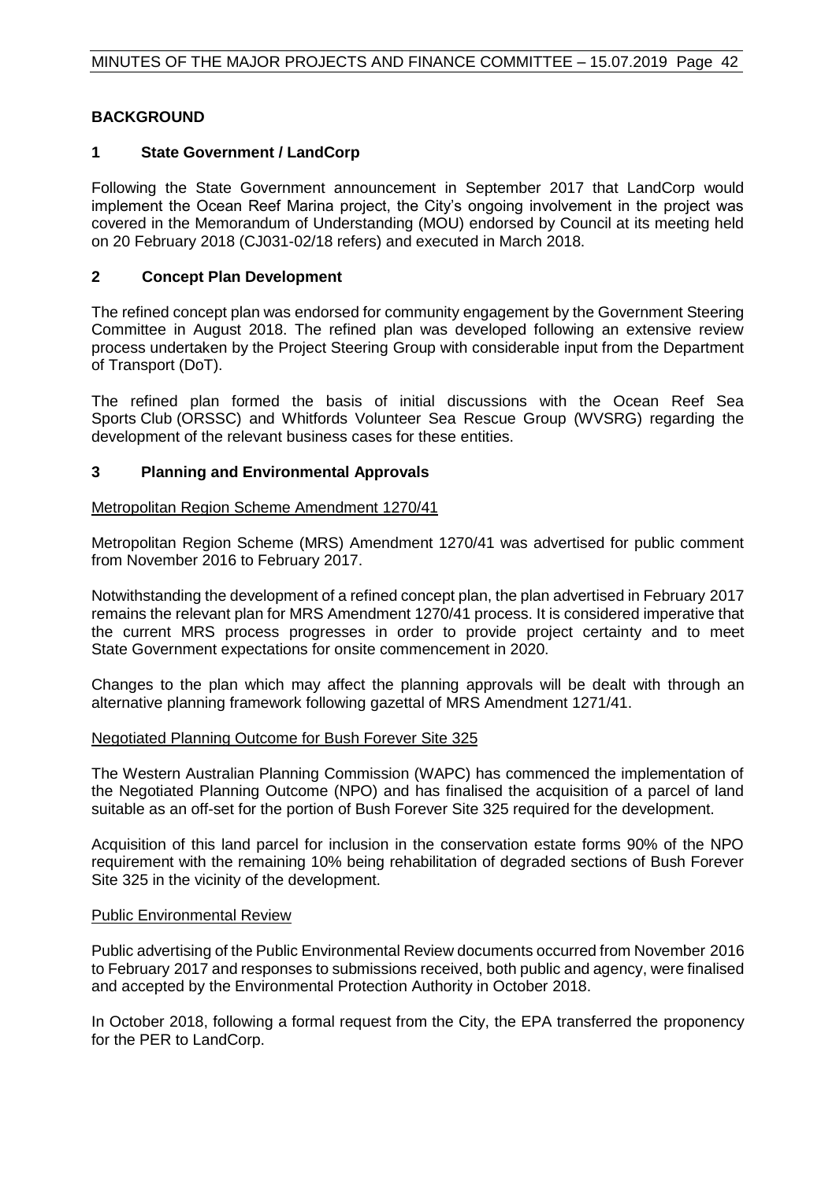## BACKGROUND

### 1 State Government / LandCorp

Following the State Government announcement in September 2017 that LandCorp would implement the Ocean Reef Marina project, the City's ongoing involvement in the project was covered in the Memorandum of Understanding (MOU) endorsed by Council at its meeting held on 20 February 2018 (CJ031-02/18 refers) and executed in March 2018.

### 2 Concept Plan Development

The refined concept plan was endorsed for community engagement by the Government Steering Committee in August 2018. The refined plan was developed following an extensive review process undertaken by the Project Steering Group with considerable input from the Department of Transport (DoT).

The refined plan formed the basis of initial discussions with the Ocean Reef Sea Sports Club (ORSSC) and Whitfords Volunteer Sea Rescue Group (WVSRG) regarding the development of the relevant business cases for these entities.

### 3 Planning and Environmental Approvals

Metropolitan Region Scheme Amendment 1270/41

Metropolitan Region Scheme (MRS) Amendment 1270/41 was advertised for public comment from November 2016 to February 2017.

Notwithstanding the development of a refined concept plan, the plan advertised in February 2017 remains the relevant plan for MRS Amendment 1270/41 process. It is considered imperative that the current MRS process progresses in order to provide project certainty and to meet State Government expectations for onsite commencement in 2020.

Changes to the plan which may affect the planning approvals will be dealt with through an alternative planning framework following gazettal of MRS Amendment 1271/41.

Negotiated Planning Outcome for Bush Forever Site 325

The Western Australian Planning Commission (WAPC) has commenced the implementation of the Negotiated Planning Outcome (NPO) and has finalised the acquisition of a parcel of land suitable as an off-set for the portion of Bush Forever Site 325 required for the development.

Acquisition of this land parcel for inclusion in the conservation estate forms 90% of the NPO requirement with the remaining 10% being rehabilitation of degraded sections of Bush Forever Site 325 in the vicinity of the development.

Public Environmental Review

Public advertising of the Public Environmental Review documents occurred from November 2016 to February 2017 and responses to submissions received, both public and agency, were finalised and accepted by the Environmental Protection Authority in October 2018.

In October 2018, following a formal request from the City, the EPA transferred the proponency for the PER to LandCorp.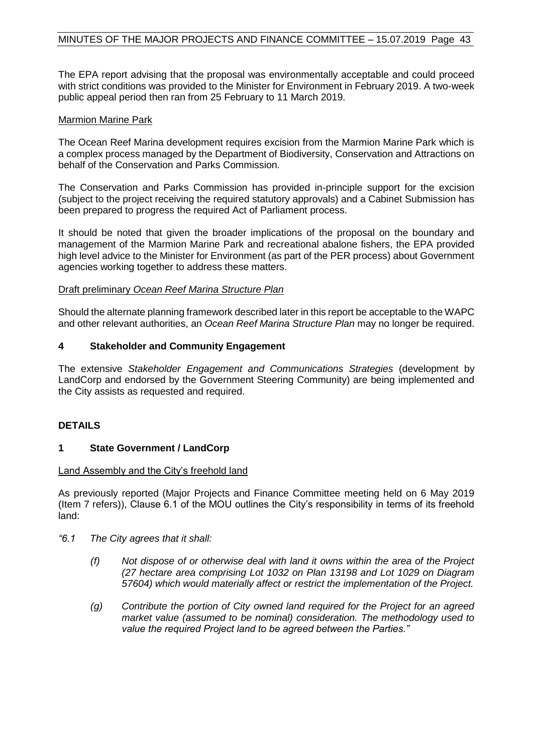The EPA report advising that the proposal was environmentally acceptable and could proceed with strict conditions was provided to the Minister for Environment in February 2019. A two-week public appeal period then ran from 25 February to 11 March 2019.

Marmion Marine Park

The Ocean Reef Marina development requires excision from the Marmion Marine Park which is a complex process managed by the Department of Biodiversity, Conservation and Attractions on behalf of the Conservation and Parks Commission.

The Conservation and Parks Commission has provided in-principle support for the excision (subject to the project receiving the required statutory approvals) and a Cabinet Submission has been prepared to progress the required Act of Parliament process.

It should be noted that given the broader implications of the proposal on the boundary and management of the Marmion Marine Park and recreational abalone fishers, the EPA provided high level advice to the Minister for Environment (as part of the PER process) about Government agencies working together to address these matters.

Draft preliminary *Ocean Reef Marina Structure Plan*

Should the alternate planning framework described later in this report be acceptable to the WAPC and other relevant authorities, an *Ocean Reef Marina Structure Plan* may no longer be required.

## 4 Stakeholder and Community Engagement

The extensive *Stakeholder Engagement and Communications Strategies* (development by LandCorp and endorsed by the Government Steering Community) are being implemented and the City assists as requested and required.

## DETAILS

## 1 State Government / LandCorp

Land Assembly and the City's freehold land

As previously reported (Major Projects and Finance Committee meeting held on 6 May 2019 (Item 7 refers)), Clause 6.1 of the MOU outlines the City's responsibility in terms of its freehold land:

*"6.1 The City agrees that it shall:*

- *(f) Not dispose of or otherwise deal with land it owns within the area of the Project (27 hectare area comprising Lot 1032 on Plan 13198 and Lot 1029 on Diagram 57604) which would materially affect or restrict the implementation of the Project.*
- *(g) Contribute the portion of City owned land required for the Project for an agreed market value (assumed to be nominal) consideration. The methodology used to value the required Project land to be agreed between the Parties."*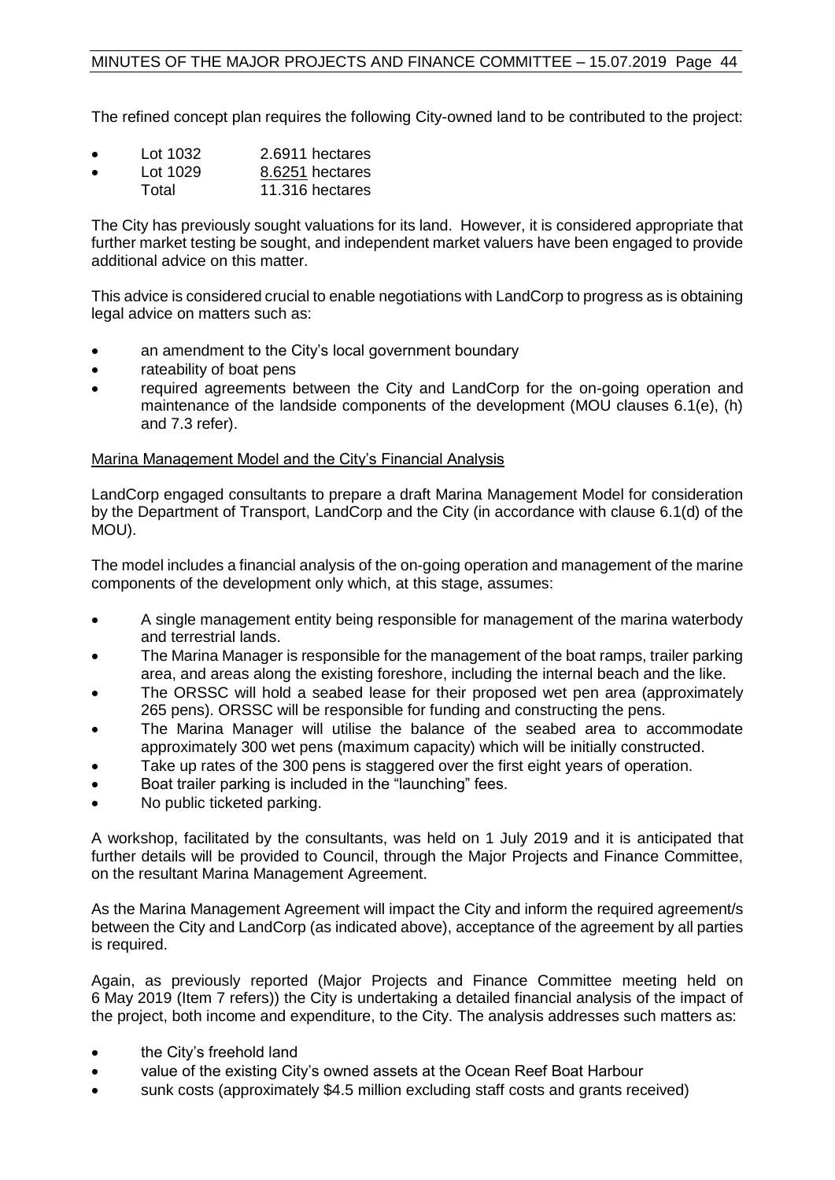The refined concept plan requires the following City-owned land to be contributed to the project:

- Lot 1032 2.6911 hectares
- Lot 1029 8.6251 hectares
  Total 11.316 hectares

The City has previously sought valuations for its land. However, it is considered appropriate that further market testing be sought, and independent market valuers have been engaged to provide additional advice on this matter.

This advice is considered crucial to enable negotiations with LandCorp to progress as is obtaining legal advice on matters such as:

- an amendment to the City's local government boundary
- rateability of boat pens
- required agreements between the City and LandCorp for the on-going operation and maintenance of the landside components of the development (MOU clauses 6.1(e), (h) and 7.3 refer).

Marina Management Model and the City's Financial Analysis

LandCorp engaged consultants to prepare a draft Marina Management Model for consideration by the Department of Transport, LandCorp and the City (in accordance with clause 6.1(d) of the MOU).

The model includes a financial analysis of the on-going operation and management of the marine components of the development only which, at this stage, assumes:

- A single management entity being responsible for management of the marina waterbody and terrestrial lands.
- The Marina Manager is responsible for the management of the boat ramps, trailer parking area, and areas along the existing foreshore, including the internal beach and the like.
- The ORSSC will hold a seabed lease for their proposed wet pen area (approximately 265 pens). ORSSC will be responsible for funding and constructing the pens.
- The Marina Manager will utilise the balance of the seabed area to accommodate approximately 300 wet pens (maximum capacity) which will be initially constructed.
- Take up rates of the 300 pens is staggered over the first eight years of operation.
- Boat trailer parking is included in the "launching" fees.
- No public ticketed parking.

A workshop, facilitated by the consultants, was held on 1 July 2019 and it is anticipated that further details will be provided to Council, through the Major Projects and Finance Committee, on the resultant Marina Management Agreement.

As the Marina Management Agreement will impact the City and inform the required agreement/s between the City and LandCorp (as indicated above), acceptance of the agreement by all parties is required.

Again, as previously reported (Major Projects and Finance Committee meeting held on 6 May 2019 (Item 7 refers)) the City is undertaking a detailed financial analysis of the impact of the project, both income and expenditure, to the City. The analysis addresses such matters as:

- the City's freehold land
- value of the existing City's owned assets at the Ocean Reef Boat Harbour
- sunk costs (approximately \$4.5 million excluding staff costs and grants received)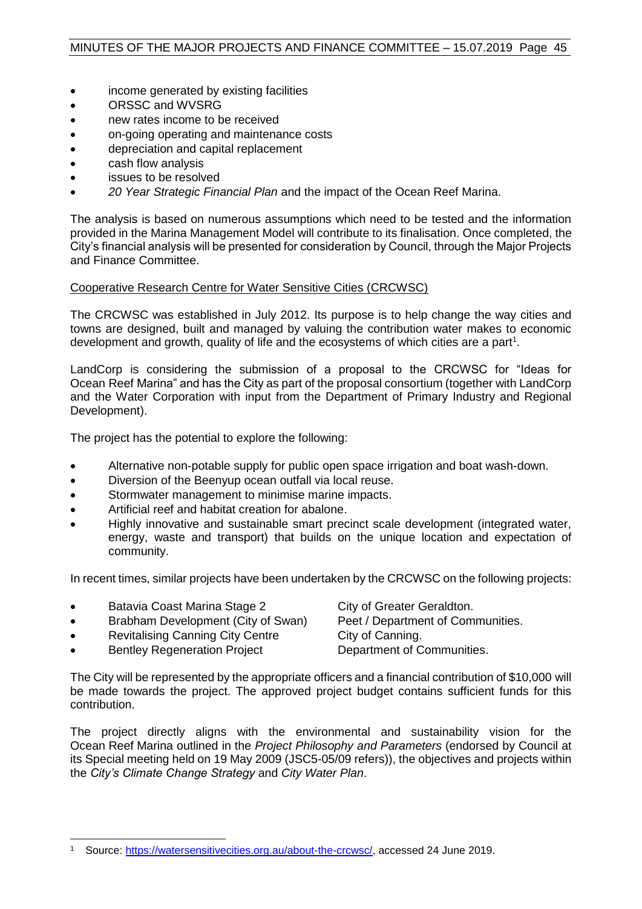- income generated by existing facilities
- ORSSC and WVSRG
- new rates income to be received
- on-going operating and maintenance costs
- depreciation and capital replacement
- cash flow analysis
- issues to be resolved
- *20 Year Strategic Financial Plan* and the impact of the Ocean Reef Marina.

The analysis is based on numerous assumptions which need to be tested and the information provided in the Marina Management Model will contribute to its finalisation. Once completed, the City's financial analysis will be presented for consideration by Council, through the Major Projects and Finance Committee.

Cooperative Research Centre for Water Sensitive Cities (CRCWSC)

The CRCWSC was established in July 2012. Its purpose is to help change the way cities and towns are designed, built and managed by valuing the contribution water makes to economic development and growth, quality of life and the ecosystems of which cities are a part[1].

LandCorp is considering the submission of a proposal to the CRCWSC for "Ideas for Ocean Reef Marina" and has the City as part of the proposal consortium (together with LandCorp and the Water Corporation with input from the Department of Primary Industry and Regional Development).

The project has the potential to explore the following:

- Alternative non-potable supply for public open space irrigation and boat wash-down.
- Diversion of the Beenyup ocean outfall via local reuse.
- Stormwater management to minimise marine impacts.
- Artificial reef and habitat creation for abalone.
- Highly innovative and sustainable smart precinct scale development (integrated water, energy, waste and transport) that builds on the unique location and expectation of community.

In recent times, similar projects have been undertaken by the CRCWSC on the following projects:

- Batavia Coast Marina Stage 2 — City of Greater Geraldton.
- Brabham Development (City of Swan) — Peet / Department of Communities.
- Revitalising Canning City Centre — City of Canning.
- Bentley Regeneration Project — Department of Communities.

The City will be represented by the appropriate officers and a financial contribution of $10,000 will be made towards the project. The approved project budget contains sufficient funds for this contribution.

The project directly aligns with the environmental and sustainability vision for the Ocean Reef Marina outlined in the *Project Philosophy and Parameters* (endorsed by Council at its Special meeting held on 19 May 2009 (JSC5-05/09 refers)), the objectives and projects within the *City's Climate Change Strategy* and *City Water Plan*.

---

[1] Source: https://watersensitivecities.org.au/about-the-crcwsc/, accessed 24 June 2019.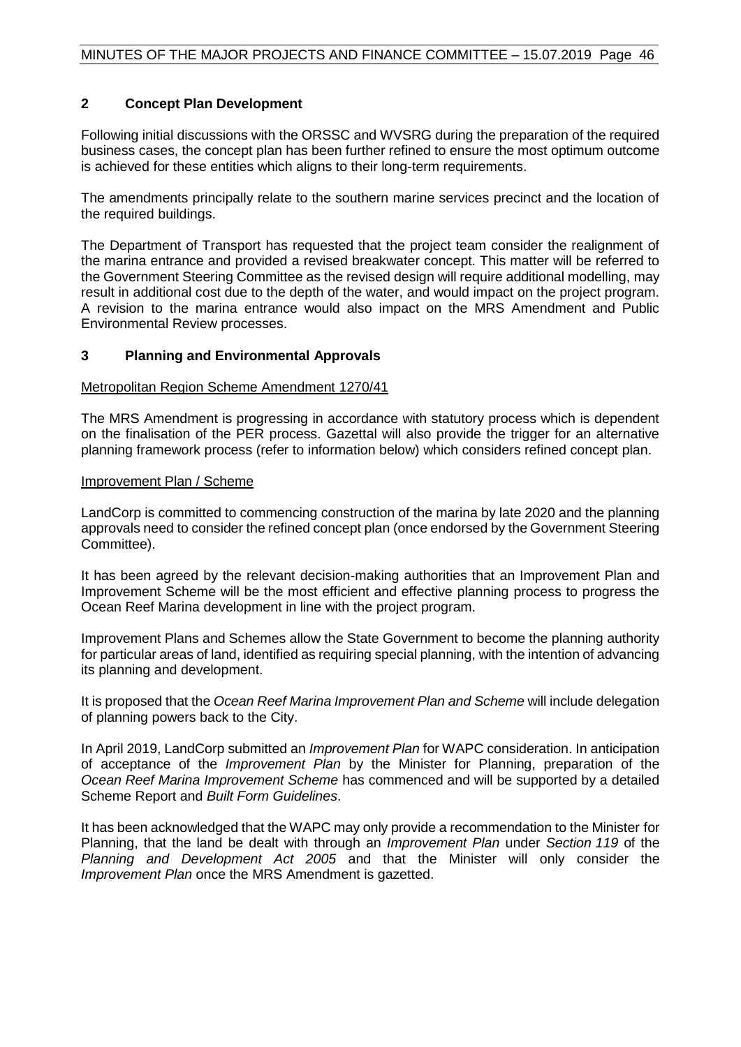## 2 Concept Plan Development

Following initial discussions with the ORSSC and WVSRG during the preparation of the required business cases, the concept plan has been further refined to ensure the most optimum outcome is achieved for these entities which aligns to their long-term requirements.

The amendments principally relate to the southern marine services precinct and the location of the required buildings.

The Department of Transport has requested that the project team consider the realignment of the marina entrance and provided a revised breakwater concept. This matter will be referred to the Government Steering Committee as the revised design will require additional modelling, may result in additional cost due to the depth of the water, and would impact on the project program. A revision to the marina entrance would also impact on the MRS Amendment and Public Environmental Review processes.

## 3 Planning and Environmental Approvals

Metropolitan Region Scheme Amendment 1270/41

The MRS Amendment is progressing in accordance with statutory process which is dependent on the finalisation of the PER process. Gazettal will also provide the trigger for an alternative planning framework process (refer to information below) which considers refined concept plan.

Improvement Plan / Scheme

LandCorp is committed to commencing construction of the marina by late 2020 and the planning approvals need to consider the refined concept plan (once endorsed by the Government Steering Committee).

It has been agreed by the relevant decision-making authorities that an Improvement Plan and Improvement Scheme will be the most efficient and effective planning process to progress the Ocean Reef Marina development in line with the project program.

Improvement Plans and Schemes allow the State Government to become the planning authority for particular areas of land, identified as requiring special planning, with the intention of advancing its planning and development.

It is proposed that the *Ocean Reef Marina Improvement Plan and Scheme* will include delegation of planning powers back to the City.

In April 2019, LandCorp submitted an *Improvement Plan* for WAPC consideration. In anticipation of acceptance of the *Improvement Plan* by the Minister for Planning, preparation of the *Ocean Reef Marina Improvement Scheme* has commenced and will be supported by a detailed Scheme Report and *Built Form Guidelines*.

It has been acknowledged that the WAPC may only provide a recommendation to the Minister for Planning, that the land be dealt with through an *Improvement Plan* under *Section 119* of the *Planning and Development Act 2005* and that the Minister will only consider the *Improvement Plan* once the MRS Amendment is gazetted.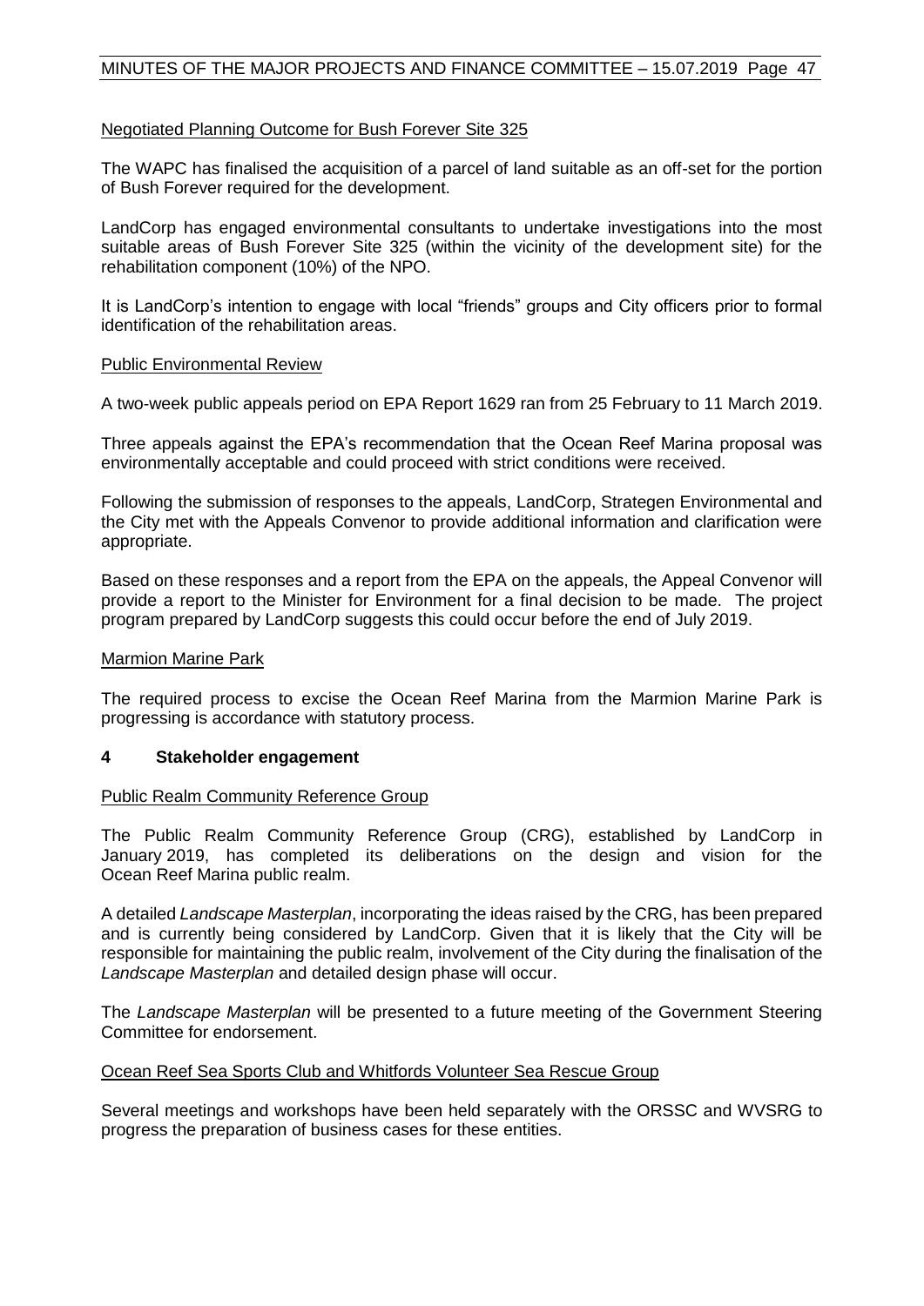Negotiated Planning Outcome for Bush Forever Site 325

The WAPC has finalised the acquisition of a parcel of land suitable as an off-set for the portion of Bush Forever required for the development.

LandCorp has engaged environmental consultants to undertake investigations into the most suitable areas of Bush Forever Site 325 (within the vicinity of the development site) for the rehabilitation component (10%) of the NPO.

It is LandCorp's intention to engage with local "friends" groups and City officers prior to formal identification of the rehabilitation areas.

Public Environmental Review

A two-week public appeals period on EPA Report 1629 ran from 25 February to 11 March 2019.

Three appeals against the EPA's recommendation that the Ocean Reef Marina proposal was environmentally acceptable and could proceed with strict conditions were received.

Following the submission of responses to the appeals, LandCorp, Strategen Environmental and the City met with the Appeals Convenor to provide additional information and clarification were appropriate.

Based on these responses and a report from the EPA on the appeals, the Appeal Convenor will provide a report to the Minister for Environment for a final decision to be made. The project program prepared by LandCorp suggests this could occur before the end of July 2019.

Marmion Marine Park

The required process to excise the Ocean Reef Marina from the Marmion Marine Park is progressing is accordance with statutory process.

## 4 Stakeholder engagement

Public Realm Community Reference Group

The Public Realm Community Reference Group (CRG), established by LandCorp in January 2019, has completed its deliberations on the design and vision for the Ocean Reef Marina public realm.

A detailed *Landscape Masterplan*, incorporating the ideas raised by the CRG, has been prepared and is currently being considered by LandCorp. Given that it is likely that the City will be responsible for maintaining the public realm, involvement of the City during the finalisation of the *Landscape Masterplan* and detailed design phase will occur.

The *Landscape Masterplan* will be presented to a future meeting of the Government Steering Committee for endorsement.

Ocean Reef Sea Sports Club and Whitfords Volunteer Sea Rescue Group

Several meetings and workshops have been held separately with the ORSSC and WVSRG to progress the preparation of business cases for these entities.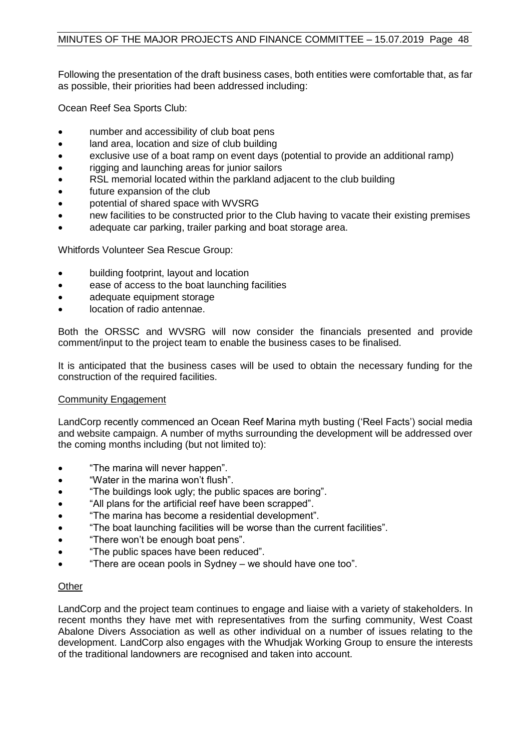Following the presentation of the draft business cases, both entities were comfortable that, as far as possible, their priorities had been addressed including:

Ocean Reef Sea Sports Club:

- number and accessibility of club boat pens
- land area, location and size of club building
- exclusive use of a boat ramp on event days (potential to provide an additional ramp)
- rigging and launching areas for junior sailors
- RSL memorial located within the parkland adjacent to the club building
- future expansion of the club
- potential of shared space with WVSRG
- new facilities to be constructed prior to the Club having to vacate their existing premises
- adequate car parking, trailer parking and boat storage area.

Whitfords Volunteer Sea Rescue Group:

- building footprint, layout and location
- ease of access to the boat launching facilities
- adequate equipment storage
- location of radio antennae.

Both the ORSSC and WVSRG will now consider the financials presented and provide comment/input to the project team to enable the business cases to be finalised.

It is anticipated that the business cases will be used to obtain the necessary funding for the construction of the required facilities.

### Community Engagement

LandCorp recently commenced an Ocean Reef Marina myth busting ('Reel Facts') social media and website campaign. A number of myths surrounding the development will be addressed over the coming months including (but not limited to):

- "The marina will never happen".
- "Water in the marina won't flush".
- "The buildings look ugly; the public spaces are boring".
- "All plans for the artificial reef have been scrapped".
- "The marina has become a residential development".
- "The boat launching facilities will be worse than the current facilities".
- "There won't be enough boat pens".
- "The public spaces have been reduced".
- "There are ocean pools in Sydney – we should have one too".

### Other

LandCorp and the project team continues to engage and liaise with a variety of stakeholders. In recent months they have met with representatives from the surfing community, West Coast Abalone Divers Association as well as other individual on a number of issues relating to the development. LandCorp also engages with the Whudjak Working Group to ensure the interests of the traditional landowners are recognised and taken into account.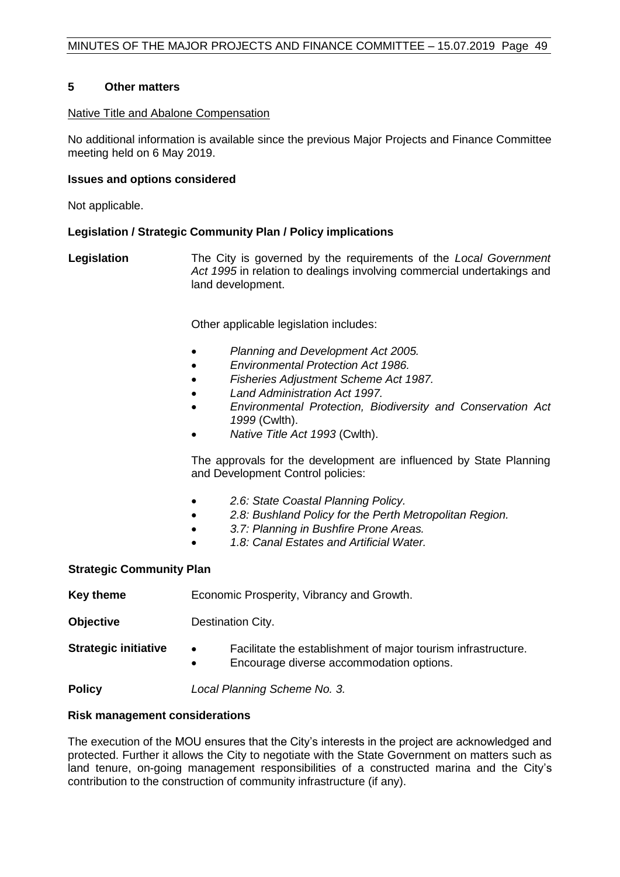## 5 Other matters

Native Title and Abalone Compensation

No additional information is available since the previous Major Projects and Finance Committee meeting held on 6 May 2019.

### Issues and options considered

Not applicable.

### Legislation / Strategic Community Plan / Policy implications

**Legislation**

The City is governed by the requirements of the *Local Government Act 1995* in relation to dealings involving commercial undertakings and land development.

Other applicable legislation includes:

- *Planning and Development Act 2005.*
- *Environmental Protection Act 1986.*
- *Fisheries Adjustment Scheme Act 1987.*
- *Land Administration Act 1997.*
- *Environmental Protection, Biodiversity and Conservation Act 1999* (Cwlth).
- *Native Title Act 1993* (Cwlth).

The approvals for the development are influenced by State Planning and Development Control policies:

- *2.6: State Coastal Planning Policy.*
- *2.8: Bushland Policy for the Perth Metropolitan Region.*
- *3.7: Planning in Bushfire Prone Areas.*
- *1.8: Canal Estates and Artificial Water.*

### Strategic Community Plan

**Key theme** Economic Prosperity, Vibrancy and Growth.

**Objective** Destination City.

**Strategic initiative**

- Facilitate the establishment of major tourism infrastructure.
- Encourage diverse accommodation options.

**Policy** *Local Planning Scheme No. 3.*

### Risk management considerations

The execution of the MOU ensures that the City's interests in the project are acknowledged and protected. Further it allows the City to negotiate with the State Government on matters such as land tenure, on-going management responsibilities of a constructed marina and the City's contribution to the construction of community infrastructure (if any).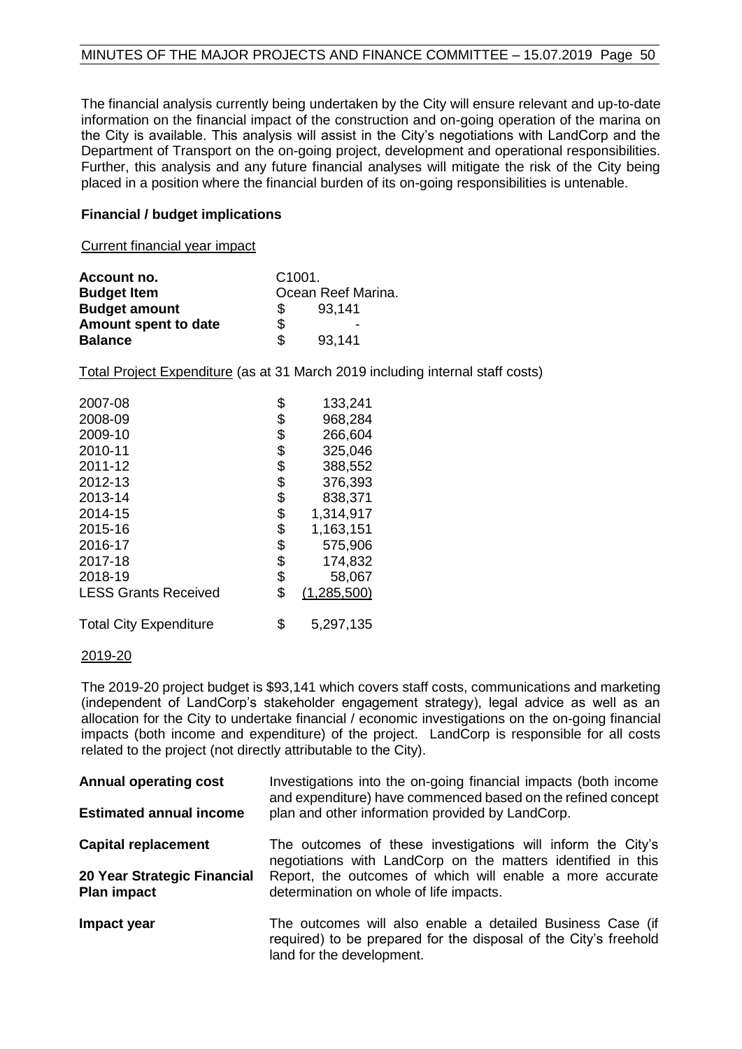The financial analysis currently being undertaken by the City will ensure relevant and up-to-date information on the financial impact of the construction and on-going operation of the marina on the City is available. This analysis will assist in the City's negotiations with LandCorp and the Department of Transport on the on-going project, development and operational responsibilities. Further, this analysis and any future financial analyses will mitigate the risk of the City being placed in a position where the financial burden of its on-going responsibilities is untenable.

**Financial / budget implications**

Current financial year impact

| | |
|---|---|
| **Account no.** | C1001. |
| **Budget Item** | Ocean Reef Marina. |
| **Budget amount** | $ 93,141 |
| **Amount spent to date** | $ - |
| **Balance** | $ 93,141 |

Total Project Expenditure (as at 31 March 2019 including internal staff costs)

| | | |
|---|---|---|
| 2007-08 | $ | 133,241 |
| 2008-09 | $ | 968,284 |
| 2009-10 | $ | 266,604 |
| 2010-11 | $ | 325,046 |
| 2011-12 | $ | 388,552 |
| 2012-13 | $ | 376,393 |
| 2013-14 | $ | 838,371 |
| 2014-15 | $ | 1,314,917 |
| 2015-16 | $ | 1,163,151 |
| 2016-17 | $ | 575,906 |
| 2017-18 | $ | 174,832 |
| 2018-19 | $ | 58,067 |
| LESS Grants Received | $ | (1,285,500) |
| Total City Expenditure | $ | 5,297,135 |

2019-20

The 2019-20 project budget is $93,141 which covers staff costs, communications and marketing (independent of LandCorp's stakeholder engagement strategy), legal advice as well as an allocation for the City to undertake financial / economic investigations on the on-going financial impacts (both income and expenditure) of the project. LandCorp is responsible for all costs related to the project (not directly attributable to the City).

| | |
|---|---|
| **Annual operating cost**<br><br>**Estimated annual income** | Investigations into the on-going financial impacts (both income and expenditure) have commenced based on the refined concept plan and other information provided by LandCorp. |
| **Capital replacement**<br><br>**20 Year Strategic Financial Plan impact** | The outcomes of these investigations will inform the City's negotiations with LandCorp on the matters identified in this Report, the outcomes of which will enable a more accurate determination on whole of life impacts. |
| **Impact year** | The outcomes will also enable a detailed Business Case (if required) to be prepared for the disposal of the City's freehold land for the development. |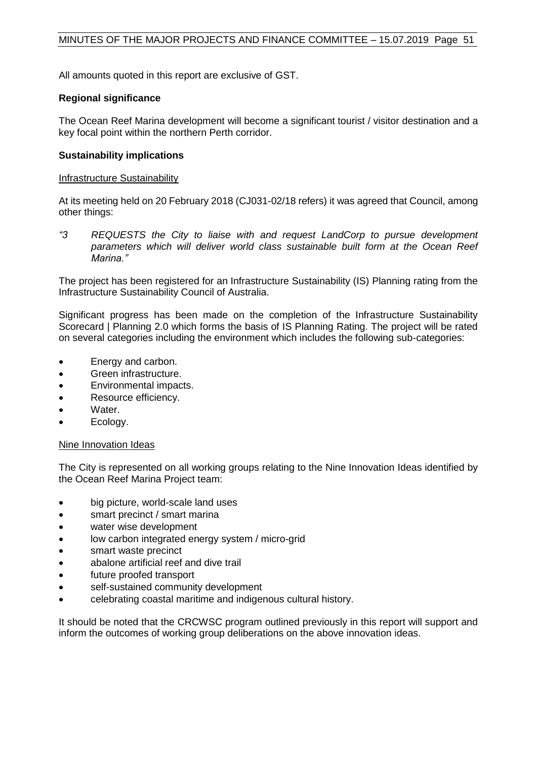All amounts quoted in this report are exclusive of GST.

**Regional significance**

The Ocean Reef Marina development will become a significant tourist / visitor destination and a key focal point within the northern Perth corridor.

**Sustainability implications**

Infrastructure Sustainability

At its meeting held on 20 February 2018 (CJ031-02/18 refers) it was agreed that Council, among other things:

*"3 REQUESTS the City to liaise with and request LandCorp to pursue development parameters which will deliver world class sustainable built form at the Ocean Reef Marina."*

The project has been registered for an Infrastructure Sustainability (IS) Planning rating from the Infrastructure Sustainability Council of Australia.

Significant progress has been made on the completion of the Infrastructure Sustainability Scorecard | Planning 2.0 which forms the basis of IS Planning Rating. The project will be rated on several categories including the environment which includes the following sub-categories:

- Energy and carbon.
- Green infrastructure.
- Environmental impacts.
- Resource efficiency.
- Water.
- Ecology.

Nine Innovation Ideas

The City is represented on all working groups relating to the Nine Innovation Ideas identified by the Ocean Reef Marina Project team:

- big picture, world-scale land uses
- smart precinct / smart marina
- water wise development
- low carbon integrated energy system / micro-grid
- smart waste precinct
- abalone artificial reef and dive trail
- future proofed transport
- self-sustained community development
- celebrating coastal maritime and indigenous cultural history.

It should be noted that the CRCWSC program outlined previously in this report will support and inform the outcomes of working group deliberations on the above innovation ideas.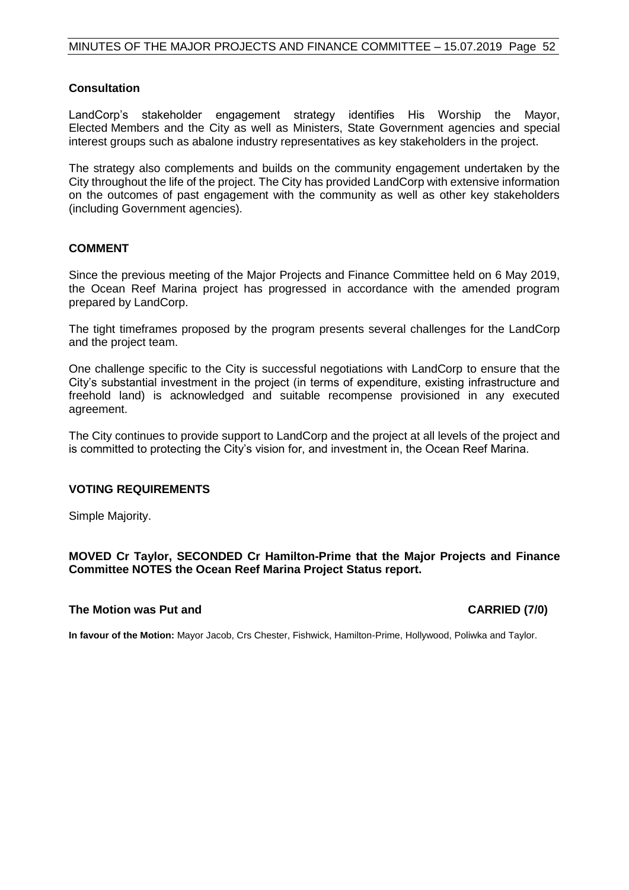### Consultation

LandCorp's stakeholder engagement strategy identifies His Worship the Mayor, Elected Members and the City as well as Ministers, State Government agencies and special interest groups such as abalone industry representatives as key stakeholders in the project.

The strategy also complements and builds on the community engagement undertaken by the City throughout the life of the project. The City has provided LandCorp with extensive information on the outcomes of past engagement with the community as well as other key stakeholders (including Government agencies).

## COMMENT

Since the previous meeting of the Major Projects and Finance Committee held on 6 May 2019, the Ocean Reef Marina project has progressed in accordance with the amended program prepared by LandCorp.

The tight timeframes proposed by the program presents several challenges for the LandCorp and the project team.

One challenge specific to the City is successful negotiations with LandCorp to ensure that the City's substantial investment in the project (in terms of expenditure, existing infrastructure and freehold land) is acknowledged and suitable recompense provisioned in any executed agreement.

The City continues to provide support to LandCorp and the project at all levels of the project and is committed to protecting the City's vision for, and investment in, the Ocean Reef Marina.

## VOTING REQUIREMENTS

Simple Majority.

**MOVED Cr Taylor, SECONDED Cr Hamilton-Prime that the Major Projects and Finance Committee NOTES the Ocean Reef Marina Project Status report.**

**The Motion was Put and CARRIED (7/0)**

**In favour of the Motion:** Mayor Jacob, Crs Chester, Fishwick, Hamilton-Prime, Hollywood, Poliwka and Taylor.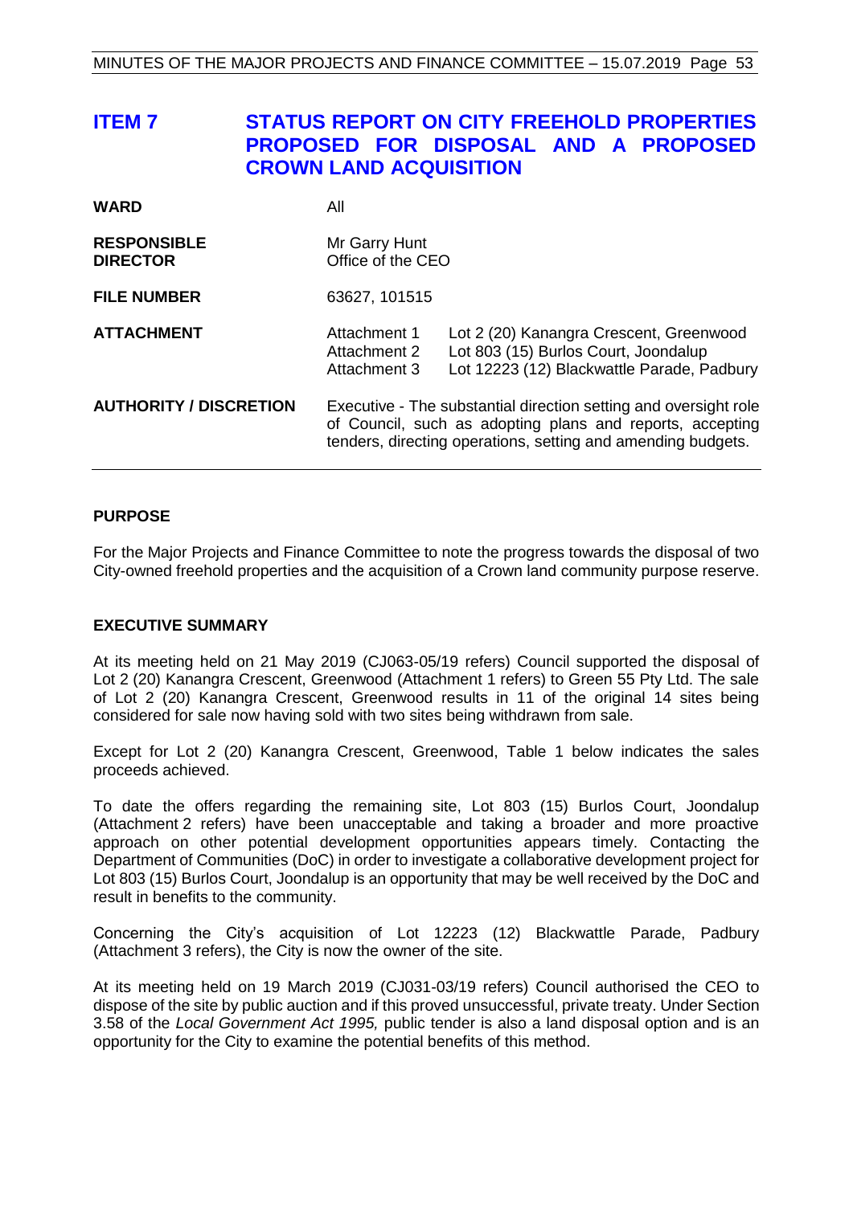# ITEM 7 STATUS REPORT ON CITY FREEHOLD PROPERTIES PROPOSED FOR DISPOSAL AND A PROPOSED CROWN LAND ACQUISITION

| | | |
|---|---|---|
| **WARD** | All | |
| **RESPONSIBLE DIRECTOR** | Mr Garry Hunt<br>Office of the CEO | |
| **FILE NUMBER** | 63627, 101515 | |
| **ATTACHMENT** | Attachment 1<br>Attachment 2<br>Attachment 3 | Lot 2 (20) Kanangra Crescent, Greenwood<br>Lot 803 (15) Burlos Court, Joondalup<br>Lot 12223 (12) Blackwattle Parade, Padbury |
| **AUTHORITY / DISCRETION** | Executive - The substantial direction setting and oversight role of Council, such as adopting plans and reports, accepting tenders, directing operations, setting and amending budgets. | |

## PURPOSE

For the Major Projects and Finance Committee to note the progress towards the disposal of two City-owned freehold properties and the acquisition of a Crown land community purpose reserve.

## EXECUTIVE SUMMARY

At its meeting held on 21 May 2019 (CJ063-05/19 refers) Council supported the disposal of Lot 2 (20) Kanangra Crescent, Greenwood (Attachment 1 refers) to Green 55 Pty Ltd. The sale of Lot 2 (20) Kanangra Crescent, Greenwood results in 11 of the original 14 sites being considered for sale now having sold with two sites being withdrawn from sale.

Except for Lot 2 (20) Kanangra Crescent, Greenwood, Table 1 below indicates the sales proceeds achieved.

To date the offers regarding the remaining site, Lot 803 (15) Burlos Court, Joondalup (Attachment 2 refers) have been unacceptable and taking a broader and more proactive approach on other potential development opportunities appears timely. Contacting the Department of Communities (DoC) in order to investigate a collaborative development project for Lot 803 (15) Burlos Court, Joondalup is an opportunity that may be well received by the DoC and result in benefits to the community.

Concerning the City's acquisition of Lot 12223 (12) Blackwattle Parade, Padbury (Attachment 3 refers), the City is now the owner of the site.

At its meeting held on 19 March 2019 (CJ031-03/19 refers) Council authorised the CEO to dispose of the site by public auction and if this proved unsuccessful, private treaty. Under Section 3.58 of the *Local Government Act 1995,* public tender is also a land disposal option and is an opportunity for the City to examine the potential benefits of this method.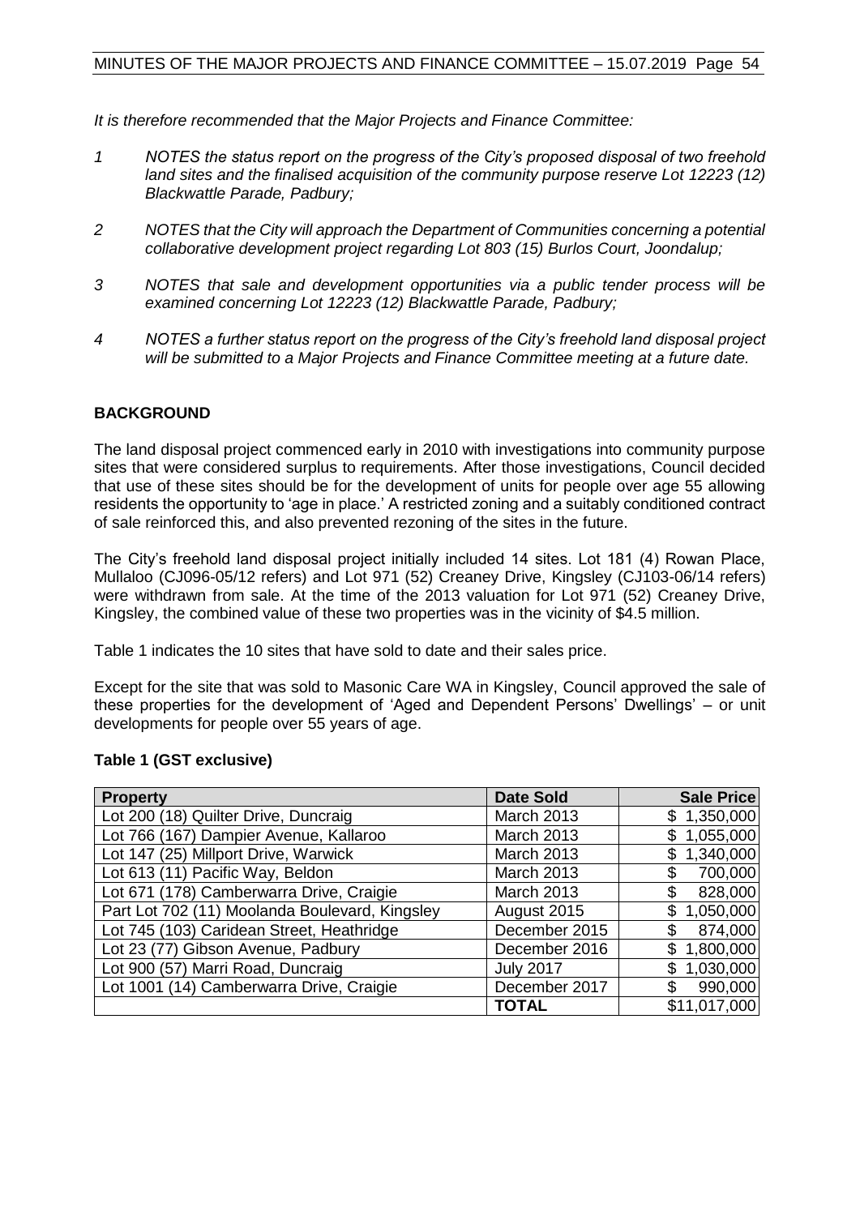*It is therefore recommended that the Major Projects and Finance Committee:*

1. *NOTES the status report on the progress of the City's proposed disposal of two freehold land sites and the finalised acquisition of the community purpose reserve Lot 12223 (12) Blackwattle Parade, Padbury;*
2. *NOTES that the City will approach the Department of Communities concerning a potential collaborative development project regarding Lot 803 (15) Burlos Court, Joondalup;*
3. *NOTES that sale and development opportunities via a public tender process will be examined concerning Lot 12223 (12) Blackwattle Parade, Padbury;*
4. *NOTES a further status report on the progress of the City's freehold land disposal project will be submitted to a Major Projects and Finance Committee meeting at a future date.*

## BACKGROUND

The land disposal project commenced early in 2010 with investigations into community purpose sites that were considered surplus to requirements. After those investigations, Council decided that use of these sites should be for the development of units for people over age 55 allowing residents the opportunity to 'age in place.' A restricted zoning and a suitably conditioned contract of sale reinforced this, and also prevented rezoning of the sites in the future.

The City's freehold land disposal project initially included 14 sites. Lot 181 (4) Rowan Place, Mullaloo (CJ096-05/12 refers) and Lot 971 (52) Creaney Drive, Kingsley (CJ103-06/14 refers) were withdrawn from sale. At the time of the 2013 valuation for Lot 971 (52) Creaney Drive, Kingsley, the combined value of these two properties was in the vicinity of $4.5 million.

Table 1 indicates the 10 sites that have sold to date and their sales price.

Except for the site that was sold to Masonic Care WA in Kingsley, Council approved the sale of these properties for the development of 'Aged and Dependent Persons' Dwellings' – or unit developments for people over 55 years of age.

**Table 1 (GST exclusive)**

| Property | Date Sold | Sale Price |
|---|---|---|
| Lot 200 (18) Quilter Drive, Duncraig | March 2013 | $ 1,350,000 |
| Lot 766 (167) Dampier Avenue, Kallaroo | March 2013 | $ 1,055,000 |
| Lot 147 (25) Millport Drive, Warwick | March 2013 | $ 1,340,000 |
| Lot 613 (11) Pacific Way, Beldon | March 2013 | $ 700,000 |
| Lot 671 (178) Camberwarra Drive, Craigie | March 2013 | $ 828,000 |
| Part Lot 702 (11) Moolanda Boulevard, Kingsley | August 2015 | $ 1,050,000 |
| Lot 745 (103) Caridean Street, Heathridge | December 2015 | $ 874,000 |
| Lot 23 (77) Gibson Avenue, Padbury | December 2016 | $ 1,800,000 |
| Lot 900 (57) Marri Road, Duncraig | July 2017 | $ 1,030,000 |
| Lot 1001 (14) Camberwarra Drive, Craigie | December 2017 | $ 990,000 |
| | **TOTAL** | $11,017,000 |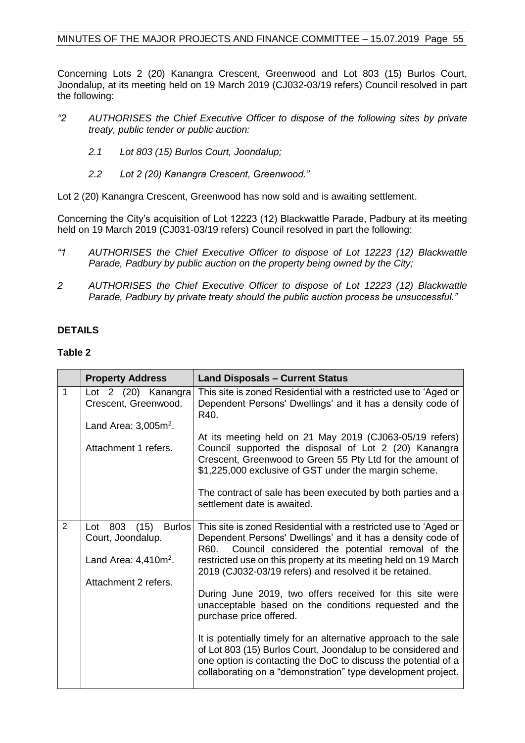Concerning Lots 2 (20) Kanangra Crescent, Greenwood and Lot 803 (15) Burlos Court, Joondalup, at its meeting held on 19 March 2019 (CJ032-03/19 refers) Council resolved in part the following:

*"2 AUTHORISES the Chief Executive Officer to dispose of the following sites by private treaty, public tender or public auction:*

*2.1 Lot 803 (15) Burlos Court, Joondalup;*

*2.2 Lot 2 (20) Kanangra Crescent, Greenwood."*

Lot 2 (20) Kanangra Crescent, Greenwood has now sold and is awaiting settlement.

Concerning the City's acquisition of Lot 12223 (12) Blackwattle Parade, Padbury at its meeting held on 19 March 2019 (CJ031-03/19 refers) Council resolved in part the following:

*"1 AUTHORISES the Chief Executive Officer to dispose of Lot 12223 (12) Blackwattle Parade, Padbury by public auction on the property being owned by the City;*

*2 AUTHORISES the Chief Executive Officer to dispose of Lot 12223 (12) Blackwattle Parade, Padbury by private treaty should the public auction process be unsuccessful."*

## DETAILS

**Table 2**

| | Property Address | Land Disposals – Current Status |
|---|---|---|
| 1 | Lot 2 (20) Kanangra Crescent, Greenwood.<br><br>Land Area: 3,005m$^2$.<br><br>Attachment 1 refers. | This site is zoned Residential with a restricted use to 'Aged or Dependent Persons' Dwellings' and it has a density code of R40.<br><br>At its meeting held on 21 May 2019 (CJ063-05/19 refers) Council supported the disposal of Lot 2 (20) Kanangra Crescent, Greenwood to Green 55 Pty Ltd for the amount of $1,225,000 exclusive of GST under the margin scheme.<br><br>The contract of sale has been executed by both parties and a settlement date is awaited. |
| 2 | Lot 803 (15) Burlos Court, Joondalup.<br><br>Land Area: 4,410m$^2$.<br><br>Attachment 2 refers. | This site is zoned Residential with a restricted use to 'Aged or Dependent Persons' Dwellings' and it has a density code of R60. Council considered the potential removal of the restricted use on this property at its meeting held on 19 March 2019 (CJ032-03/19 refers) and resolved it be retained.<br><br>During June 2019, two offers received for this site were unacceptable based on the conditions requested and the purchase price offered.<br><br>It is potentially timely for an alternative approach to the sale of Lot 803 (15) Burlos Court, Joondalup to be considered and one option is contacting the DoC to discuss the potential of a collaborating on a "demonstration" type development project. |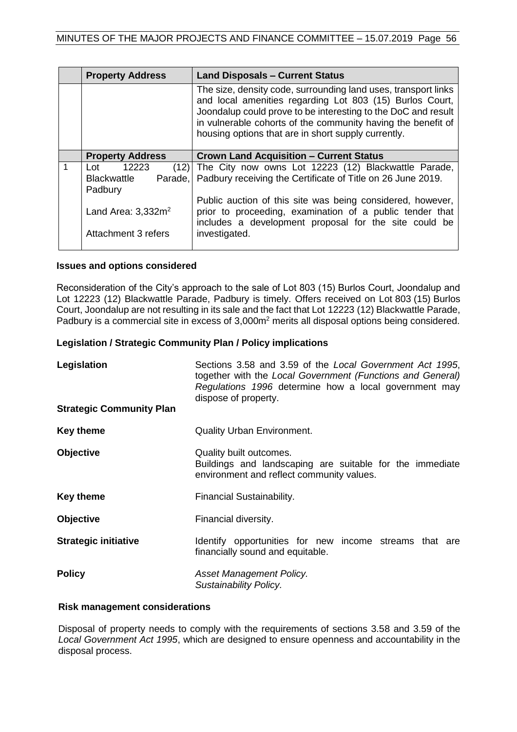| | Property Address | Land Disposals – Current Status |
|---|---|---|
| | | The size, density code, surrounding land uses, transport links and local amenities regarding Lot 803 (15) Burlos Court, Joondalup could prove to be interesting to the DoC and result in vulnerable cohorts of the community having the benefit of housing options that are in short supply currently. |
| | **Property Address** | **Crown Land Acquisition – Current Status** |
| 1 | Lot 12223 (12) Blackwattle Parade, Padbury<br><br>Land Area: 3,332m$^2$<br><br>Attachment 3 refers | The City now owns Lot 12223 (12) Blackwattle Parade, Padbury receiving the Certificate of Title on 26 June 2019.<br><br>Public auction of this site was being considered, however, prior to proceeding, examination of a public tender that includes a development proposal for the site could be investigated. |

### Issues and options considered

Reconsideration of the City's approach to the sale of Lot 803 (15) Burlos Court, Joondalup and Lot 12223 (12) Blackwattle Parade, Padbury is timely. Offers received on Lot 803 (15) Burlos Court, Joondalup are not resulting in its sale and the fact that Lot 12223 (12) Blackwattle Parade, Padbury is a commercial site in excess of 3,000m$^2$ merits all disposal options being considered.

### Legislation / Strategic Community Plan / Policy implications

**Legislation** — Sections 3.58 and 3.59 of the *Local Government Act 1995*, together with the *Local Government (Functions and General) Regulations 1996* determine how a local government may dispose of property.

**Strategic Community Plan**

**Key theme** — Quality Urban Environment.

**Objective** — Quality built outcomes.
Buildings and landscaping are suitable for the immediate environment and reflect community values.

**Key theme** — Financial Sustainability.

**Objective** — Financial diversity.

**Strategic initiative** — Identify opportunities for new income streams that are financially sound and equitable.

**Policy** — *Asset Management Policy.*
*Sustainability Policy.*

### Risk management considerations

Disposal of property needs to comply with the requirements of sections 3.58 and 3.59 of the *Local Government Act 1995*, which are designed to ensure openness and accountability in the disposal process.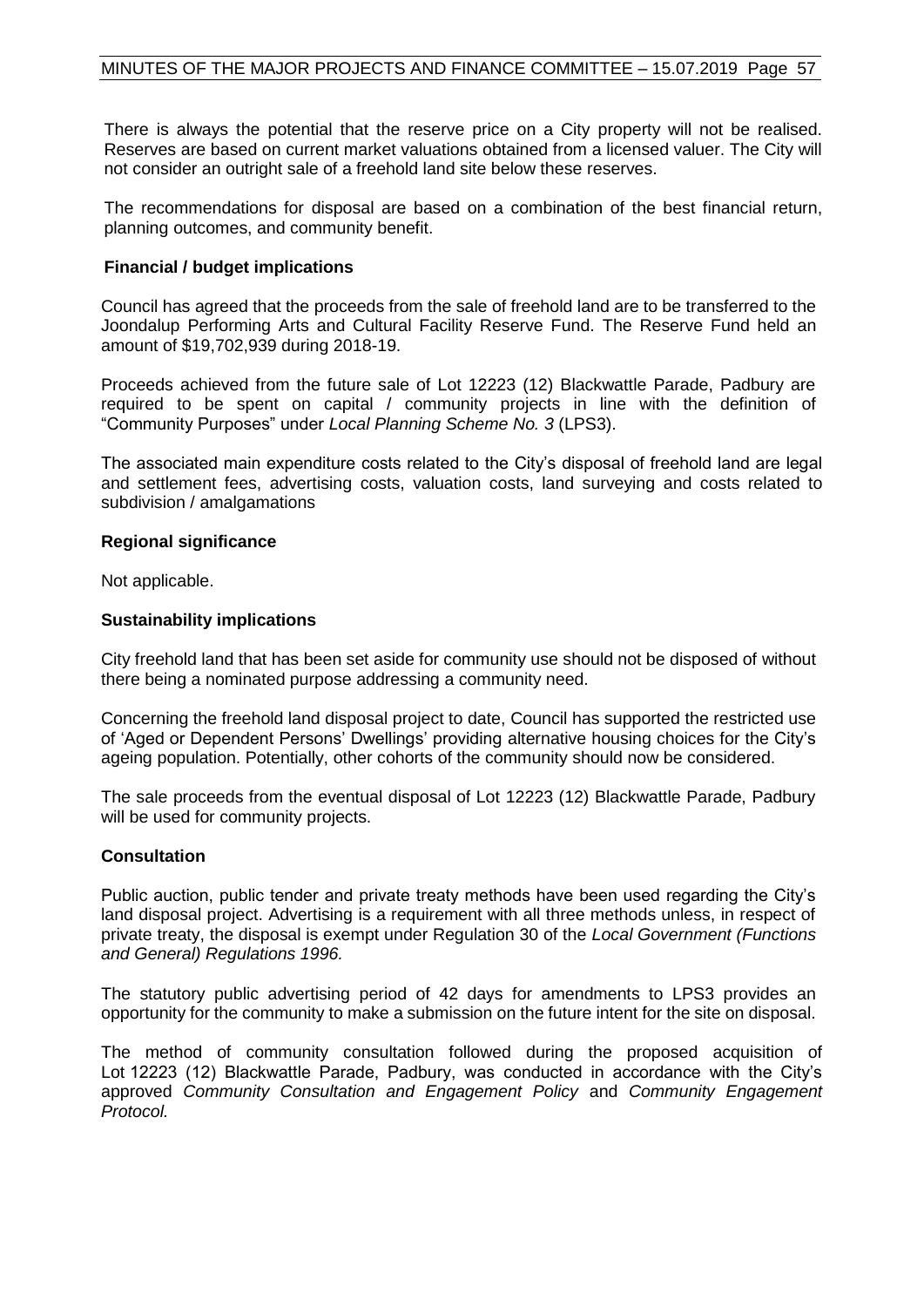There is always the potential that the reserve price on a City property will not be realised. Reserves are based on current market valuations obtained from a licensed valuer. The City will not consider an outright sale of a freehold land site below these reserves.

The recommendations for disposal are based on a combination of the best financial return, planning outcomes, and community benefit.

**Financial / budget implications**

Council has agreed that the proceeds from the sale of freehold land are to be transferred to the Joondalup Performing Arts and Cultural Facility Reserve Fund. The Reserve Fund held an amount of $19,702,939 during 2018-19.

Proceeds achieved from the future sale of Lot 12223 (12) Blackwattle Parade, Padbury are required to be spent on capital / community projects in line with the definition of "Community Purposes" under *Local Planning Scheme No. 3* (LPS3).

The associated main expenditure costs related to the City's disposal of freehold land are legal and settlement fees, advertising costs, valuation costs, land surveying and costs related to subdivision / amalgamations

**Regional significance**

Not applicable.

**Sustainability implications**

City freehold land that has been set aside for community use should not be disposed of without there being a nominated purpose addressing a community need.

Concerning the freehold land disposal project to date, Council has supported the restricted use of 'Aged or Dependent Persons' Dwellings' providing alternative housing choices for the City's ageing population. Potentially, other cohorts of the community should now be considered.

The sale proceeds from the eventual disposal of Lot 12223 (12) Blackwattle Parade, Padbury will be used for community projects.

**Consultation**

Public auction, public tender and private treaty methods have been used regarding the City's land disposal project. Advertising is a requirement with all three methods unless, in respect of private treaty, the disposal is exempt under Regulation 30 of the *Local Government (Functions and General) Regulations 1996.*

The statutory public advertising period of 42 days for amendments to LPS3 provides an opportunity for the community to make a submission on the future intent for the site on disposal.

The method of community consultation followed during the proposed acquisition of Lot 12223 (12) Blackwattle Parade, Padbury, was conducted in accordance with the City's approved *Community Consultation and Engagement Policy* and *Community Engagement Protocol.*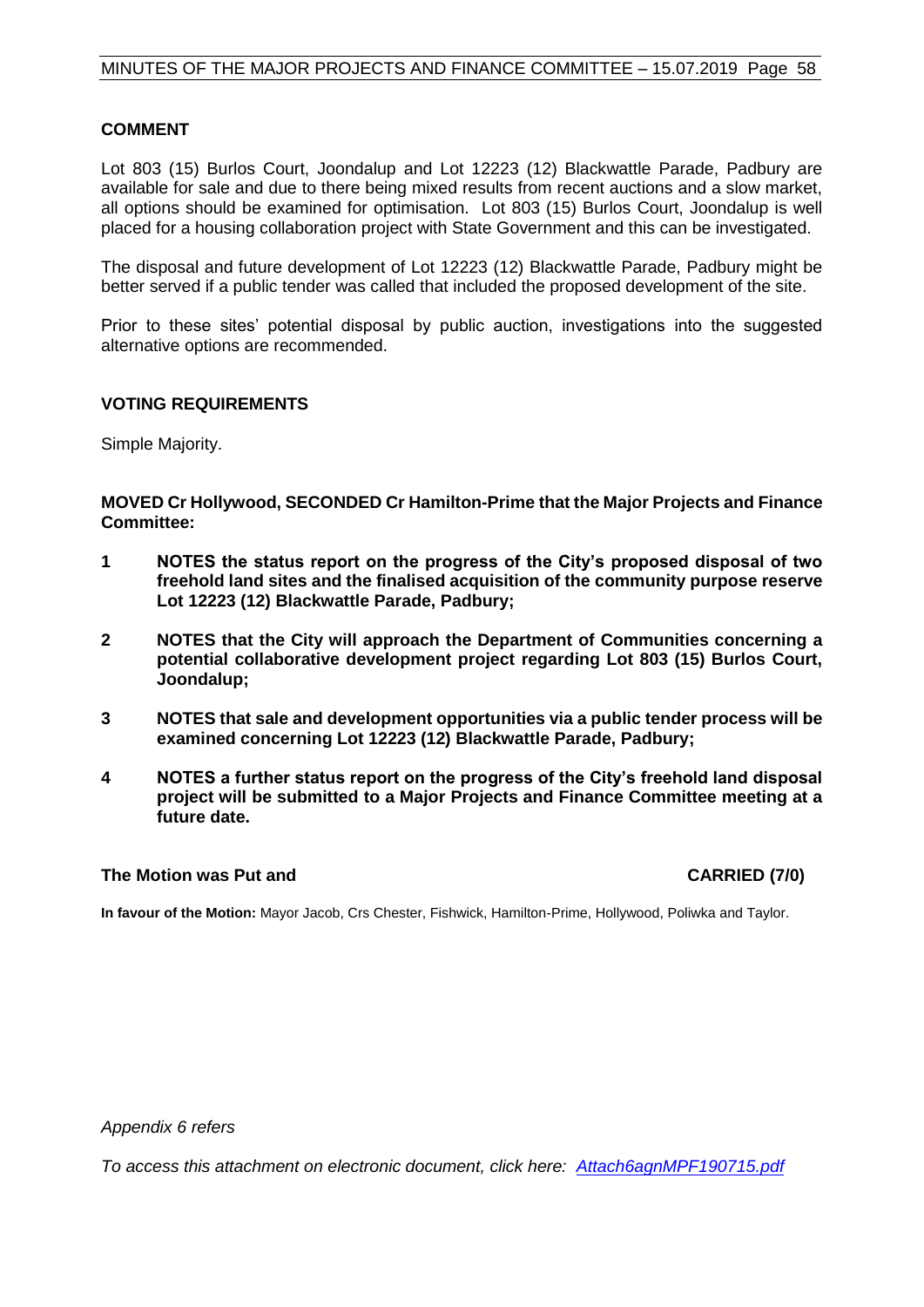## COMMENT

Lot 803 (15) Burlos Court, Joondalup and Lot 12223 (12) Blackwattle Parade, Padbury are available for sale and due to there being mixed results from recent auctions and a slow market, all options should be examined for optimisation. Lot 803 (15) Burlos Court, Joondalup is well placed for a housing collaboration project with State Government and this can be investigated.

The disposal and future development of Lot 12223 (12) Blackwattle Parade, Padbury might be better served if a public tender was called that included the proposed development of the site.

Prior to these sites' potential disposal by public auction, investigations into the suggested alternative options are recommended.

## VOTING REQUIREMENTS

Simple Majority.

**MOVED Cr Hollywood, SECONDED Cr Hamilton-Prime that the Major Projects and Finance Committee:**

**1 NOTES the status report on the progress of the City's proposed disposal of two freehold land sites and the finalised acquisition of the community purpose reserve Lot 12223 (12) Blackwattle Parade, Padbury;**

**2 NOTES that the City will approach the Department of Communities concerning a potential collaborative development project regarding Lot 803 (15) Burlos Court, Joondalup;**

**3 NOTES that sale and development opportunities via a public tender process will be examined concerning Lot 12223 (12) Blackwattle Parade, Padbury;**

**4 NOTES a further status report on the progress of the City's freehold land disposal project will be submitted to a Major Projects and Finance Committee meeting at a future date.**

**The Motion was Put and CARRIED (7/0)**

**In favour of the Motion:** Mayor Jacob, Crs Chester, Fishwick, Hamilton-Prime, Hollywood, Poliwka and Taylor.

*Appendix 6 refers*

*To access this attachment on electronic document, click here: Attach6agnMPF190715.pdf*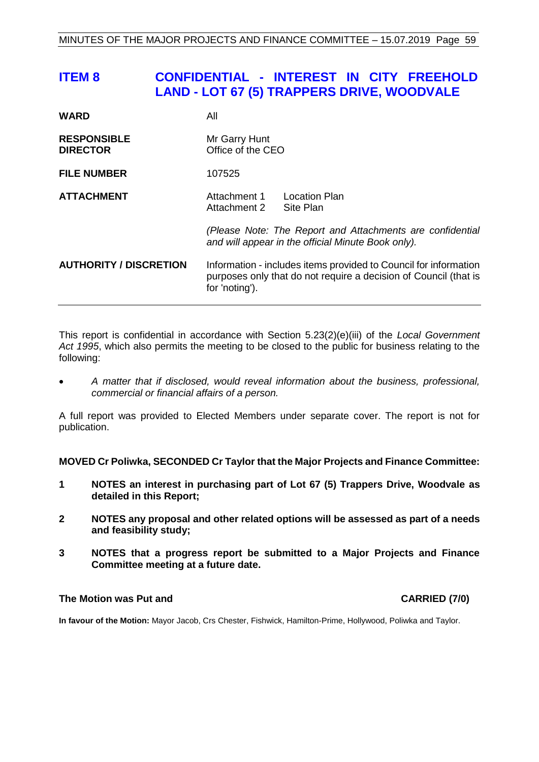# ITEM 8 CONFIDENTIAL - INTEREST IN CITY FREEHOLD LAND - LOT 67 (5) TRAPPERS DRIVE, WOODVALE

| | | |
|---|---|---|
| **WARD** | All | |
| **RESPONSIBLE DIRECTOR** | Mr Garry Hunt<br>Office of the CEO | |
| **FILE NUMBER** | 107525 | |
| **ATTACHMENT** | Attachment 1<br>Attachment 2 | Location Plan<br>Site Plan |
| | *(Please Note: The Report and Attachments are confidential and will appear in the official Minute Book only).* | |
| **AUTHORITY / DISCRETION** | Information - includes items provided to Council for information purposes only that do not require a decision of Council (that is for 'noting'). | |

This report is confidential in accordance with Section 5.23(2)(e)(iii) of the *Local Government Act 1995*, which also permits the meeting to be closed to the public for business relating to the following:

- *A matter that if disclosed, would reveal information about the business, professional, commercial or financial affairs of a person.*

A full report was provided to Elected Members under separate cover. The report is not for publication.

**MOVED Cr Poliwka, SECONDED Cr Taylor that the Major Projects and Finance Committee:**

1. **NOTES an interest in purchasing part of Lot 67 (5) Trappers Drive, Woodvale as detailed in this Report;**
2. **NOTES any proposal and other related options will be assessed as part of a needs and feasibility study;**
3. **NOTES that a progress report be submitted to a Major Projects and Finance Committee meeting at a future date.**

**The Motion was Put and CARRIED (7/0)**

**In favour of the Motion:** Mayor Jacob, Crs Chester, Fishwick, Hamilton-Prime, Hollywood, Poliwka and Taylor.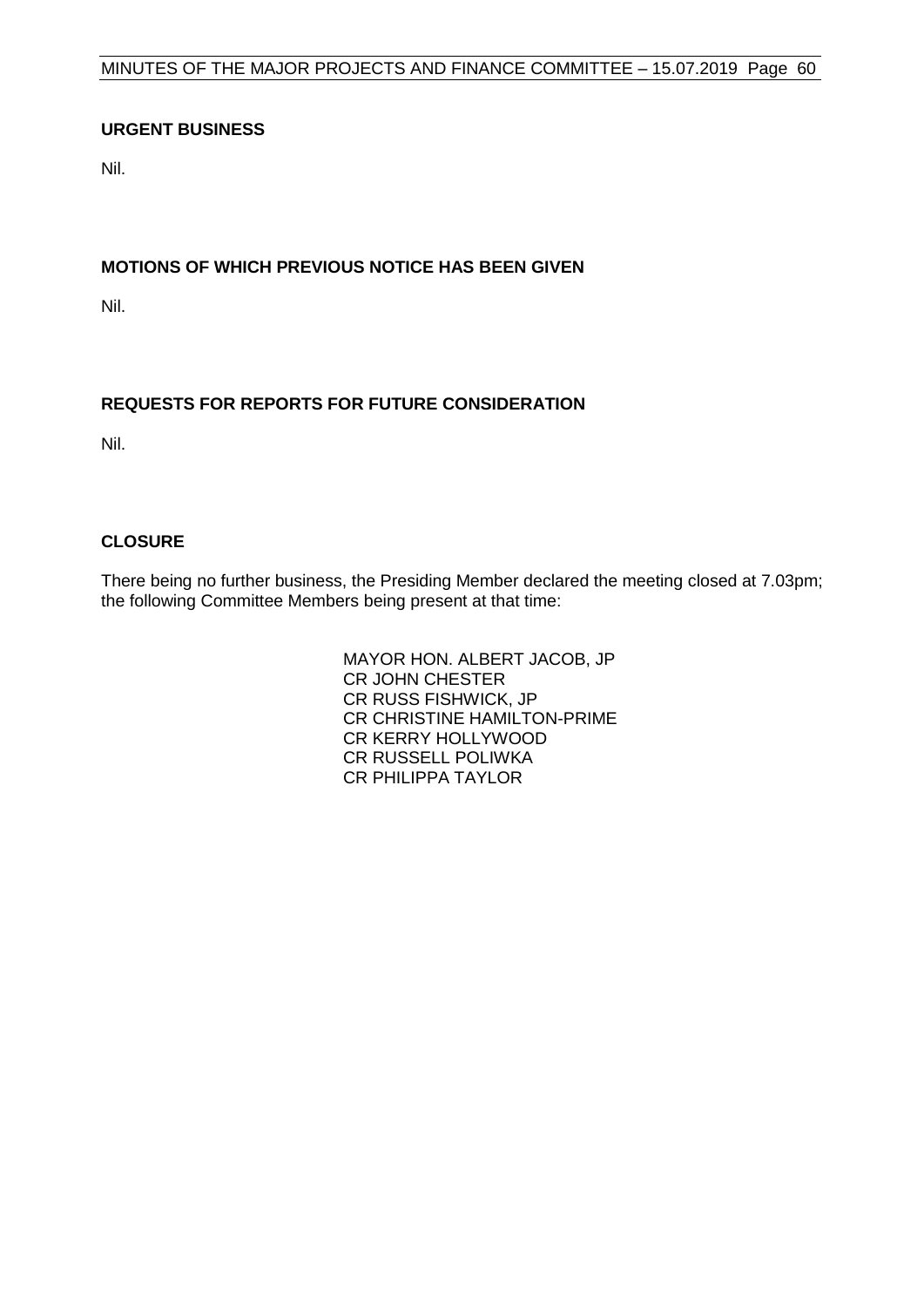## URGENT BUSINESS

Nil.

## MOTIONS OF WHICH PREVIOUS NOTICE HAS BEEN GIVEN

Nil.

## REQUESTS FOR REPORTS FOR FUTURE CONSIDERATION

Nil.

## CLOSURE

There being no further business, the Presiding Member declared the meeting closed at 7.03pm; the following Committee Members being present at that time:

MAYOR HON. ALBERT JACOB, JP
CR JOHN CHESTER
CR RUSS FISHWICK, JP
CR CHRISTINE HAMILTON-PRIME
CR KERRY HOLLYWOOD
CR RUSSELL POLIWKA
CR PHILIPPA TAYLOR